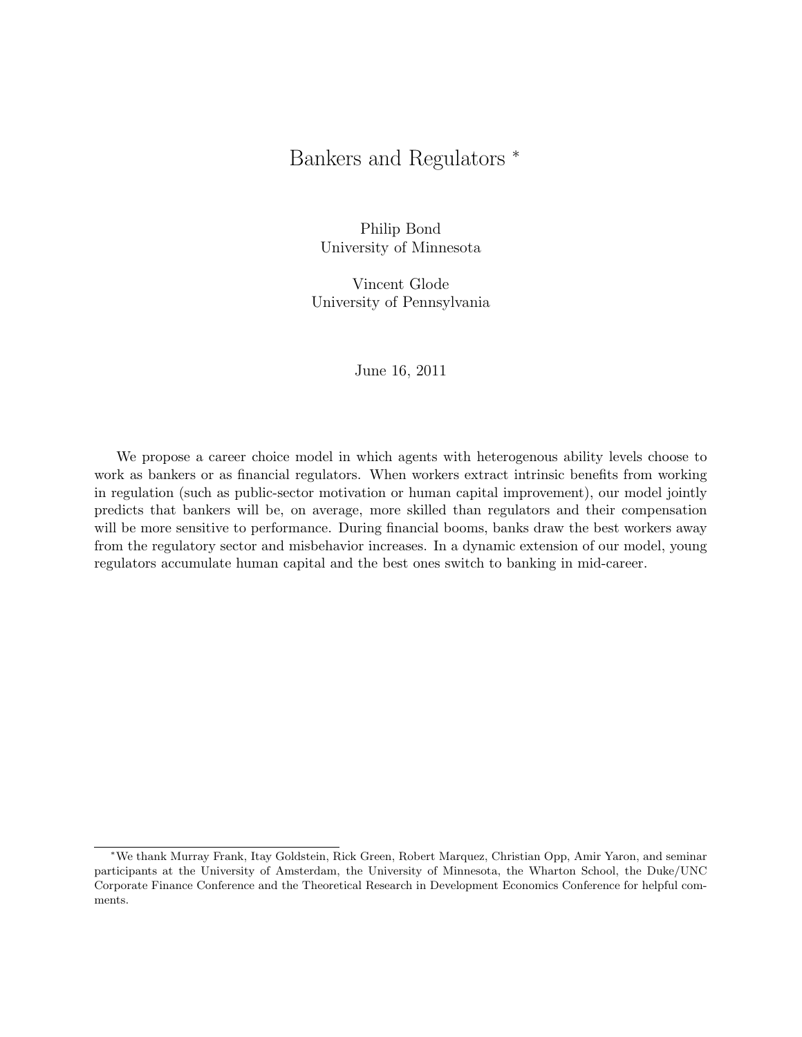# Bankers and Regulators [*]

Philip Bond
University of Minnesota

Vincent Glode
University of Pennsylvania

June 16, 2011

We propose a career choice model in which agents with heterogenous ability levels choose to work as bankers or as financial regulators. When workers extract intrinsic benefits from working in regulation (such as public-sector motivation or human capital improvement), our model jointly predicts that bankers will be, on average, more skilled than regulators and their compensation will be more sensitive to performance. During financial booms, banks draw the best workers away from the regulatory sector and misbehavior increases. In a dynamic extension of our model, young regulators accumulate human capital and the best ones switch to banking in mid-career.

[*] We thank Murray Frank, Itay Goldstein, Rick Green, Robert Marquez, Christian Opp, Amir Yaron, and seminar participants at the University of Amsterdam, the University of Minnesota, the Wharton School, the Duke/UNC Corporate Finance Conference and the Theoretical Research in Development Economics Conference for helpful comments.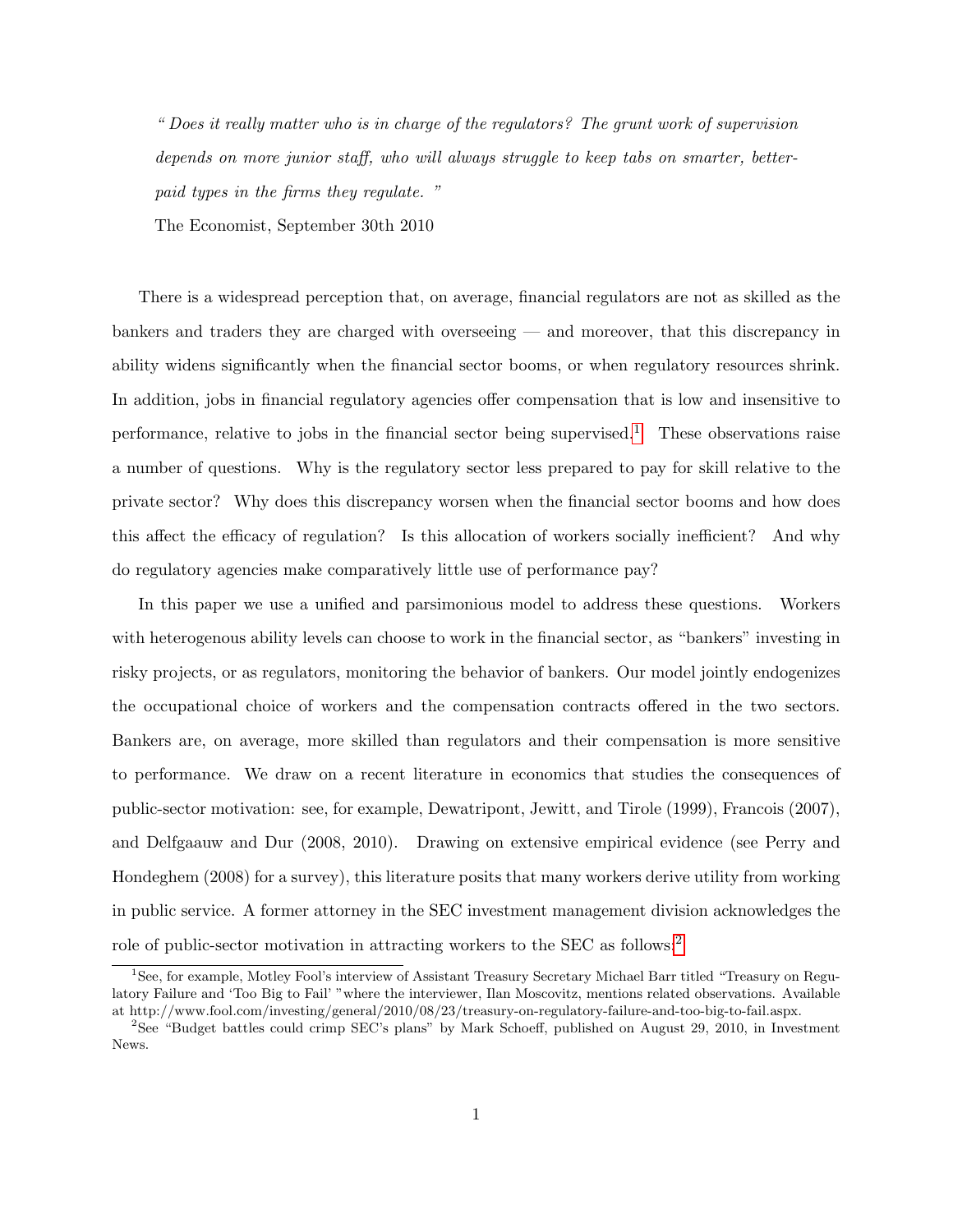> *" Does it really matter who is in charge of the regulators? The grunt work of supervision depends on more junior staff, who will always struggle to keep tabs on smarter, better-paid types in the firms they regulate. "*
>
> The Economist, September 30th 2010

There is a widespread perception that, on average, financial regulators are not as skilled as the bankers and traders they are charged with overseeing — and moreover, that this discrepancy in ability widens significantly when the financial sector booms, or when regulatory resources shrink. In addition, jobs in financial regulatory agencies offer compensation that is low and insensitive to performance, relative to jobs in the financial sector being supervised.[1] These observations raise a number of questions. Why is the regulatory sector less prepared to pay for skill relative to the private sector? Why does this discrepancy worsen when the financial sector booms and how does this affect the efficacy of regulation? Is this allocation of workers socially inefficient? And why do regulatory agencies make comparatively little use of performance pay?

In this paper we use a unified and parsimonious model to address these questions. Workers with heterogenous ability levels can choose to work in the financial sector, as "bankers" investing in risky projects, or as regulators, monitoring the behavior of bankers. Our model jointly endogenizes the occupational choice of workers and the compensation contracts offered in the two sectors. Bankers are, on average, more skilled than regulators and their compensation is more sensitive to performance. We draw on a recent literature in economics that studies the consequences of public-sector motivation: see, for example, Dewatripont, Jewitt, and Tirole (1999), Francois (2007), and Delfgaauw and Dur (2008, 2010). Drawing on extensive empirical evidence (see Perry and Hondeghem (2008) for a survey), this literature posits that many workers derive utility from working in public service. A former attorney in the SEC investment management division acknowledges the role of public-sector motivation in attracting workers to the SEC as follows:[2]

[1] See, for example, Motley Fool's interview of Assistant Treasury Secretary Michael Barr titled "Treasury on Regulatory Failure and 'Too Big to Fail' "where the interviewer, Ilan Moscovitz, mentions related observations. Available at http://www.fool.com/investing/general/2010/08/23/treasury-on-regulatory-failure-and-too-big-to-fail.aspx.

[2] See "Budget battles could crimp SEC's plans" by Mark Schoeff, published on August 29, 2010, in Investment News.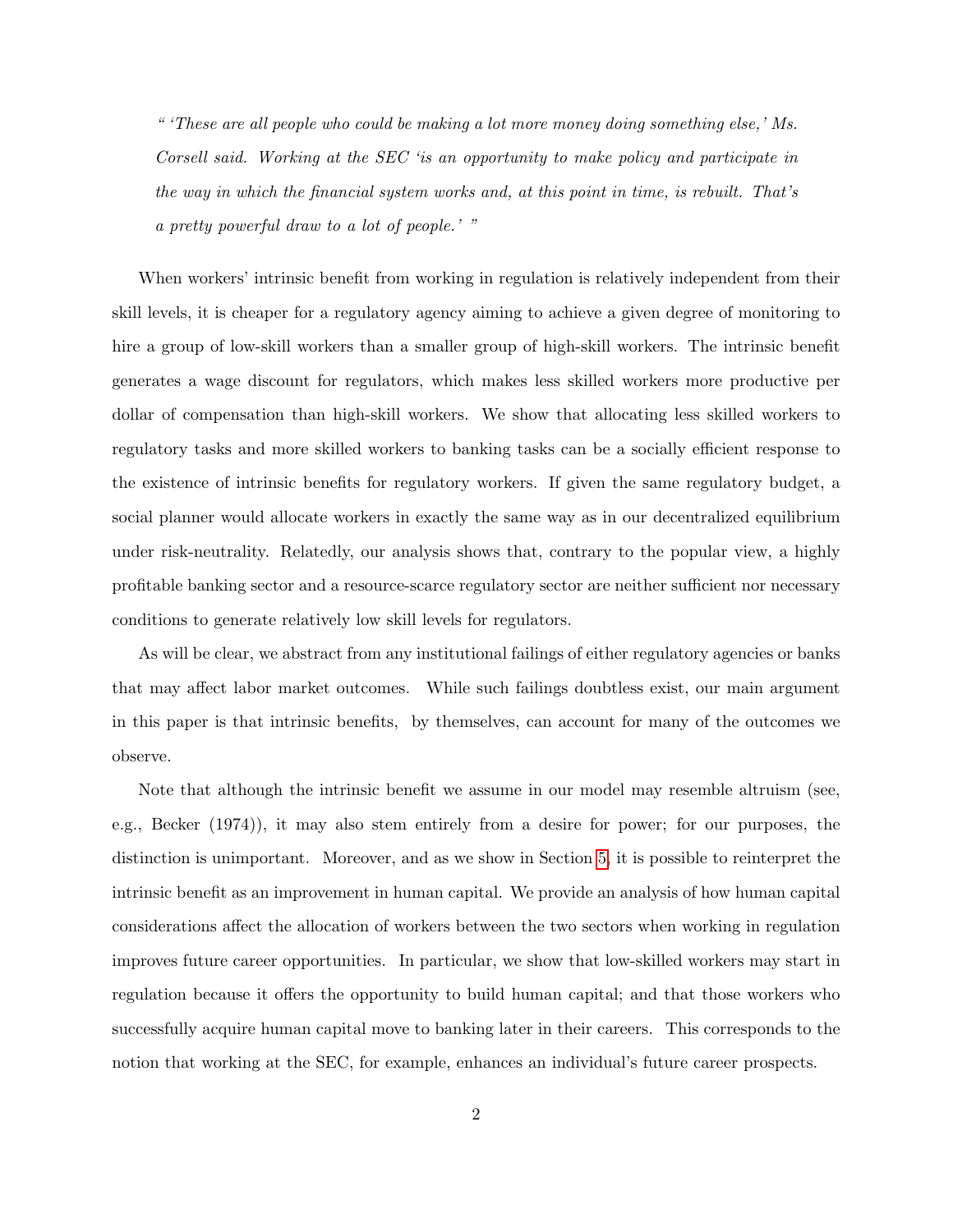*" 'These are all people who could be making a lot more money doing something else,' Ms. Corsell said. Working at the SEC 'is an opportunity to make policy and participate in the way in which the financial system works and, at this point in time, is rebuilt. That's a pretty powerful draw to a lot of people.' "*

When workers' intrinsic benefit from working in regulation is relatively independent from their skill levels, it is cheaper for a regulatory agency aiming to achieve a given degree of monitoring to hire a group of low-skill workers than a smaller group of high-skill workers. The intrinsic benefit generates a wage discount for regulators, which makes less skilled workers more productive per dollar of compensation than high-skill workers. We show that allocating less skilled workers to regulatory tasks and more skilled workers to banking tasks can be a socially efficient response to the existence of intrinsic benefits for regulatory workers. If given the same regulatory budget, a social planner would allocate workers in exactly the same way as in our decentralized equilibrium under risk-neutrality. Relatedly, our analysis shows that, contrary to the popular view, a highly profitable banking sector and a resource-scarce regulatory sector are neither sufficient nor necessary conditions to generate relatively low skill levels for regulators.

As will be clear, we abstract from any institutional failings of either regulatory agencies or banks that may affect labor market outcomes. While such failings doubtless exist, our main argument in this paper is that intrinsic benefits, by themselves, can account for many of the outcomes we observe.

Note that although the intrinsic benefit we assume in our model may resemble altruism (see, e.g., Becker (1974)), it may also stem entirely from a desire for power; for our purposes, the distinction is unimportant. Moreover, and as we show in Section 5, it is possible to reinterpret the intrinsic benefit as an improvement in human capital. We provide an analysis of how human capital considerations affect the allocation of workers between the two sectors when working in regulation improves future career opportunities. In particular, we show that low-skilled workers may start in regulation because it offers the opportunity to build human capital; and that those workers who successfully acquire human capital move to banking later in their careers. This corresponds to the notion that working at the SEC, for example, enhances an individual's future career prospects.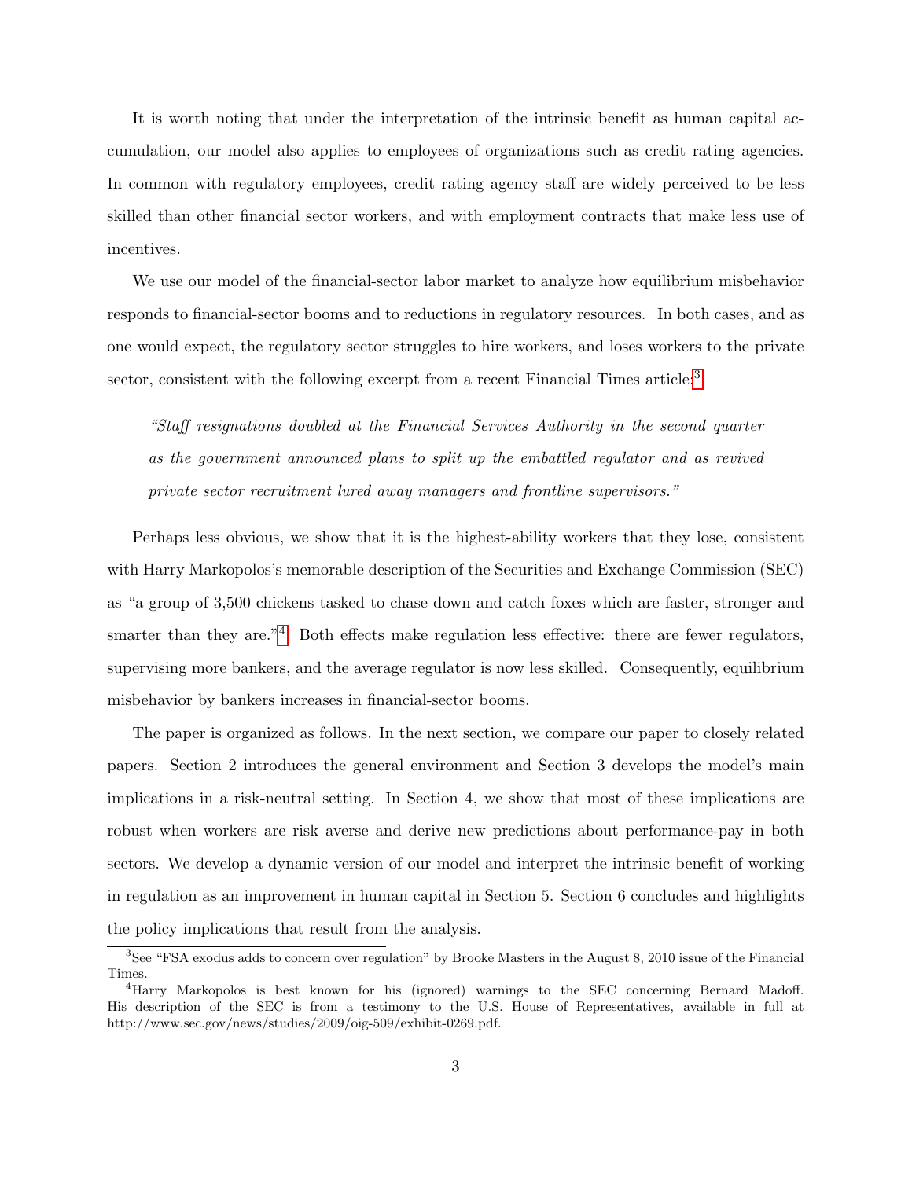It is worth noting that under the interpretation of the intrinsic benefit as human capital accumulation, our model also applies to employees of organizations such as credit rating agencies. In common with regulatory employees, credit rating agency staff are widely perceived to be less skilled than other financial sector workers, and with employment contracts that make less use of incentives.

We use our model of the financial-sector labor market to analyze how equilibrium misbehavior responds to financial-sector booms and to reductions in regulatory resources. In both cases, and as one would expect, the regulatory sector struggles to hire workers, and loses workers to the private sector, consistent with the following excerpt from a recent Financial Times article:[3]

> *"Staff resignations doubled at the Financial Services Authority in the second quarter as the government announced plans to split up the embattled regulator and as revived private sector recruitment lured away managers and frontline supervisors."*

Perhaps less obvious, we show that it is the highest-ability workers that they lose, consistent with Harry Markopolos's memorable description of the Securities and Exchange Commission (SEC) as "a group of 3,500 chickens tasked to chase down and catch foxes which are faster, stronger and smarter than they are."[4] Both effects make regulation less effective: there are fewer regulators, supervising more bankers, and the average regulator is now less skilled. Consequently, equilibrium misbehavior by bankers increases in financial-sector booms.

The paper is organized as follows. In the next section, we compare our paper to closely related papers. Section 2 introduces the general environment and Section 3 develops the model's main implications in a risk-neutral setting. In Section 4, we show that most of these implications are robust when workers are risk averse and derive new predictions about performance-pay in both sectors. We develop a dynamic version of our model and interpret the intrinsic benefit of working in regulation as an improvement in human capital in Section 5. Section 6 concludes and highlights the policy implications that result from the analysis.

[3] See "FSA exodus adds to concern over regulation" by Brooke Masters in the August 8, 2010 issue of the Financial Times.

[4] Harry Markopolos is best known for his (ignored) warnings to the SEC concerning Bernard Madoff. His description of the SEC is from a testimony to the U.S. House of Representatives, available in full at http://www.sec.gov/news/studies/2009/oig-509/exhibit-0269.pdf.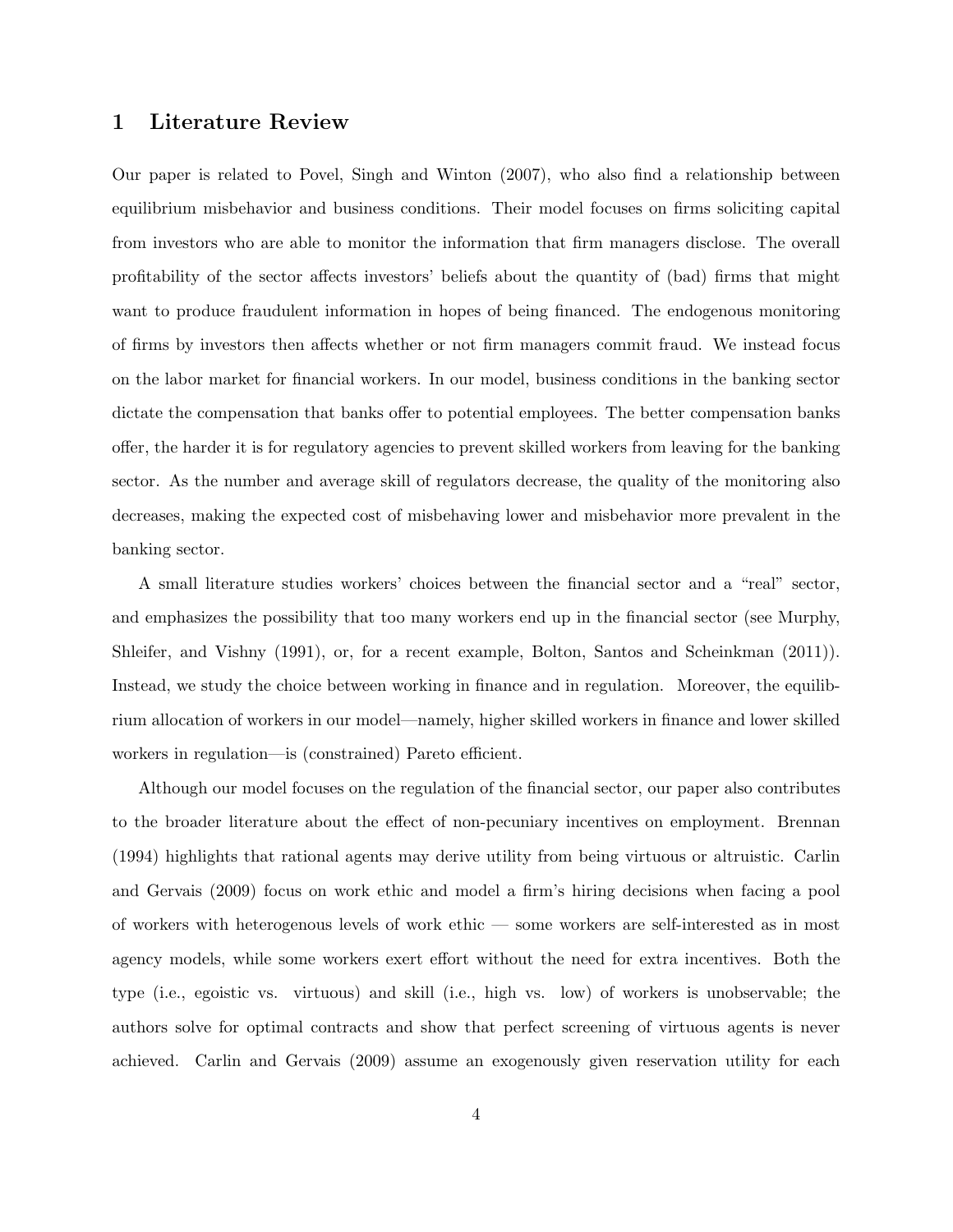# 1 Literature Review

Our paper is related to Povel, Singh and Winton (2007), who also find a relationship between equilibrium misbehavior and business conditions. Their model focuses on firms soliciting capital from investors who are able to monitor the information that firm managers disclose. The overall profitability of the sector affects investors' beliefs about the quantity of (bad) firms that might want to produce fraudulent information in hopes of being financed. The endogenous monitoring of firms by investors then affects whether or not firm managers commit fraud. We instead focus on the labor market for financial workers. In our model, business conditions in the banking sector dictate the compensation that banks offer to potential employees. The better compensation banks offer, the harder it is for regulatory agencies to prevent skilled workers from leaving for the banking sector. As the number and average skill of regulators decrease, the quality of the monitoring also decreases, making the expected cost of misbehaving lower and misbehavior more prevalent in the banking sector.

A small literature studies workers' choices between the financial sector and a "real" sector, and emphasizes the possibility that too many workers end up in the financial sector (see Murphy, Shleifer, and Vishny (1991), or, for a recent example, Bolton, Santos and Scheinkman (2011)). Instead, we study the choice between working in finance and in regulation. Moreover, the equilibrium allocation of workers in our model—namely, higher skilled workers in finance and lower skilled workers in regulation—is (constrained) Pareto efficient.

Although our model focuses on the regulation of the financial sector, our paper also contributes to the broader literature about the effect of non-pecuniary incentives on employment. Brennan (1994) highlights that rational agents may derive utility from being virtuous or altruistic. Carlin and Gervais (2009) focus on work ethic and model a firm's hiring decisions when facing a pool of workers with heterogenous levels of work ethic — some workers are self-interested as in most agency models, while some workers exert effort without the need for extra incentives. Both the type (i.e., egoistic vs. virtuous) and skill (i.e., high vs. low) of workers is unobservable; the authors solve for optimal contracts and show that perfect screening of virtuous agents is never achieved. Carlin and Gervais (2009) assume an exogenously given reservation utility for each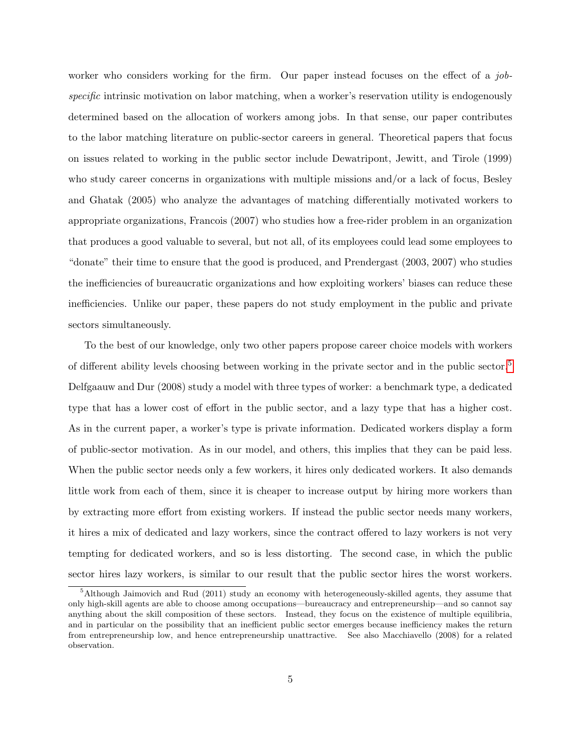worker who considers working for the firm. Our paper instead focuses on the effect of a *job-specific* intrinsic motivation on labor matching, when a worker's reservation utility is endogenously determined based on the allocation of workers among jobs. In that sense, our paper contributes to the labor matching literature on public-sector careers in general. Theoretical papers that focus on issues related to working in the public sector include Dewatripont, Jewitt, and Tirole (1999) who study career concerns in organizations with multiple missions and/or a lack of focus, Besley and Ghatak (2005) who analyze the advantages of matching differentially motivated workers to appropriate organizations, Francois (2007) who studies how a free-rider problem in an organization that produces a good valuable to several, but not all, of its employees could lead some employees to "donate" their time to ensure that the good is produced, and Prendergast (2003, 2007) who studies the inefficiencies of bureaucratic organizations and how exploiting workers' biases can reduce these inefficiencies. Unlike our paper, these papers do not study employment in the public and private sectors simultaneously.

To the best of our knowledge, only two other papers propose career choice models with workers of different ability levels choosing between working in the private sector and in the public sector.[5] Delfgaauw and Dur (2008) study a model with three types of worker: a benchmark type, a dedicated type that has a lower cost of effort in the public sector, and a lazy type that has a higher cost. As in the current paper, a worker's type is private information. Dedicated workers display a form of public-sector motivation. As in our model, and others, this implies that they can be paid less. When the public sector needs only a few workers, it hires only dedicated workers. It also demands little work from each of them, since it is cheaper to increase output by hiring more workers than by extracting more effort from existing workers. If instead the public sector needs many workers, it hires a mix of dedicated and lazy workers, since the contract offered to lazy workers is not very tempting for dedicated workers, and so is less distorting. The second case, in which the public sector hires lazy workers, is similar to our result that the public sector hires the worst workers.

[5] Although Jaimovich and Rud (2011) study an economy with heterogeneously-skilled agents, they assume that only high-skill agents are able to choose among occupations—bureaucracy and entrepreneurship—and so cannot say anything about the skill composition of these sectors. Instead, they focus on the existence of multiple equilibria, and in particular on the possibility that an inefficient public sector emerges because inefficiency makes the return from entrepreneurship low, and hence entrepreneurship unattractive. See also Macchiavello (2008) for a related observation.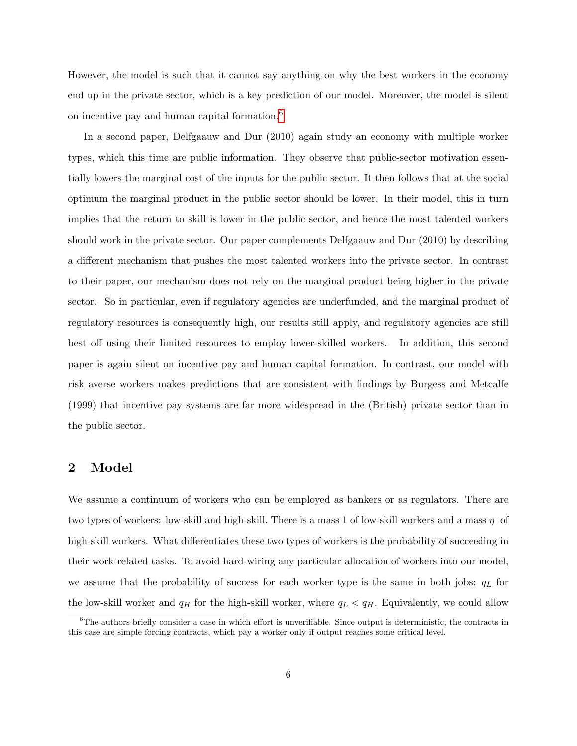However, the model is such that it cannot say anything on why the best workers in the economy end up in the private sector, which is a key prediction of our model. Moreover, the model is silent on incentive pay and human capital formation.[6]

In a second paper, Delfgaauw and Dur (2010) again study an economy with multiple worker types, which this time are public information. They observe that public-sector motivation essentially lowers the marginal cost of the inputs for the public sector. It then follows that at the social optimum the marginal product in the public sector should be lower. In their model, this in turn implies that the return to skill is lower in the public sector, and hence the most talented workers should work in the private sector. Our paper complements Delfgaauw and Dur (2010) by describing a different mechanism that pushes the most talented workers into the private sector. In contrast to their paper, our mechanism does not rely on the marginal product being higher in the private sector. So in particular, even if regulatory agencies are underfunded, and the marginal product of regulatory resources is consequently high, our results still apply, and regulatory agencies are still best off using their limited resources to employ lower-skilled workers. In addition, this second paper is again silent on incentive pay and human capital formation. In contrast, our model with risk averse workers makes predictions that are consistent with findings by Burgess and Metcalfe (1999) that incentive pay systems are far more widespread in the (British) private sector than in the public sector.

## 2 Model

We assume a continuum of workers who can be employed as bankers or as regulators. There are two types of workers: low-skill and high-skill. There is a mass 1 of low-skill workers and a mass $\eta$ of high-skill workers. What differentiates these two types of workers is the probability of succeeding in their work-related tasks. To avoid hard-wiring any particular allocation of workers into our model, we assume that the probability of success for each worker type is the same in both jobs: $q_L$ for the low-skill worker and $q_H$ for the high-skill worker, where $q_L < q_H$. Equivalently, we could allow

[6] The authors briefly consider a case in which effort is unverifiable. Since output is deterministic, the contracts in this case are simple forcing contracts, which pay a worker only if output reaches some critical level.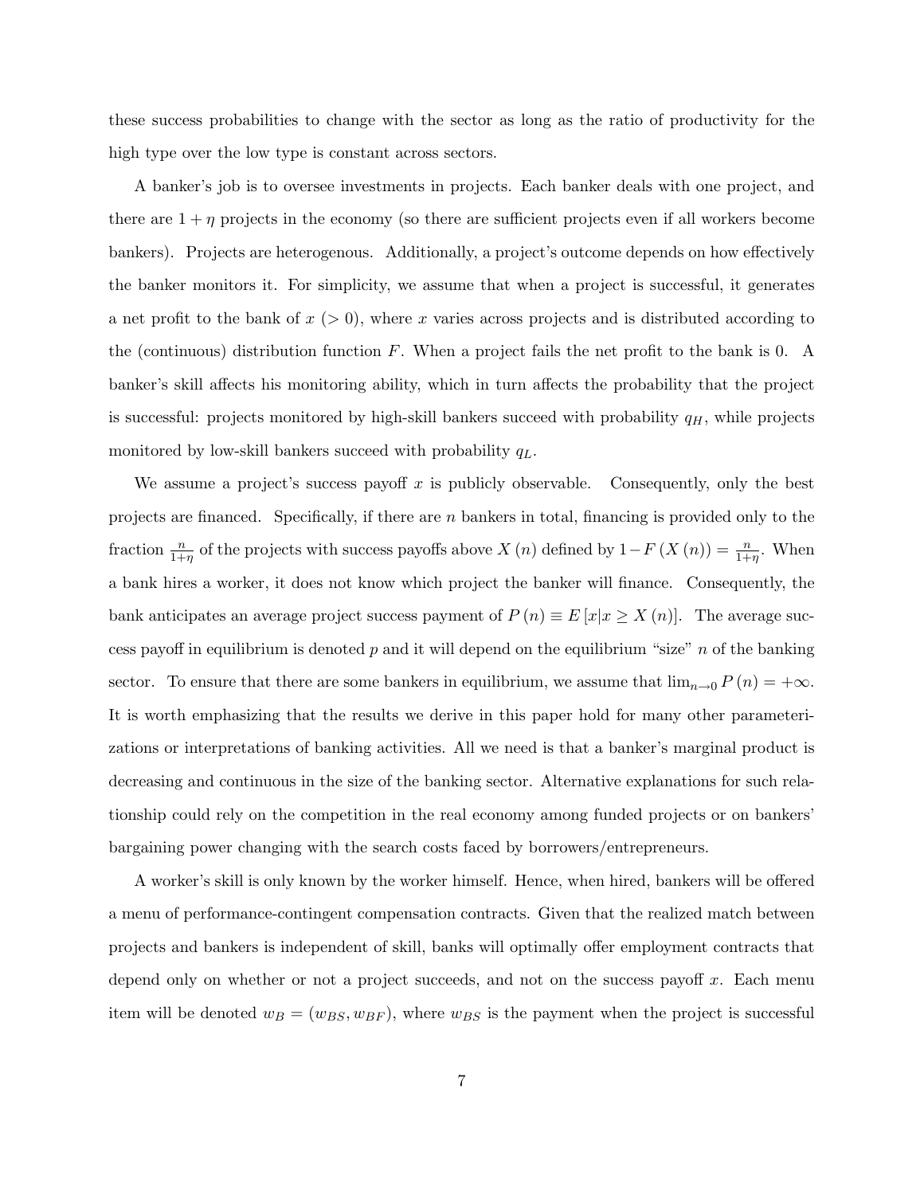these success probabilities to change with the sector as long as the ratio of productivity for the high type over the low type is constant across sectors.

A banker's job is to oversee investments in projects. Each banker deals with one project, and there are $1 + \eta$ projects in the economy (so there are sufficient projects even if all workers become bankers). Projects are heterogenous. Additionally, a project's outcome depends on how effectively the banker monitors it. For simplicity, we assume that when a project is successful, it generates a net profit to the bank of $x$ $(> 0)$, where $x$ varies across projects and is distributed according to the (continuous) distribution function $F$. When a project fails the net profit to the bank is 0. A banker's skill affects his monitoring ability, which in turn affects the probability that the project is successful: projects monitored by high-skill bankers succeed with probability $q_H$, while projects monitored by low-skill bankers succeed with probability $q_L$.

We assume a project's success payoff $x$ is publicly observable. Consequently, only the best projects are financed. Specifically, if there are $n$ bankers in total, financing is provided only to the fraction $\frac{n}{1+\eta}$ of the projects with success payoffs above $X(n)$ defined by $1 - F(X(n)) = \frac{n}{1+\eta}$. When a bank hires a worker, it does not know which project the banker will finance. Consequently, the bank anticipates an average project success payment of $P(n) \equiv E[x | x \geq X(n)]$. The average success payoff in equilibrium is denoted $p$ and it will depend on the equilibrium "size" $n$ of the banking sector. To ensure that there are some bankers in equilibrium, we assume that $\lim_{n \to 0} P(n) = +\infty$. It is worth emphasizing that the results we derive in this paper hold for many other parameterizations or interpretations of banking activities. All we need is that a banker's marginal product is decreasing and continuous in the size of the banking sector. Alternative explanations for such relationship could rely on the competition in the real economy among funded projects or on bankers' bargaining power changing with the search costs faced by borrowers/entrepreneurs.

A worker's skill is only known by the worker himself. Hence, when hired, bankers will be offered a menu of performance-contingent compensation contracts. Given that the realized match between projects and bankers is independent of skill, banks will optimally offer employment contracts that depend only on whether or not a project succeeds, and not on the success payoff $x$. Each menu item will be denoted $w_B = (w_{BS}, w_{BF})$, where $w_{BS}$ is the payment when the project is successful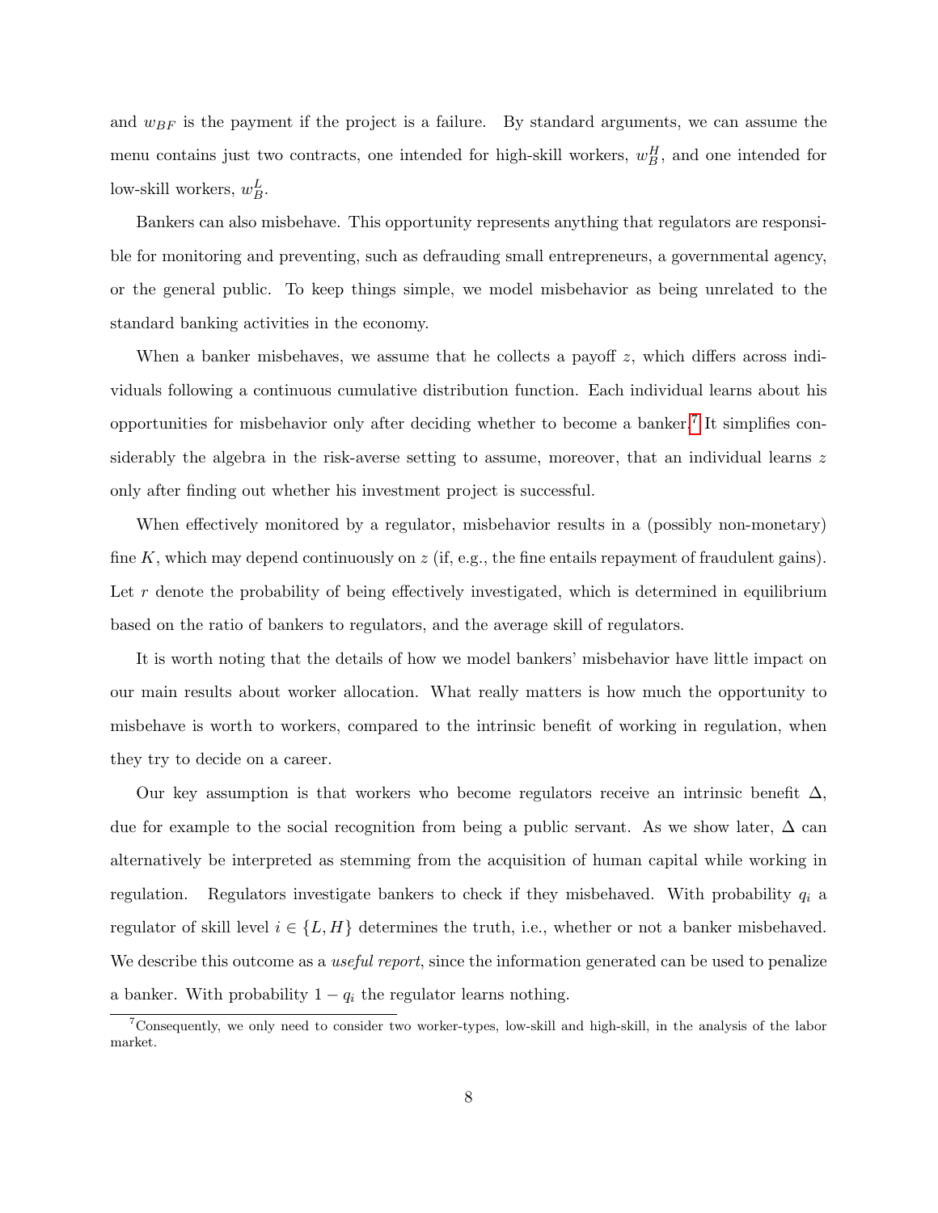and $w_{BF}$ is the payment if the project is a failure. By standard arguments, we can assume the menu contains just two contracts, one intended for high-skill workers, $w_B^H$, and one intended for low-skill workers, $w_B^L$.

Bankers can also misbehave. This opportunity represents anything that regulators are responsible for monitoring and preventing, such as defrauding small entrepreneurs, a governmental agency, or the general public. To keep things simple, we model misbehavior as being unrelated to the standard banking activities in the economy.

When a banker misbehaves, we assume that he collects a payoff $z$, which differs across individuals following a continuous cumulative distribution function. Each individual learns about his opportunities for misbehavior only after deciding whether to become a banker.[7] It simplifies considerably the algebra in the risk-averse setting to assume, moreover, that an individual learns $z$ only after finding out whether his investment project is successful.

When effectively monitored by a regulator, misbehavior results in a (possibly non-monetary) fine $K$, which may depend continuously on $z$ (if, e.g., the fine entails repayment of fraudulent gains). Let $r$ denote the probability of being effectively investigated, which is determined in equilibrium based on the ratio of bankers to regulators, and the average skill of regulators.

It is worth noting that the details of how we model bankers' misbehavior have little impact on our main results about worker allocation. What really matters is how much the opportunity to misbehave is worth to workers, compared to the intrinsic benefit of working in regulation, when they try to decide on a career.

Our key assumption is that workers who become regulators receive an intrinsic benefit $\Delta$, due for example to the social recognition from being a public servant. As we show later, $\Delta$ can alternatively be interpreted as stemming from the acquisition of human capital while working in regulation. Regulators investigate bankers to check if they misbehaved. With probability $q_i$ a regulator of skill level $i \in \{L, H\}$ determines the truth, i.e., whether or not a banker misbehaved. We describe this outcome as a *useful report*, since the information generated can be used to penalize a banker. With probability $1 - q_i$ the regulator learns nothing.

[7] Consequently, we only need to consider two worker-types, low-skill and high-skill, in the analysis of the labor market.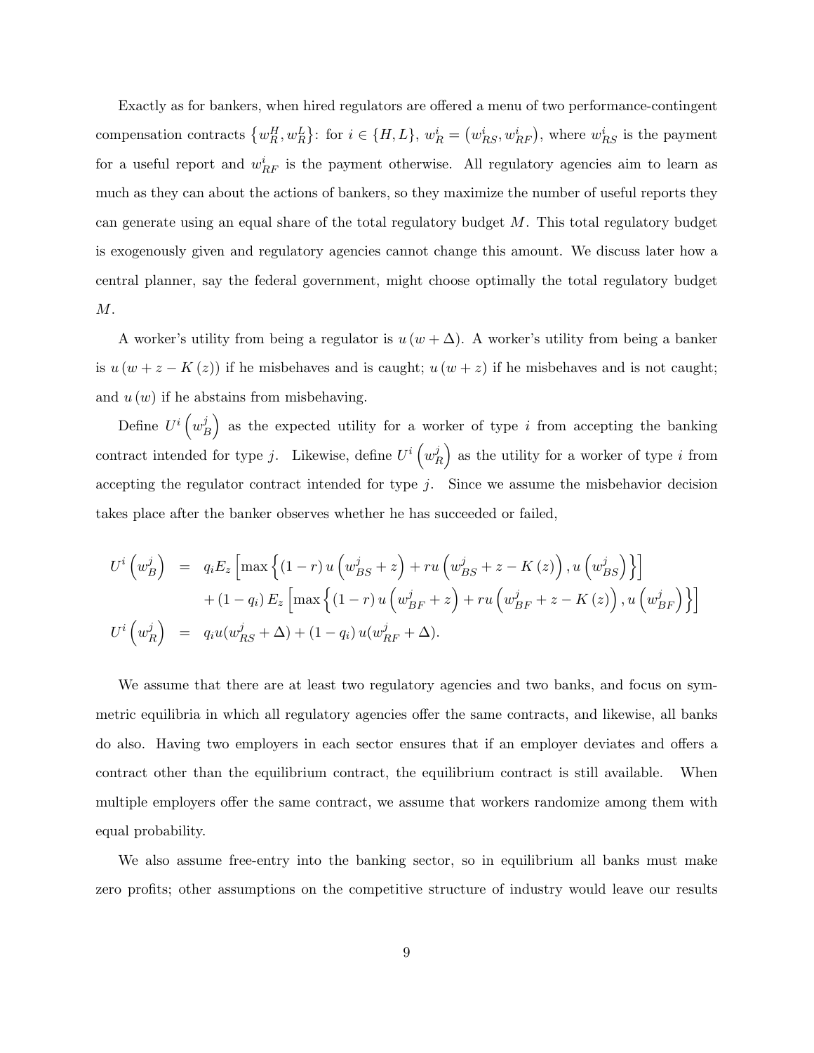Exactly as for bankers, when hired regulators are offered a menu of two performance-contingent compensation contracts $\{w_R^H, w_R^L\}$: for $i \in \{H, L\}$, $w_R^i = (w_{RS}^i, w_{RF}^i)$, where $w_{RS}^i$ is the payment for a useful report and $w_{RF}^i$ is the payment otherwise. All regulatory agencies aim to learn as much as they can about the actions of bankers, so they maximize the number of useful reports they can generate using an equal share of the total regulatory budget $M$. This total regulatory budget is exogenously given and regulatory agencies cannot change this amount. We discuss later how a central planner, say the federal government, might choose optimally the total regulatory budget $M$.

A worker's utility from being a regulator is $u(w + \Delta)$. A worker's utility from being a banker is $u(w + z - K(z))$ if he misbehaves and is caught; $u(w + z)$ if he misbehaves and is not caught; and $u(w)$ if he abstains from misbehaving.

Define $U^i\left(w_B^j\right)$ as the expected utility for a worker of type $i$ from accepting the banking contract intended for type $j$. Likewise, define $U^i\left(w_R^j\right)$ as the utility for a worker of type $i$ from accepting the regulator contract intended for type $j$. Since we assume the misbehavior decision takes place after the banker observes whether he has succeeded or failed,

$$
\begin{aligned}
U^i\left(w_B^j\right) &= q_i E_z\left[\max\left\{(1-r)\,u\left(w_{BS}^j + z\right) + ru\left(w_{BS}^j + z - K(z)\right), u\left(w_{BS}^j\right)\right\}\right] \\
&\quad + (1-q_i)\,E_z\left[\max\left\{(1-r)\,u\left(w_{BF}^j + z\right) + ru\left(w_{BF}^j + z - K(z)\right), u\left(w_{BF}^j\right)\right\}\right] \\
U^i\left(w_R^j\right) &= q_i u(w_{RS}^j + \Delta) + (1-q_i)\,u(w_{RF}^j + \Delta).
\end{aligned}
$$

We assume that there are at least two regulatory agencies and two banks, and focus on symmetric equilibria in which all regulatory agencies offer the same contracts, and likewise, all banks do also. Having two employers in each sector ensures that if an employer deviates and offers a contract other than the equilibrium contract, the equilibrium contract is still available. When multiple employers offer the same contract, we assume that workers randomize among them with equal probability.

We also assume free-entry into the banking sector, so in equilibrium all banks must make zero profits; other assumptions on the competitive structure of industry would leave our results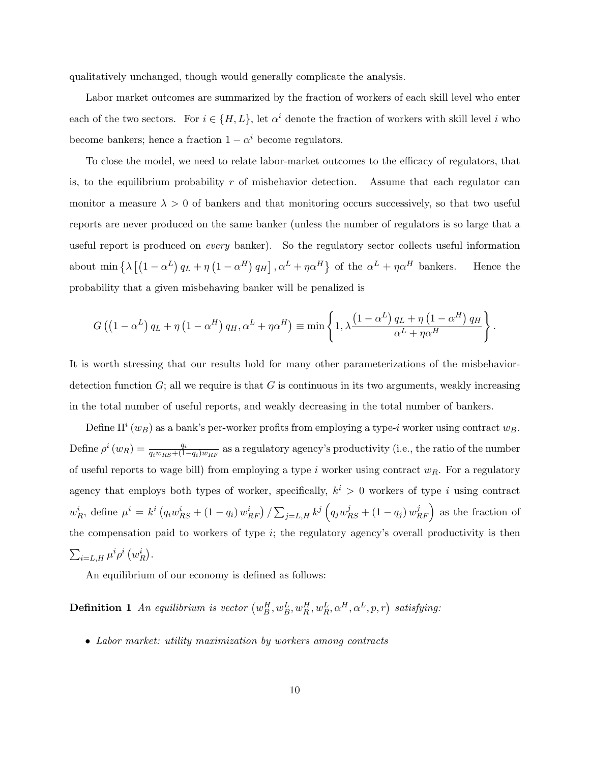qualitatively unchanged, though would generally complicate the analysis.

Labor market outcomes are summarized by the fraction of workers of each skill level who enter each of the two sectors. For $i \in \{H, L\}$, let $\alpha^i$ denote the fraction of workers with skill level $i$ who become bankers; hence a fraction $1 - \alpha^i$ become regulators.

To close the model, we need to relate labor-market outcomes to the efficacy of regulators, that is, to the equilibrium probability $r$ of misbehavior detection. Assume that each regulator can monitor a measure $\lambda > 0$ of bankers and that monitoring occurs successively, so that two useful reports are never produced on the same banker (unless the number of regulators is so large that a useful report is produced on *every* banker). So the regulatory sector collects useful information about $\min \left\{ \lambda \left[ \left(1 - \alpha^L\right) q_L + \eta \left(1 - \alpha^H\right) q_H \right], \alpha^L + \eta \alpha^H \right\}$ of the $\alpha^L + \eta \alpha^H$ bankers. Hence the probability that a given misbehaving banker will be penalized is

$$G\left(\left(1 - \alpha^L\right) q_L + \eta \left(1 - \alpha^H\right) q_H, \alpha^L + \eta \alpha^H\right) \equiv \min \left\{ 1, \lambda \frac{\left(1 - \alpha^L\right) q_L + \eta \left(1 - \alpha^H\right) q_H}{\alpha^L + \eta \alpha^H} \right\}.$$

It is worth stressing that our results hold for many other parameterizations of the misbehavior-detection function $G$; all we require is that $G$ is continuous in its two arguments, weakly increasing in the total number of useful reports, and weakly decreasing in the total number of bankers.

Define $\Pi^i\left(w_B\right)$ as a bank's per-worker profits from employing a type-$i$ worker using contract $w_B$. Define $\rho^i\left(w_R\right) = \frac{q_i}{q_i w_{RS} + (1 - q_i) w_{RF}}$ as a regulatory agency's productivity (i.e., the ratio of the number of useful reports to wage bill) from employing a type $i$ worker using contract $w_R$. For a regulatory agency that employs both types of worker, specifically, $k^i > 0$ workers of type $i$ using contract $w_R^i$, define $\mu^i = k^i \left(q_i w_{RS}^i + \left(1 - q_i\right) w_{RF}^i\right) / \sum_{j=L,H} k^j \left(q_j w_{RS}^j + \left(1 - q_j\right) w_{RF}^j\right)$ as the fraction of the compensation paid to workers of type $i$; the regulatory agency's overall productivity is then $\sum_{i=L,H} \mu^i \rho^i\left(w_R^i\right)$.

An equilibrium of our economy is defined as follows:

**Definition 1** *An equilibrium is vector* $\left(w_B^H, w_B^L, w_R^H, w_R^L, \alpha^H, \alpha^L, p, r\right)$ *satisfying:*

- *Labor market: utility maximization by workers among contracts*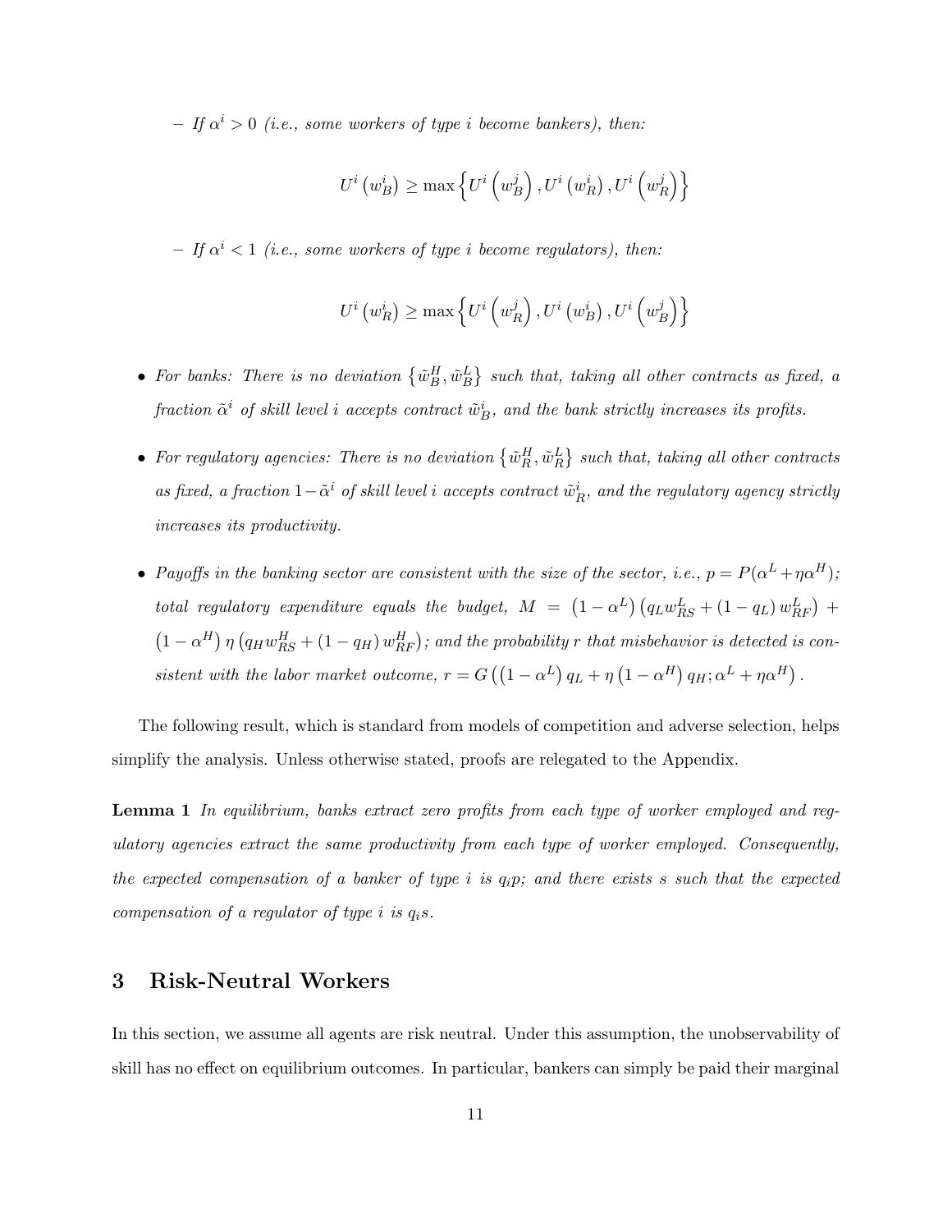- *If $\alpha^i > 0$ (i.e., some workers of type $i$ become bankers), then:*

$$U^i\left(w_B^i\right) \geq \max\left\{U^i\left(w_B^j\right), U^i\left(w_R^i\right), U^i\left(w_R^j\right)\right\}$$

  - *If $\alpha^i < 1$ (i.e., some workers of type $i$ become regulators), then:*

$$U^i\left(w_R^i\right) \geq \max\left\{U^i\left(w_R^j\right), U^i\left(w_B^i\right), U^i\left(w_B^j\right)\right\}$$

- *For banks: There is no deviation $\left\{\tilde{w}_B^H, \tilde{w}_B^L\right\}$ such that, taking all other contracts as fixed, a fraction $\tilde{\alpha}^i$ of skill level $i$ accepts contract $\tilde{w}_B^i$, and the bank strictly increases its profits.*

- *For regulatory agencies: There is no deviation $\left\{\tilde{w}_R^H, \tilde{w}_R^L\right\}$ such that, taking all other contracts as fixed, a fraction $1-\tilde{\alpha}^i$ of skill level $i$ accepts contract $\tilde{w}_R^i$, and the regulatory agency strictly increases its productivity.*

- *Payoffs in the banking sector are consistent with the size of the sector, i.e., $p = P(\alpha^L + \eta\alpha^H)$; total regulatory expenditure equals the budget, $M = \left(1-\alpha^L\right)\left(q_L w_{RS}^L + \left(1-q_L\right) w_{RF}^L\right) + \left(1-\alpha^H\right)\eta\left(q_H w_{RS}^H + \left(1-q_H\right) w_{RF}^H\right)$; and the probability $r$ that misbehavior is detected is consistent with the labor market outcome, $r = G\left(\left(1-\alpha^L\right) q_L + \eta\left(1-\alpha^H\right) q_H; \alpha^L + \eta\alpha^H\right)$.*

The following result, which is standard from models of competition and adverse selection, helps simplify the analysis. Unless otherwise stated, proofs are relegated to the Appendix.

**Lemma 1** *In equilibrium, banks extract zero profits from each type of worker employed and regulatory agencies extract the same productivity from each type of worker employed. Consequently, the expected compensation of a banker of type $i$ is $q_i p$; and there exists $s$ such that the expected compensation of a regulator of type $i$ is $q_i s$.*

## 3 Risk-Neutral Workers

In this section, we assume all agents are risk neutral. Under this assumption, the unobservability of skill has no effect on equilibrium outcomes. In particular, bankers can simply be paid their marginal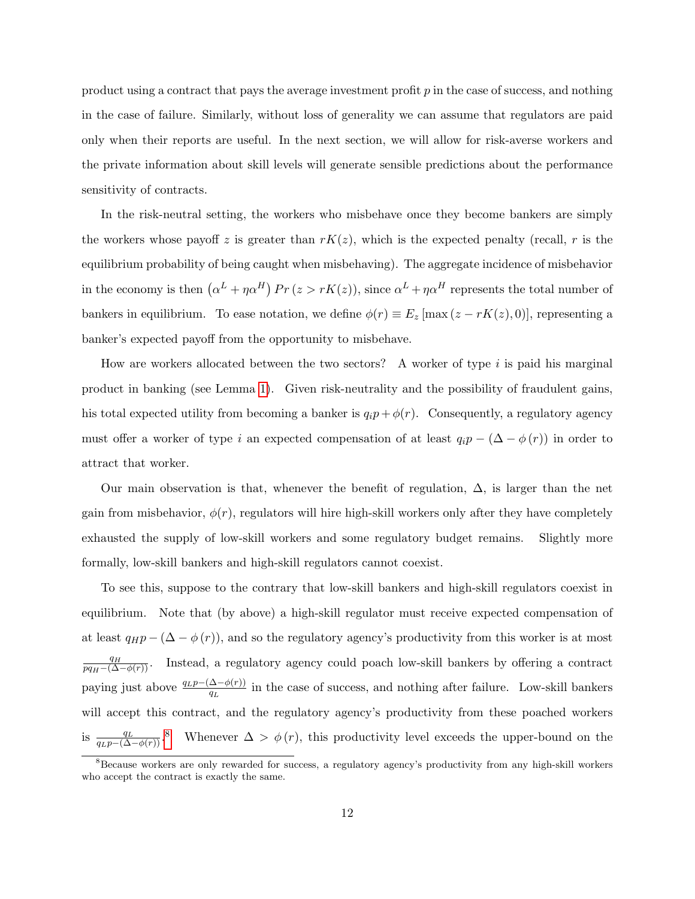product using a contract that pays the average investment profit $p$ in the case of success, and nothing in the case of failure. Similarly, without loss of generality we can assume that regulators are paid only when their reports are useful. In the next section, we will allow for risk-averse workers and the private information about skill levels will generate sensible predictions about the performance sensitivity of contracts.

In the risk-neutral setting, the workers who misbehave once they become bankers are simply the workers whose payoff $z$ is greater than $rK(z)$, which is the expected penalty (recall, $r$ is the equilibrium probability of being caught when misbehaving). The aggregate incidence of misbehavior in the economy is then $\left(\alpha^L + \eta\alpha^H\right) Pr\left(z > rK(z)\right)$, since $\alpha^L + \eta\alpha^H$ represents the total number of bankers in equilibrium. To ease notation, we define $\phi(r) \equiv E_z\left[\max\left(z - rK(z), 0\right)\right]$, representing a banker's expected payoff from the opportunity to misbehave.

How are workers allocated between the two sectors? A worker of type $i$ is paid his marginal product in banking (see Lemma 1). Given risk-neutrality and the possibility of fraudulent gains, his total expected utility from becoming a banker is $q_i p + \phi(r)$. Consequently, a regulatory agency must offer a worker of type $i$ an expected compensation of at least $q_i p - (\Delta - \phi(r))$ in order to attract that worker.

Our main observation is that, whenever the benefit of regulation, $\Delta$, is larger than the net gain from misbehavior, $\phi(r)$, regulators will hire high-skill workers only after they have completely exhausted the supply of low-skill workers and some regulatory budget remains. Slightly more formally, low-skill bankers and high-skill regulators cannot coexist.

To see this, suppose to the contrary that low-skill bankers and high-skill regulators coexist in equilibrium. Note that (by above) a high-skill regulator must receive expected compensation of at least $q_H p - (\Delta - \phi(r))$, and so the regulatory agency's productivity from this worker is at most $\frac{q_H}{pq_H - (\Delta - \phi(r))}$. Instead, a regulatory agency could poach low-skill bankers by offering a contract paying just above $\frac{q_L p - (\Delta - \phi(r))}{q_L}$ in the case of success, and nothing after failure. Low-skill bankers will accept this contract, and the regulatory agency's productivity from these poached workers is $\frac{q_L}{q_L p - (\Delta - \phi(r))}$.[8] Whenever $\Delta > \phi(r)$, this productivity level exceeds the upper-bound on the

[8] Because workers are only rewarded for success, a regulatory agency's productivity from any high-skill workers who accept the contract is exactly the same.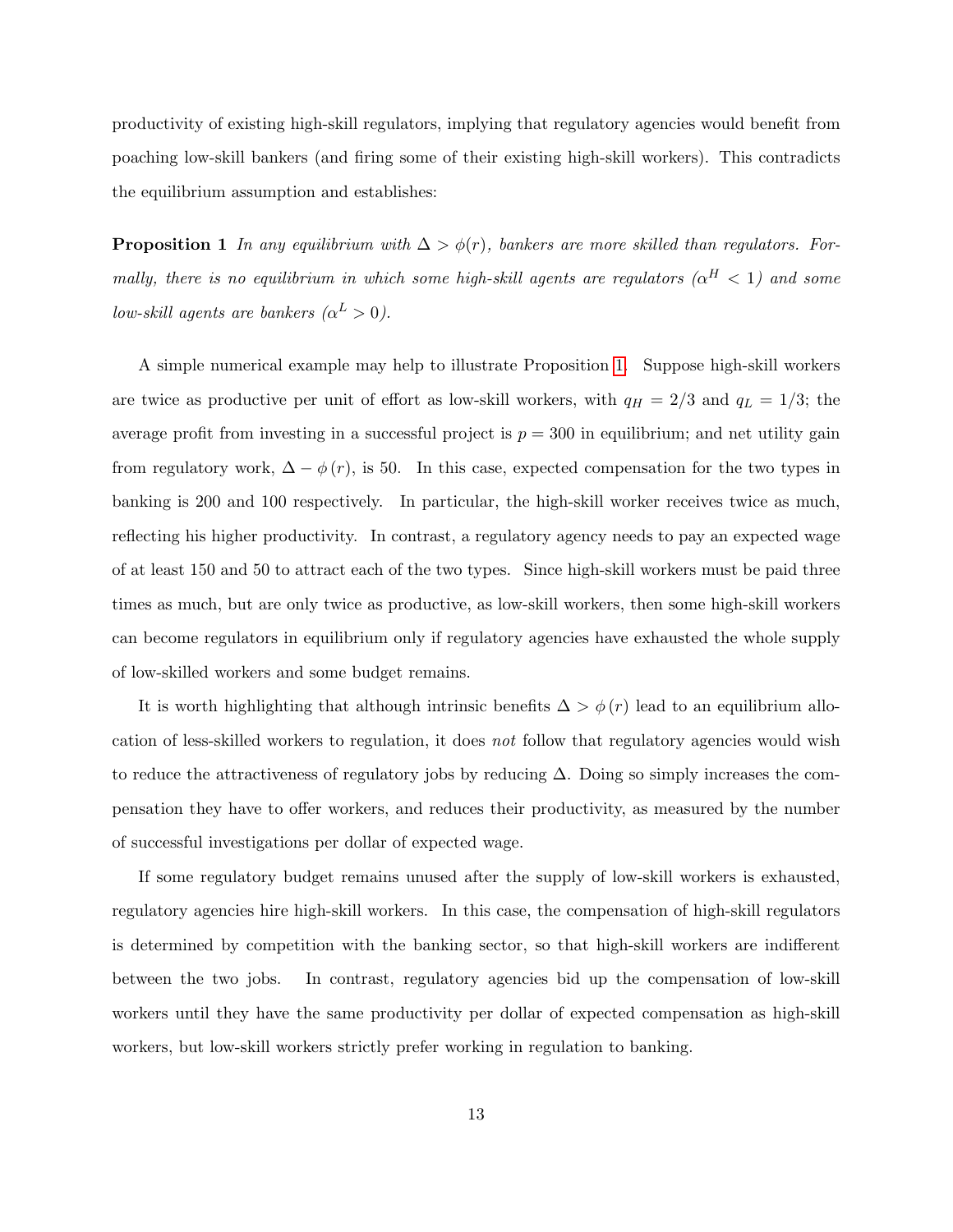productivity of existing high-skill regulators, implying that regulatory agencies would benefit from poaching low-skill bankers (and firing some of their existing high-skill workers). This contradicts the equilibrium assumption and establishes:

**Proposition 1** *In any equilibrium with $\Delta > \phi(r)$, bankers are more skilled than regulators. Formally, there is no equilibrium in which some high-skill agents are regulators ($\alpha^H < 1$) and some low-skill agents are bankers ($\alpha^L > 0$).*

A simple numerical example may help to illustrate Proposition 1. Suppose high-skill workers are twice as productive per unit of effort as low-skill workers, with $q_H = 2/3$ and $q_L = 1/3$; the average profit from investing in a successful project is $p = 300$ in equilibrium; and net utility gain from regulatory work, $\Delta - \phi(r)$, is 50. In this case, expected compensation for the two types in banking is 200 and 100 respectively. In particular, the high-skill worker receives twice as much, reflecting his higher productivity. In contrast, a regulatory agency needs to pay an expected wage of at least 150 and 50 to attract each of the two types. Since high-skill workers must be paid three times as much, but are only twice as productive, as low-skill workers, then some high-skill workers can become regulators in equilibrium only if regulatory agencies have exhausted the whole supply of low-skilled workers and some budget remains.

It is worth highlighting that although intrinsic benefits $\Delta > \phi(r)$ lead to an equilibrium allocation of less-skilled workers to regulation, it does *not* follow that regulatory agencies would wish to reduce the attractiveness of regulatory jobs by reducing $\Delta$. Doing so simply increases the compensation they have to offer workers, and reduces their productivity, as measured by the number of successful investigations per dollar of expected wage.

If some regulatory budget remains unused after the supply of low-skill workers is exhausted, regulatory agencies hire high-skill workers. In this case, the compensation of high-skill regulators is determined by competition with the banking sector, so that high-skill workers are indifferent between the two jobs. In contrast, regulatory agencies bid up the compensation of low-skill workers until they have the same productivity per dollar of expected compensation as high-skill workers, but low-skill workers strictly prefer working in regulation to banking.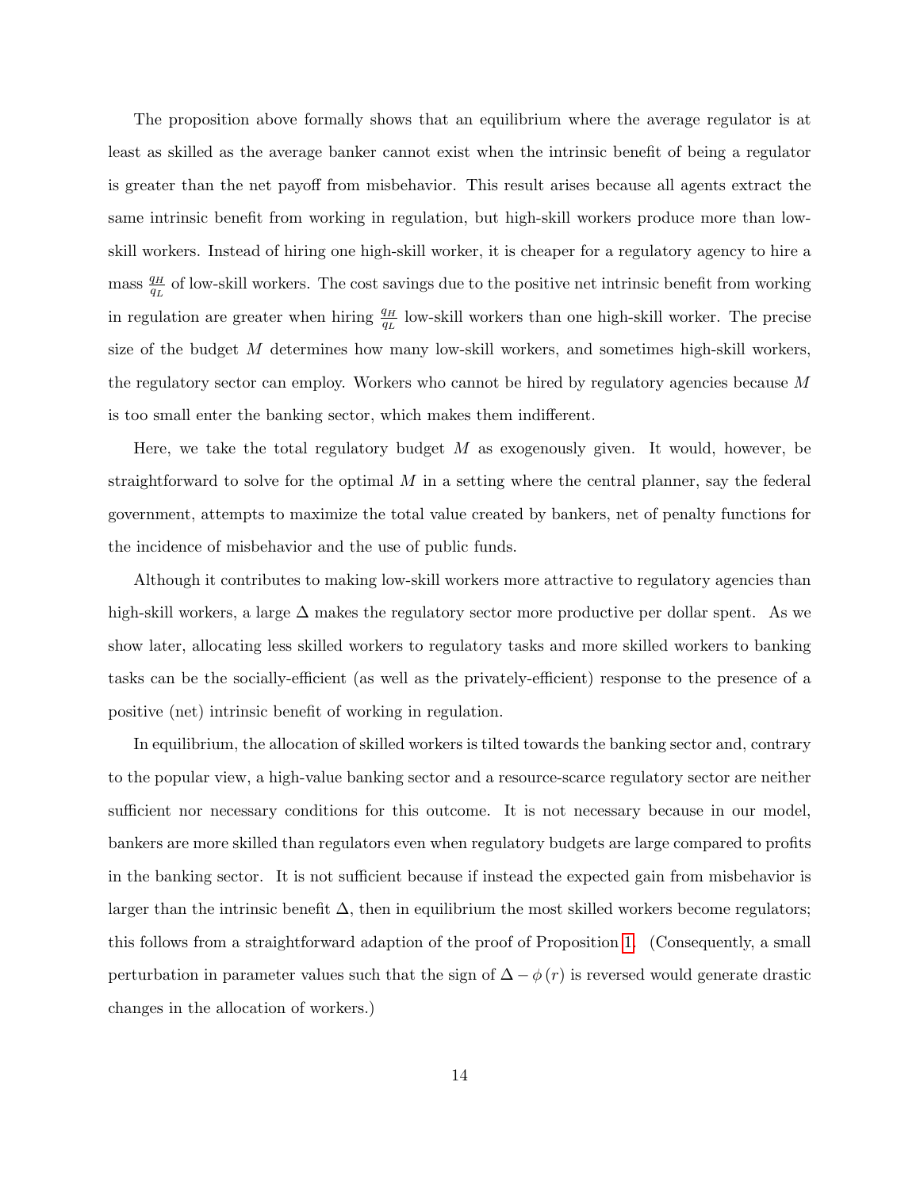The proposition above formally shows that an equilibrium where the average regulator is at least as skilled as the average banker cannot exist when the intrinsic benefit of being a regulator is greater than the net payoff from misbehavior. This result arises because all agents extract the same intrinsic benefit from working in regulation, but high-skill workers produce more than low-skill workers. Instead of hiring one high-skill worker, it is cheaper for a regulatory agency to hire a mass $\frac{q_H}{q_L}$ of low-skill workers. The cost savings due to the positive net intrinsic benefit from working in regulation are greater when hiring $\frac{q_H}{q_L}$ low-skill workers than one high-skill worker. The precise size of the budget $M$ determines how many low-skill workers, and sometimes high-skill workers, the regulatory sector can employ. Workers who cannot be hired by regulatory agencies because $M$ is too small enter the banking sector, which makes them indifferent.

Here, we take the total regulatory budget $M$ as exogenously given. It would, however, be straightforward to solve for the optimal $M$ in a setting where the central planner, say the federal government, attempts to maximize the total value created by bankers, net of penalty functions for the incidence of misbehavior and the use of public funds.

Although it contributes to making low-skill workers more attractive to regulatory agencies than high-skill workers, a large $\Delta$ makes the regulatory sector more productive per dollar spent. As we show later, allocating less skilled workers to regulatory tasks and more skilled workers to banking tasks can be the socially-efficient (as well as the privately-efficient) response to the presence of a positive (net) intrinsic benefit of working in regulation.

In equilibrium, the allocation of skilled workers is tilted towards the banking sector and, contrary to the popular view, a high-value banking sector and a resource-scarce regulatory sector are neither sufficient nor necessary conditions for this outcome. It is not necessary because in our model, bankers are more skilled than regulators even when regulatory budgets are large compared to profits in the banking sector. It is not sufficient because if instead the expected gain from misbehavior is larger than the intrinsic benefit $\Delta$, then in equilibrium the most skilled workers become regulators; this follows from a straightforward adaption of the proof of Proposition 1. (Consequently, a small perturbation in parameter values such that the sign of $\Delta - \phi(r)$ is reversed would generate drastic changes in the allocation of workers.)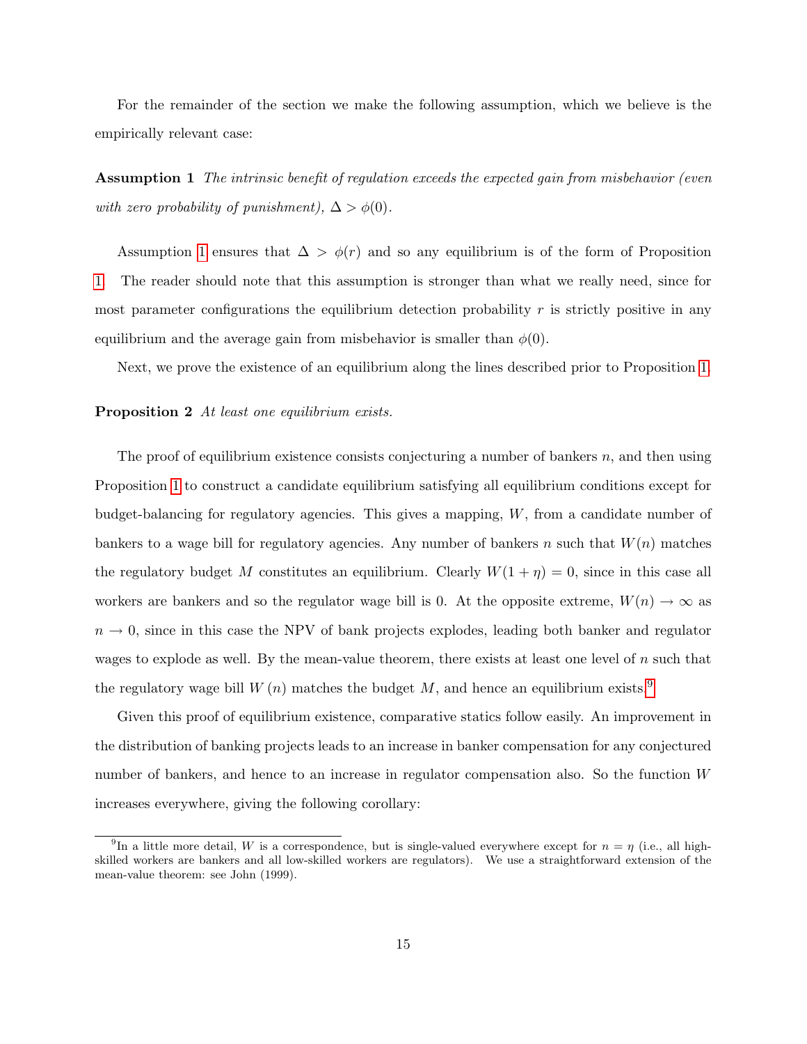For the remainder of the section we make the following assumption, which we believe is the empirically relevant case:

**Assumption 1** *The intrinsic benefit of regulation exceeds the expected gain from misbehavior (even with zero probability of punishment),* $\Delta > \phi(0)$*.*

Assumption 1 ensures that $\Delta > \phi(r)$ and so any equilibrium is of the form of Proposition 1. The reader should note that this assumption is stronger than what we really need, since for most parameter configurations the equilibrium detection probability $r$ is strictly positive in any equilibrium and the average gain from misbehavior is smaller than $\phi(0)$.

Next, we prove the existence of an equilibrium along the lines described prior to Proposition 1.

**Proposition 2** *At least one equilibrium exists.*

The proof of equilibrium existence consists conjecturing a number of bankers $n$, and then using Proposition 1 to construct a candidate equilibrium satisfying all equilibrium conditions except for budget-balancing for regulatory agencies. This gives a mapping, $W$, from a candidate number of bankers to a wage bill for regulatory agencies. Any number of bankers $n$ such that $W(n)$ matches the regulatory budget $M$ constitutes an equilibrium. Clearly $W(1 + \eta) = 0$, since in this case all workers are bankers and so the regulator wage bill is 0. At the opposite extreme, $W(n) \to \infty$ as $n \to 0$, since in this case the NPV of bank projects explodes, leading both banker and regulator wages to explode as well. By the mean-value theorem, there exists at least one level of $n$ such that the regulatory wage bill $W(n)$ matches the budget $M$, and hence an equilibrium exists.[9]

Given this proof of equilibrium existence, comparative statics follow easily. An improvement in the distribution of banking projects leads to an increase in banker compensation for any conjectured number of bankers, and hence to an increase in regulator compensation also. So the function $W$ increases everywhere, giving the following corollary:

[9] In a little more detail, $W$ is a correspondence, but is single-valued everywhere except for $n = \eta$ (i.e., all high-skilled workers are bankers and all low-skilled workers are regulators). We use a straightforward extension of the mean-value theorem: see John (1999).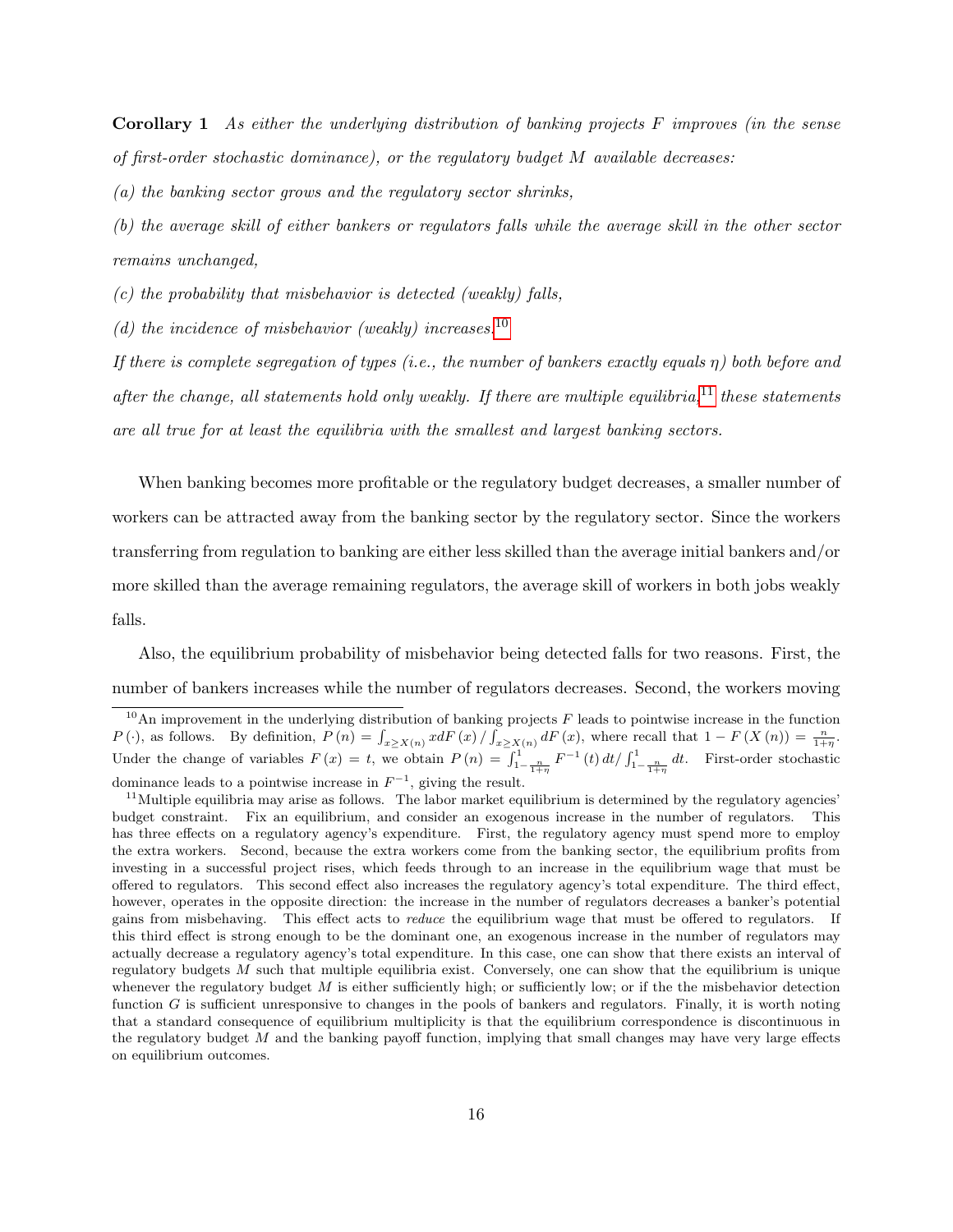**Corollary 1** *As either the underlying distribution of banking projects $F$ improves (in the sense of first-order stochastic dominance), or the regulatory budget $M$ available decreases:*

*(a) the banking sector grows and the regulatory sector shrinks,*

*(b) the average skill of either bankers or regulators falls while the average skill in the other sector remains unchanged,*

*(c) the probability that misbehavior is detected (weakly) falls,*

*(d) the incidence of misbehavior (weakly) increases.*[10]

*If there is complete segregation of types (i.e., the number of bankers exactly equals $\eta$) both before and after the change, all statements hold only weakly. If there are multiple equilibria,*[11] *these statements are all true for at least the equilibria with the smallest and largest banking sectors.*

When banking becomes more profitable or the regulatory budget decreases, a smaller number of workers can be attracted away from the banking sector by the regulatory sector. Since the workers transferring from regulation to banking are either less skilled than the average initial bankers and/or more skilled than the average remaining regulators, the average skill of workers in both jobs weakly falls.

Also, the equilibrium probability of misbehavior being detected falls for two reasons. First, the number of bankers increases while the number of regulators decreases. Second, the workers moving

[10] An improvement in the underlying distribution of banking projects $F$ leads to pointwise increase in the function $P(\cdot)$, as follows. By definition, $P(n) = \int_{x \geq X(n)} x dF(x) / \int_{x \geq X(n)} dF(x)$, where recall that $1 - F(X(n)) = \frac{n}{1+\eta}$. Under the change of variables $F(x) = t$, we obtain $P(n) = \int_{1-\frac{n}{1+\eta}}^{1} F^{-1}(t)\, dt / \int_{1-\frac{n}{1+\eta}}^{1} dt$. First-order stochastic dominance leads to a pointwise increase in $F^{-1}$, giving the result.

[11] Multiple equilibria may arise as follows. The labor market equilibrium is determined by the regulatory agencies' budget constraint. Fix an equilibrium, and consider an exogenous increase in the number of regulators. This has three effects on a regulatory agency's expenditure. First, the regulatory agency must spend more to employ the extra workers. Second, because the extra workers come from the banking sector, the equilibrium profits from investing in a successful project rises, which feeds through to an increase in the equilibrium wage that must be offered to regulators. This second effect also increases the regulatory agency's total expenditure. The third effect, however, operates in the opposite direction: the increase in the number of regulators decreases a banker's potential gains from misbehaving. This effect acts to *reduce* the equilibrium wage that must be offered to regulators. If this third effect is strong enough to be the dominant one, an exogenous increase in the number of regulators may actually decrease a regulatory agency's total expenditure. In this case, one can show that there exists an interval of regulatory budgets $M$ such that multiple equilibria exist. Conversely, one can show that the equilibrium is unique whenever the regulatory budget $M$ is either sufficiently high; or sufficiently low; or if the the misbehavior detection function $G$ is sufficient unresponsive to changes in the pools of bankers and regulators. Finally, it is worth noting that a standard consequence of equilibrium multiplicity is that the equilibrium correspondence is discontinuous in the regulatory budget $M$ and the banking payoff function, implying that small changes may have very large effects on equilibrium outcomes.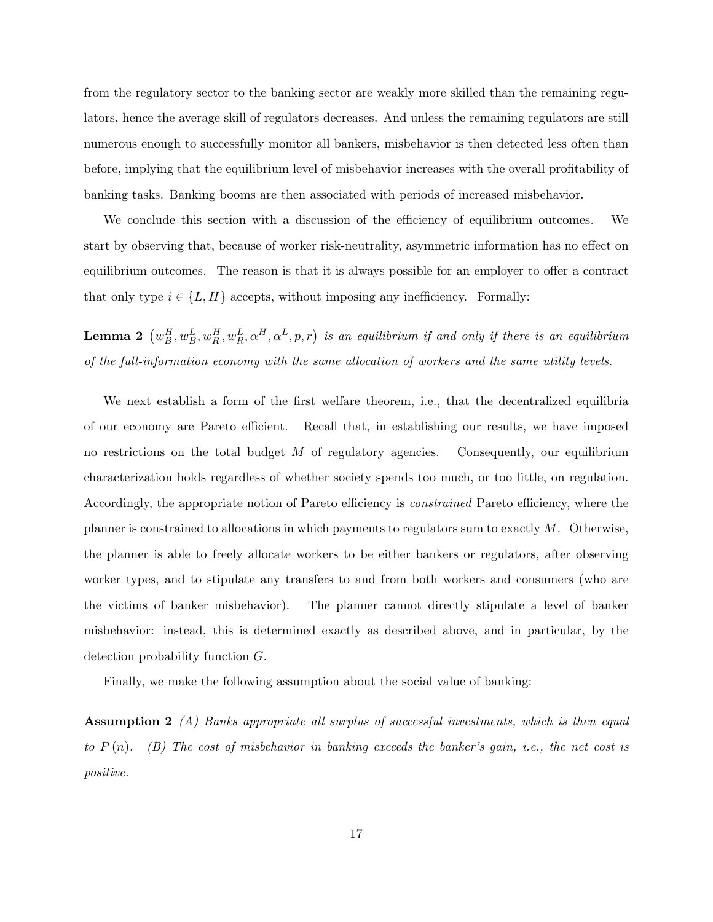from the regulatory sector to the banking sector are weakly more skilled than the remaining regulators, hence the average skill of regulators decreases. And unless the remaining regulators are still numerous enough to successfully monitor all bankers, misbehavior is then detected less often than before, implying that the equilibrium level of misbehavior increases with the overall profitability of banking tasks. Banking booms are then associated with periods of increased misbehavior.

We conclude this section with a discussion of the efficiency of equilibrium outcomes. We start by observing that, because of worker risk-neutrality, asymmetric information has no effect on equilibrium outcomes. The reason is that it is always possible for an employer to offer a contract that only type $i \in \{L, H\}$ accepts, without imposing any inefficiency. Formally:

**Lemma 2** $\left(w_B^H, w_B^L, w_R^H, w_R^L, \alpha^H, \alpha^L, p, r\right)$ *is an equilibrium if and only if there is an equilibrium of the full-information economy with the same allocation of workers and the same utility levels.*

We next establish a form of the first welfare theorem, i.e., that the decentralized equilibria of our economy are Pareto efficient. Recall that, in establishing our results, we have imposed no restrictions on the total budget $M$ of regulatory agencies. Consequently, our equilibrium characterization holds regardless of whether society spends too much, or too little, on regulation. Accordingly, the appropriate notion of Pareto efficiency is *constrained* Pareto efficiency, where the planner is constrained to allocations in which payments to regulators sum to exactly $M$. Otherwise, the planner is able to freely allocate workers to be either bankers or regulators, after observing worker types, and to stipulate any transfers to and from both workers and consumers (who are the victims of banker misbehavior). The planner cannot directly stipulate a level of banker misbehavior: instead, this is determined exactly as described above, and in particular, by the detection probability function $G$.

Finally, we make the following assumption about the social value of banking:

**Assumption 2** *(A) Banks appropriate all surplus of successful investments, which is then equal to $P(n)$. (B) The cost of misbehavior in banking exceeds the banker's gain, i.e., the net cost is positive.*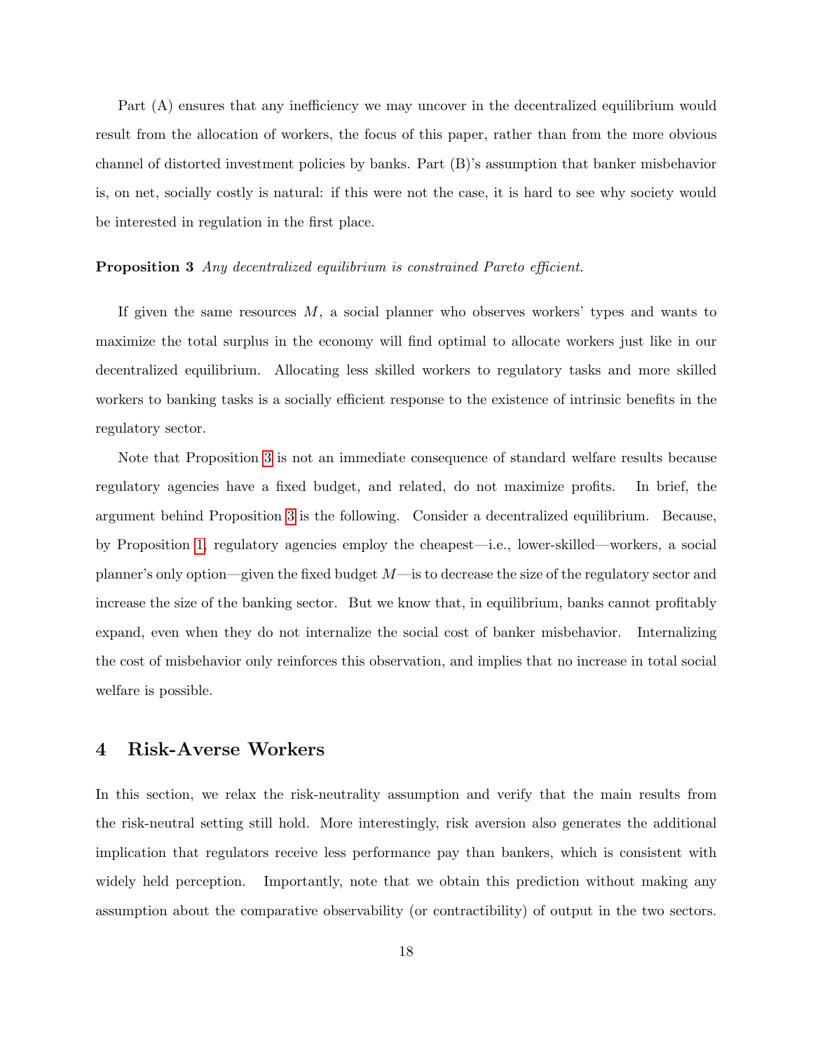Part (A) ensures that any inefficiency we may uncover in the decentralized equilibrium would result from the allocation of workers, the focus of this paper, rather than from the more obvious channel of distorted investment policies by banks. Part (B)'s assumption that banker misbehavior is, on net, socially costly is natural: if this were not the case, it is hard to see why society would be interested in regulation in the first place.

**Proposition 3** *Any decentralized equilibrium is constrained Pareto efficient.*

If given the same resources $M$, a social planner who observes workers' types and wants to maximize the total surplus in the economy will find optimal to allocate workers just like in our decentralized equilibrium. Allocating less skilled workers to regulatory tasks and more skilled workers to banking tasks is a socially efficient response to the existence of intrinsic benefits in the regulatory sector.

Note that Proposition 3 is not an immediate consequence of standard welfare results because regulatory agencies have a fixed budget, and related, do not maximize profits. In brief, the argument behind Proposition 3 is the following. Consider a decentralized equilibrium. Because, by Proposition 1, regulatory agencies employ the cheapest—i.e., lower-skilled—workers, a social planner's only option—given the fixed budget $M$—is to decrease the size of the regulatory sector and increase the size of the banking sector. But we know that, in equilibrium, banks cannot profitably expand, even when they do not internalize the social cost of banker misbehavior. Internalizing the cost of misbehavior only reinforces this observation, and implies that no increase in total social welfare is possible.

# 4 Risk-Averse Workers

In this section, we relax the risk-neutrality assumption and verify that the main results from the risk-neutral setting still hold. More interestingly, risk aversion also generates the additional implication that regulators receive less performance pay than bankers, which is consistent with widely held perception. Importantly, note that we obtain this prediction without making any assumption about the comparative observability (or contractibility) of output in the two sectors.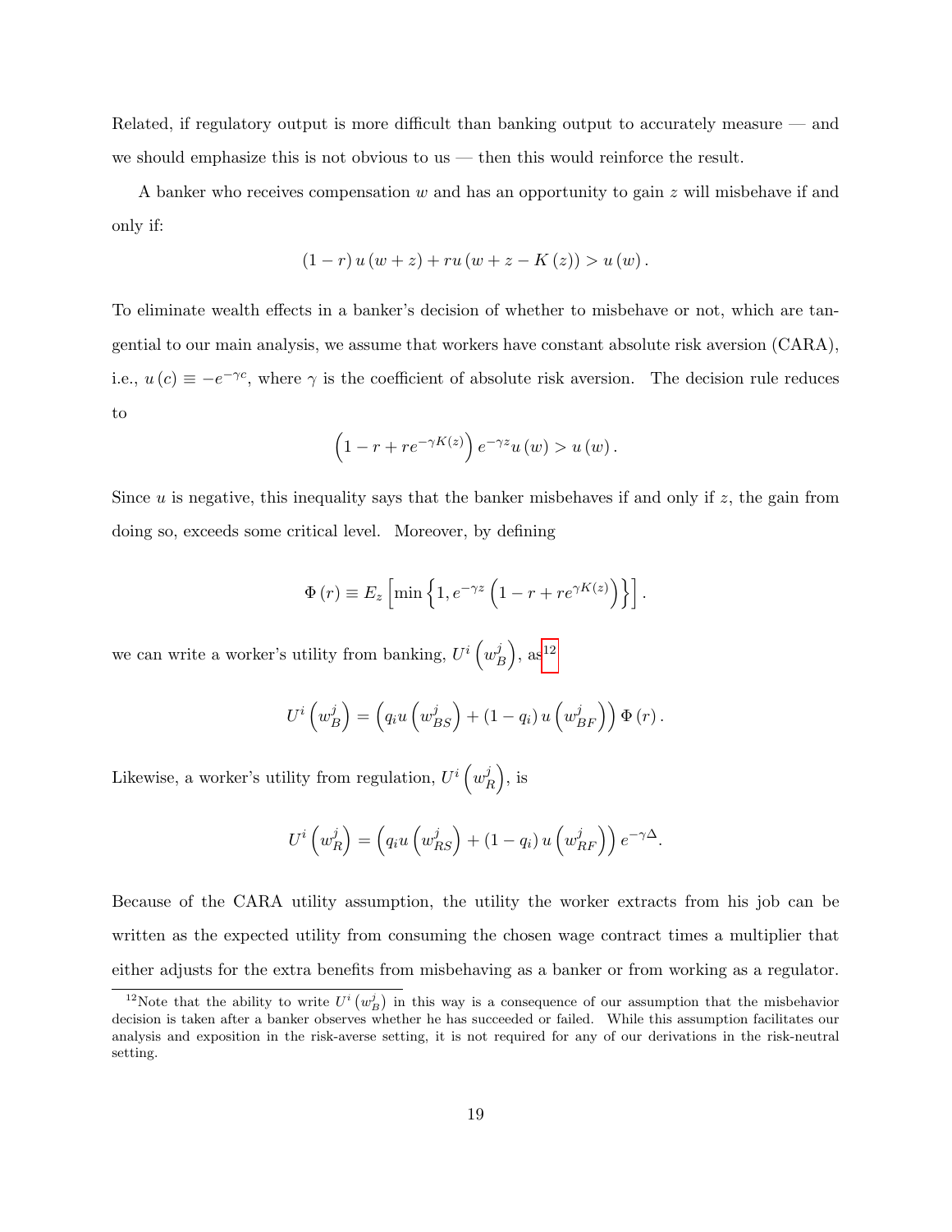Related, if regulatory output is more difficult than banking output to accurately measure — and we should emphasize this is not obvious to us — then this would reinforce the result.

A banker who receives compensation $w$ and has an opportunity to gain $z$ will misbehave if and only if:

$$(1-r)\,u\,(w+z) + ru\,(w+z-K\,(z)) > u\,(w)\,.$$

To eliminate wealth effects in a banker's decision of whether to misbehave or not, which are tangential to our main analysis, we assume that workers have constant absolute risk aversion (CARA), i.e., $u\,(c) \equiv -e^{-\gamma c}$, where $\gamma$ is the coefficient of absolute risk aversion. The decision rule reduces to

$$\left(1-r+re^{-\gamma K(z)}\right)e^{-\gamma z}u\,(w) > u\,(w)\,.$$

Since $u$ is negative, this inequality says that the banker misbehaves if and only if $z$, the gain from doing so, exceeds some critical level. Moreover, by defining

$$\Phi\,(r) \equiv E_z\left[\min\left\{1, e^{-\gamma z}\left(1-r+re^{\gamma K(z)}\right)\right\}\right].$$

we can write a worker's utility from banking, $U^i\left(w_B^j\right)$, as[12]

$$U^i\left(w_B^j\right) = \left(q_i u\left(w_{BS}^j\right) + (1-q_i)\,u\left(w_{BF}^j\right)\right)\Phi\,(r)\,.$$

Likewise, a worker's utility from regulation, $U^i\left(w_R^j\right)$, is

$$U^i\left(w_R^j\right) = \left(q_i u\left(w_{RS}^j\right) + (1-q_i)\,u\left(w_{RF}^j\right)\right)e^{-\gamma\Delta}.$$

Because of the CARA utility assumption, the utility the worker extracts from his job can be written as the expected utility from consuming the chosen wage contract times a multiplier that either adjusts for the extra benefits from misbehaving as a banker or from working as a regulator.

[12] Note that the ability to write $U^i\left(w_B^j\right)$ in this way is a consequence of our assumption that the misbehavior decision is taken after a banker observes whether he has succeeded or failed. While this assumption facilitates our analysis and exposition in the risk-averse setting, it is not required for any of our derivations in the risk-neutral setting.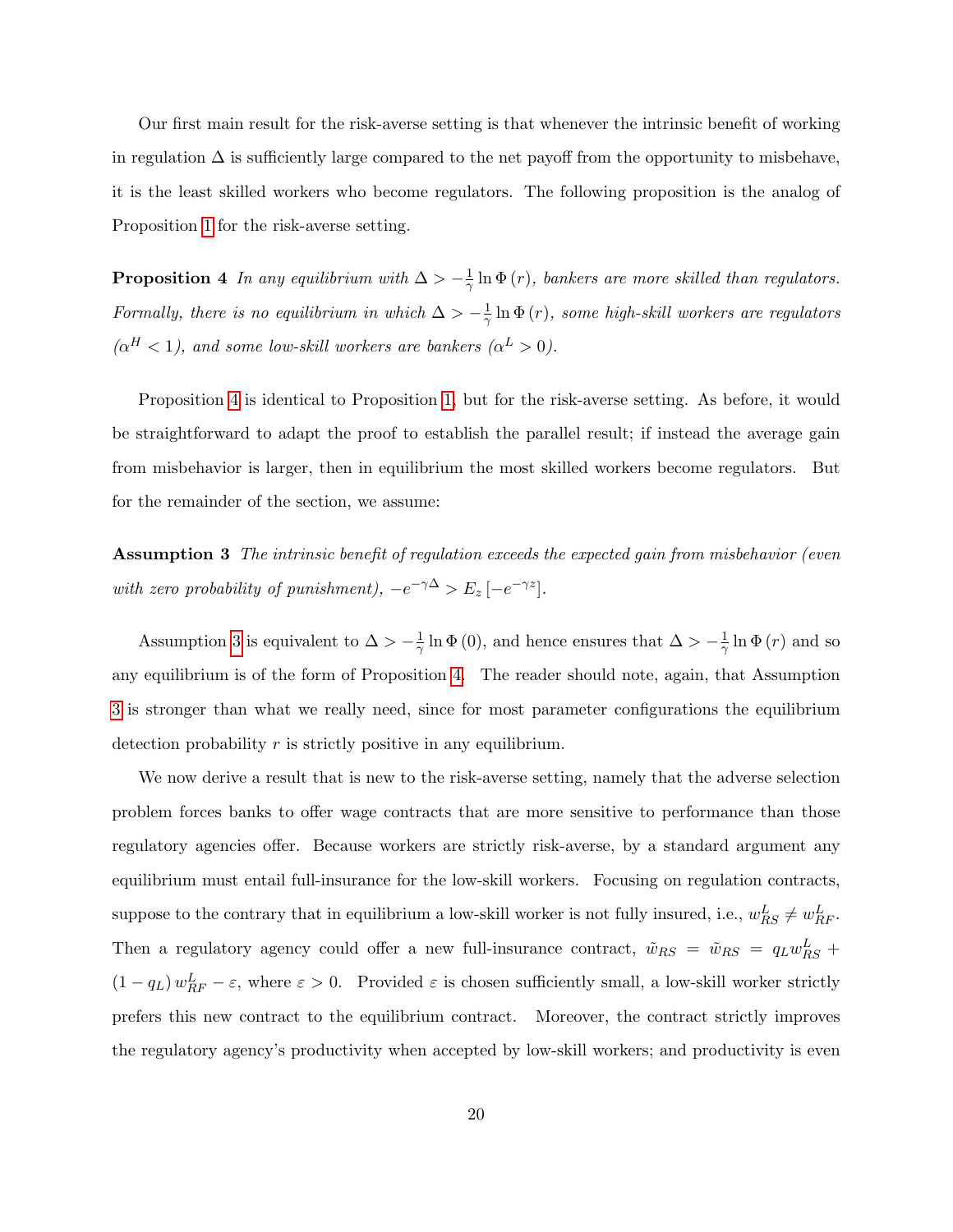Our first main result for the risk-averse setting is that whenever the intrinsic benefit of working in regulation $\Delta$ is sufficiently large compared to the net payoff from the opportunity to misbehave, it is the least skilled workers who become regulators. The following proposition is the analog of Proposition 1 for the risk-averse setting.

**Proposition 4** *In any equilibrium with $\Delta > -\frac{1}{\gamma}\ln\Phi(r)$, bankers are more skilled than regulators. Formally, there is no equilibrium in which $\Delta > -\frac{1}{\gamma}\ln\Phi(r)$, some high-skill workers are regulators ($\alpha^H < 1$), and some low-skill workers are bankers ($\alpha^L > 0$).*

Proposition 4 is identical to Proposition 1, but for the risk-averse setting. As before, it would be straightforward to adapt the proof to establish the parallel result; if instead the average gain from misbehavior is larger, then in equilibrium the most skilled workers become regulators. But for the remainder of the section, we assume:

**Assumption 3** *The intrinsic benefit of regulation exceeds the expected gain from misbehavior (even with zero probability of punishment), $-e^{-\gamma\Delta} > E_z\left[-e^{-\gamma z}\right]$.*

Assumption 3 is equivalent to $\Delta > -\frac{1}{\gamma}\ln\Phi(0)$, and hence ensures that $\Delta > -\frac{1}{\gamma}\ln\Phi(r)$ and so any equilibrium is of the form of Proposition 4. The reader should note, again, that Assumption 3 is stronger than what we really need, since for most parameter configurations the equilibrium detection probability $r$ is strictly positive in any equilibrium.

We now derive a result that is new to the risk-averse setting, namely that the adverse selection problem forces banks to offer wage contracts that are more sensitive to performance than those regulatory agencies offer. Because workers are strictly risk-averse, by a standard argument any equilibrium must entail full-insurance for the low-skill workers. Focusing on regulation contracts, suppose to the contrary that in equilibrium a low-skill worker is not fully insured, i.e., $w^L_{RS} \neq w^L_{RF}$. Then a regulatory agency could offer a new full-insurance contract, $\tilde{w}_{RS} = \tilde{w}_{RS} = q_L w^L_{RS} + (1-q_L)\, w^L_{RF} - \varepsilon$, where $\varepsilon > 0$. Provided $\varepsilon$ is chosen sufficiently small, a low-skill worker strictly prefers this new contract to the equilibrium contract. Moreover, the contract strictly improves the regulatory agency's productivity when accepted by low-skill workers; and productivity is even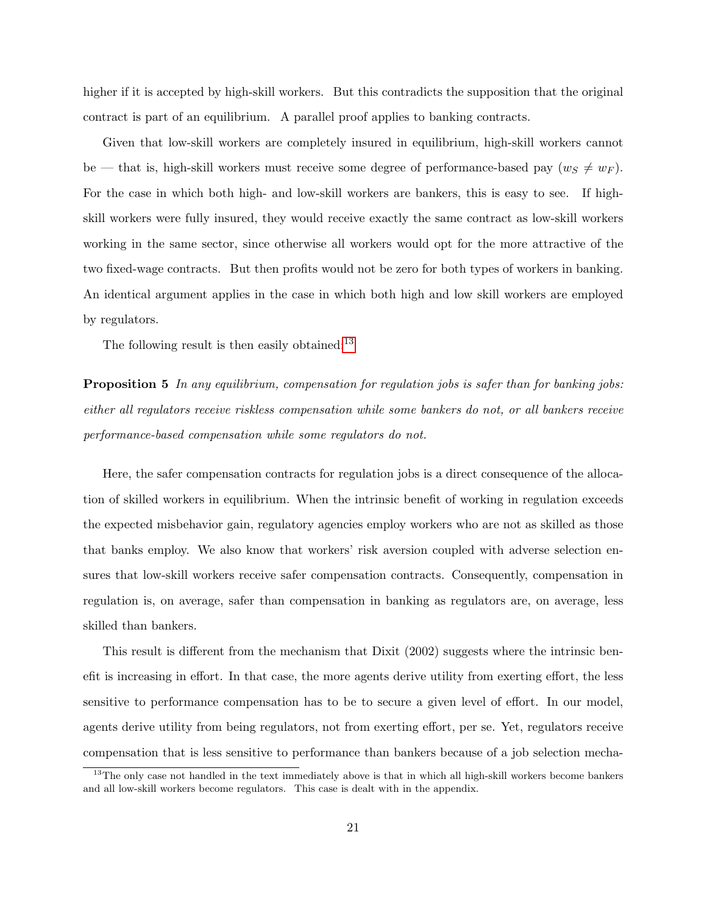higher if it is accepted by high-skill workers. But this contradicts the supposition that the original contract is part of an equilibrium. A parallel proof applies to banking contracts.

Given that low-skill workers are completely insured in equilibrium, high-skill workers cannot be — that is, high-skill workers must receive some degree of performance-based pay ($w_S \neq w_F$). For the case in which both high- and low-skill workers are bankers, this is easy to see. If high-skill workers were fully insured, they would receive exactly the same contract as low-skill workers working in the same sector, since otherwise all workers would opt for the more attractive of the two fixed-wage contracts. But then profits would not be zero for both types of workers in banking. An identical argument applies in the case in which both high and low skill workers are employed by regulators.

The following result is then easily obtained:[13]

**Proposition 5** *In any equilibrium, compensation for regulation jobs is safer than for banking jobs: either all regulators receive riskless compensation while some bankers do not, or all bankers receive performance-based compensation while some regulators do not.*

Here, the safer compensation contracts for regulation jobs is a direct consequence of the allocation of skilled workers in equilibrium. When the intrinsic benefit of working in regulation exceeds the expected misbehavior gain, regulatory agencies employ workers who are not as skilled as those that banks employ. We also know that workers' risk aversion coupled with adverse selection ensures that low-skill workers receive safer compensation contracts. Consequently, compensation in regulation is, on average, safer than compensation in banking as regulators are, on average, less skilled than bankers.

This result is different from the mechanism that Dixit (2002) suggests where the intrinsic benefit is increasing in effort. In that case, the more agents derive utility from exerting effort, the less sensitive to performance compensation has to be to secure a given level of effort. In our model, agents derive utility from being regulators, not from exerting effort, per se. Yet, regulators receive compensation that is less sensitive to performance than bankers because of a job selection mecha-

[13]The only case not handled in the text immediately above is that in which all high-skill workers become bankers and all low-skill workers become regulators. This case is dealt with in the appendix.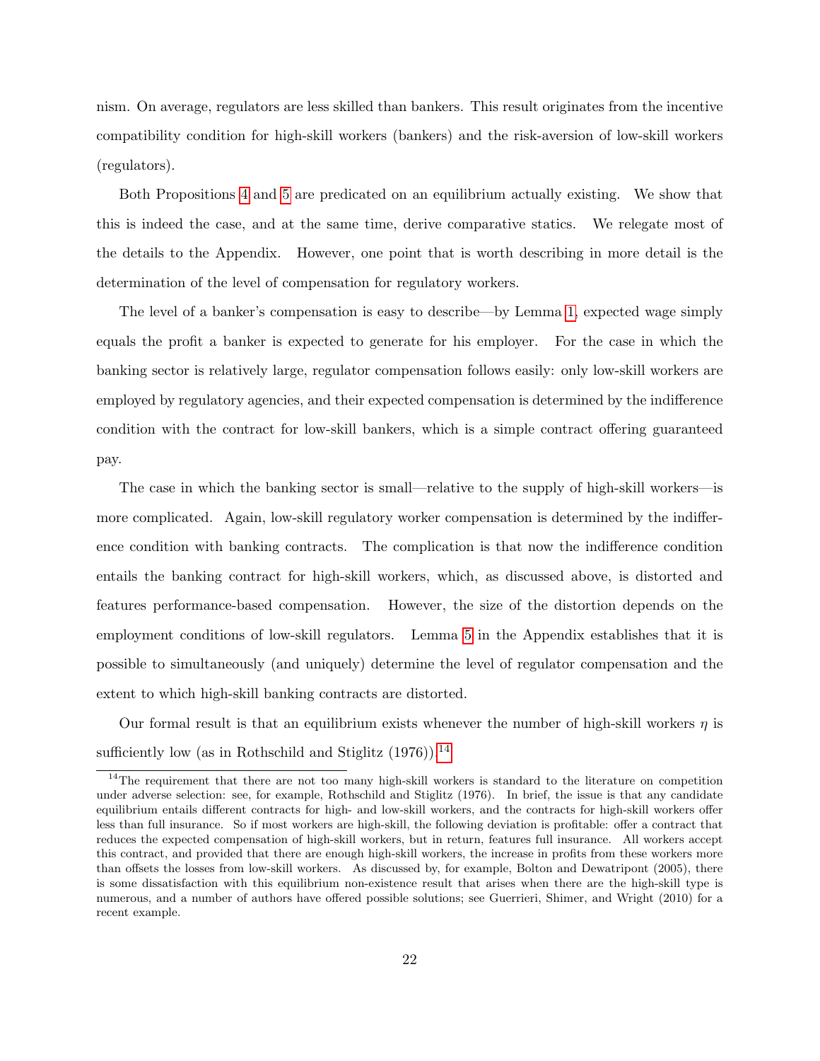nism. On average, regulators are less skilled than bankers. This result originates from the incentive compatibility condition for high-skill workers (bankers) and the risk-aversion of low-skill workers (regulators).

Both Propositions 4 and 5 are predicated on an equilibrium actually existing. We show that this is indeed the case, and at the same time, derive comparative statics. We relegate most of the details to the Appendix. However, one point that is worth describing in more detail is the determination of the level of compensation for regulatory workers.

The level of a banker's compensation is easy to describe—by Lemma 1, expected wage simply equals the profit a banker is expected to generate for his employer. For the case in which the banking sector is relatively large, regulator compensation follows easily: only low-skill workers are employed by regulatory agencies, and their expected compensation is determined by the indifference condition with the contract for low-skill bankers, which is a simple contract offering guaranteed pay.

The case in which the banking sector is small—relative to the supply of high-skill workers—is more complicated. Again, low-skill regulatory worker compensation is determined by the indifference condition with banking contracts. The complication is that now the indifference condition entails the banking contract for high-skill workers, which, as discussed above, is distorted and features performance-based compensation. However, the size of the distortion depends on the employment conditions of low-skill regulators. Lemma 5 in the Appendix establishes that it is possible to simultaneously (and uniquely) determine the level of regulator compensation and the extent to which high-skill banking contracts are distorted.

Our formal result is that an equilibrium exists whenever the number of high-skill workers $\eta$ is sufficiently low (as in Rothschild and Stiglitz (1976)).[14]

[14] The requirement that there are not too many high-skill workers is standard to the literature on competition under adverse selection: see, for example, Rothschild and Stiglitz (1976). In brief, the issue is that any candidate equilibrium entails different contracts for high- and low-skill workers, and the contracts for high-skill workers offer less than full insurance. So if most workers are high-skill, the following deviation is profitable: offer a contract that reduces the expected compensation of high-skill workers, but in return, features full insurance. All workers accept this contract, and provided that there are enough high-skill workers, the increase in profits from these workers more than offsets the losses from low-skill workers. As discussed by, for example, Bolton and Dewatripont (2005), there is some dissatisfaction with this equilibrium non-existence result that arises when there are the high-skill type is numerous, and a number of authors have offered possible solutions; see Guerrieri, Shimer, and Wright (2010) for a recent example.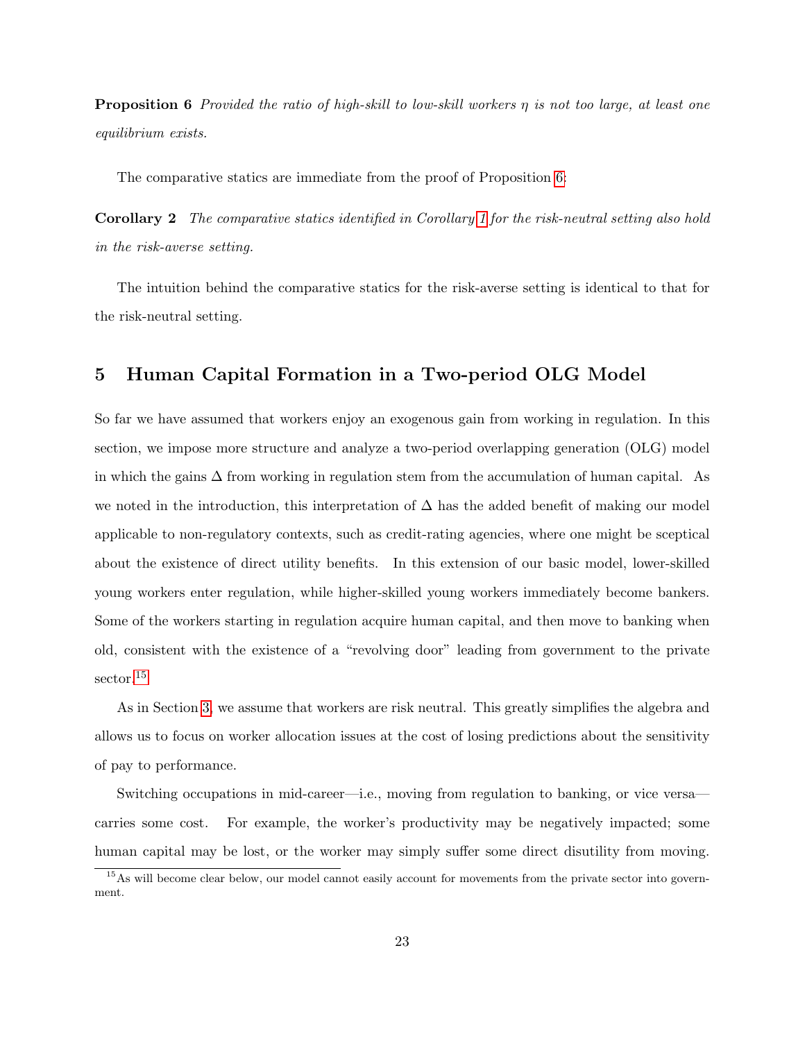**Proposition 6** *Provided the ratio of high-skill to low-skill workers $\eta$ is not too large, at least one equilibrium exists.*

The comparative statics are immediate from the proof of Proposition 6:

**Corollary 2** *The comparative statics identified in Corollary 1 for the risk-neutral setting also hold in the risk-averse setting.*

The intuition behind the comparative statics for the risk-averse setting is identical to that for the risk-neutral setting.

## 5 Human Capital Formation in a Two-period OLG Model

So far we have assumed that workers enjoy an exogenous gain from working in regulation. In this section, we impose more structure and analyze a two-period overlapping generation (OLG) model in which the gains $\Delta$ from working in regulation stem from the accumulation of human capital. As we noted in the introduction, this interpretation of $\Delta$ has the added benefit of making our model applicable to non-regulatory contexts, such as credit-rating agencies, where one might be sceptical about the existence of direct utility benefits. In this extension of our basic model, lower-skilled young workers enter regulation, while higher-skilled young workers immediately become bankers. Some of the workers starting in regulation acquire human capital, and then move to banking when old, consistent with the existence of a "revolving door" leading from government to the private sector.[15]

As in Section 3, we assume that workers are risk neutral. This greatly simplifies the algebra and allows us to focus on worker allocation issues at the cost of losing predictions about the sensitivity of pay to performance.

Switching occupations in mid-career—i.e., moving from regulation to banking, or vice versa—carries some cost. For example, the worker's productivity may be negatively impacted; some human capital may be lost, or the worker may simply suffer some direct disutility from moving.

[15] As will become clear below, our model cannot easily account for movements from the private sector into government.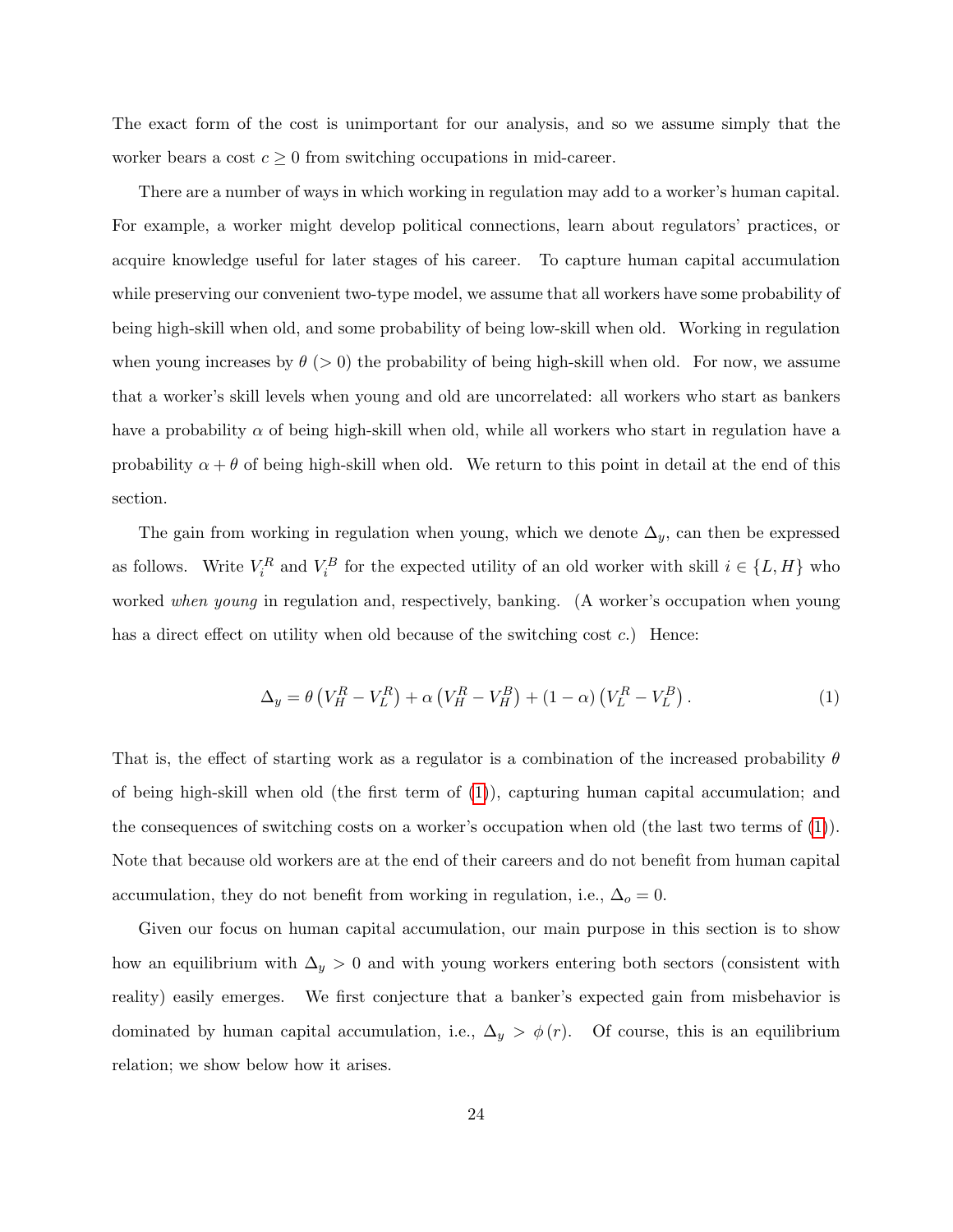The exact form of the cost is unimportant for our analysis, and so we assume simply that the worker bears a cost $c \geq 0$ from switching occupations in mid-career.

There are a number of ways in which working in regulation may add to a worker's human capital. For example, a worker might develop political connections, learn about regulators' practices, or acquire knowledge useful for later stages of his career. To capture human capital accumulation while preserving our convenient two-type model, we assume that all workers have some probability of being high-skill when old, and some probability of being low-skill when old. Working in regulation when young increases by $\theta$ ($> 0$) the probability of being high-skill when old. For now, we assume that a worker's skill levels when young and old are uncorrelated: all workers who start as bankers have a probability $\alpha$ of being high-skill when old, while all workers who start in regulation have a probability $\alpha + \theta$ of being high-skill when old. We return to this point in detail at the end of this section.

The gain from working in regulation when young, which we denote $\Delta_y$, can then be expressed as follows. Write $V_i^R$ and $V_i^B$ for the expected utility of an old worker with skill $i \in \{L, H\}$ who worked *when young* in regulation and, respectively, banking. (A worker's occupation when young has a direct effect on utility when old because of the switching cost $c$.) Hence:

$$\Delta_y = \theta \left( V_H^R - V_L^R \right) + \alpha \left( V_H^R - V_H^B \right) + (1 - \alpha) \left( V_L^R - V_L^B \right). \tag{1}$$

That is, the effect of starting work as a regulator is a combination of the increased probability $\theta$ of being high-skill when old (the first term of (1)), capturing human capital accumulation; and the consequences of switching costs on a worker's occupation when old (the last two terms of (1)). Note that because old workers are at the end of their careers and do not benefit from human capital accumulation, they do not benefit from working in regulation, i.e., $\Delta_o = 0$.

Given our focus on human capital accumulation, our main purpose in this section is to show how an equilibrium with $\Delta_y > 0$ and with young workers entering both sectors (consistent with reality) easily emerges. We first conjecture that a banker's expected gain from misbehavior is dominated by human capital accumulation, i.e., $\Delta_y > \phi(r)$. Of course, this is an equilibrium relation; we show below how it arises.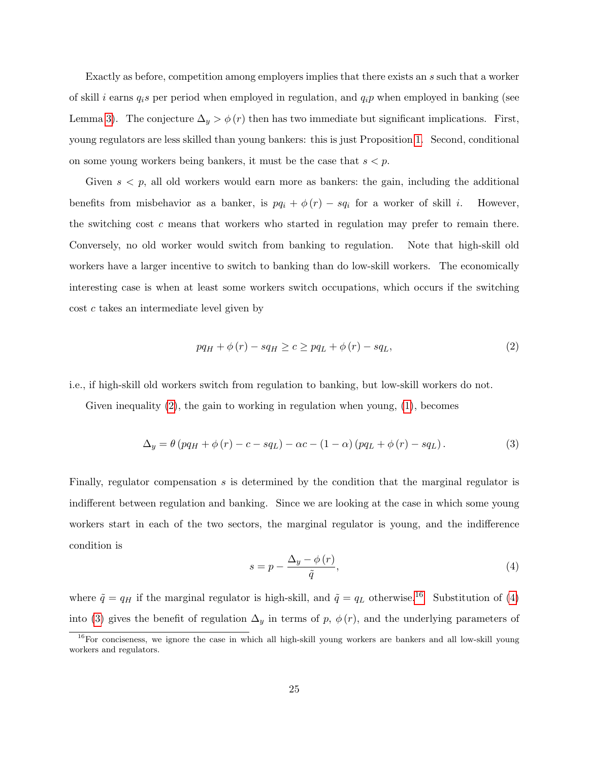Exactly as before, competition among employers implies that there exists an $s$ such that a worker of skill $i$ earns $q_i s$ per period when employed in regulation, and $q_i p$ when employed in banking (see Lemma 3). The conjecture $\Delta_y > \phi(r)$ then has two immediate but significant implications. First, young regulators are less skilled than young bankers: this is just Proposition 1. Second, conditional on some young workers being bankers, it must be the case that $s < p$.

Given $s < p$, all old workers would earn more as bankers: the gain, including the additional benefits from misbehavior as a banker, is $pq_i + \phi(r) - sq_i$ for a worker of skill $i$. However, the switching cost $c$ means that workers who started in regulation may prefer to remain there. Conversely, no old worker would switch from banking to regulation. Note that high-skill old workers have a larger incentive to switch to banking than do low-skill workers. The economically interesting case is when at least some workers switch occupations, which occurs if the switching cost $c$ takes an intermediate level given by

$$pq_H + \phi(r) - sq_H \geq c \geq pq_L + \phi(r) - sq_L, \tag{2}$$

i.e., if high-skill old workers switch from regulation to banking, but low-skill workers do not.

Given inequality (2), the gain to working in regulation when young, (1), becomes

$$\Delta_y = \theta\left(pq_H + \phi(r) - c - sq_L\right) - \alpha c - (1-\alpha)\left(pq_L + \phi(r) - sq_L\right). \tag{3}$$

Finally, regulator compensation $s$ is determined by the condition that the marginal regulator is indifferent between regulation and banking. Since we are looking at the case in which some young workers start in each of the two sectors, the marginal regulator is young, and the indifference condition is

$$s = p - \frac{\Delta_y - \phi(r)}{\tilde{q}}, \tag{4}$$

where $\tilde{q} = q_H$ if the marginal regulator is high-skill, and $\tilde{q} = q_L$ otherwise.[16] Substitution of (4) into (3) gives the benefit of regulation $\Delta_y$ in terms of $p$, $\phi(r)$, and the underlying parameters of

[16] For conciseness, we ignore the case in which all high-skill young workers are bankers and all low-skill young workers and regulators.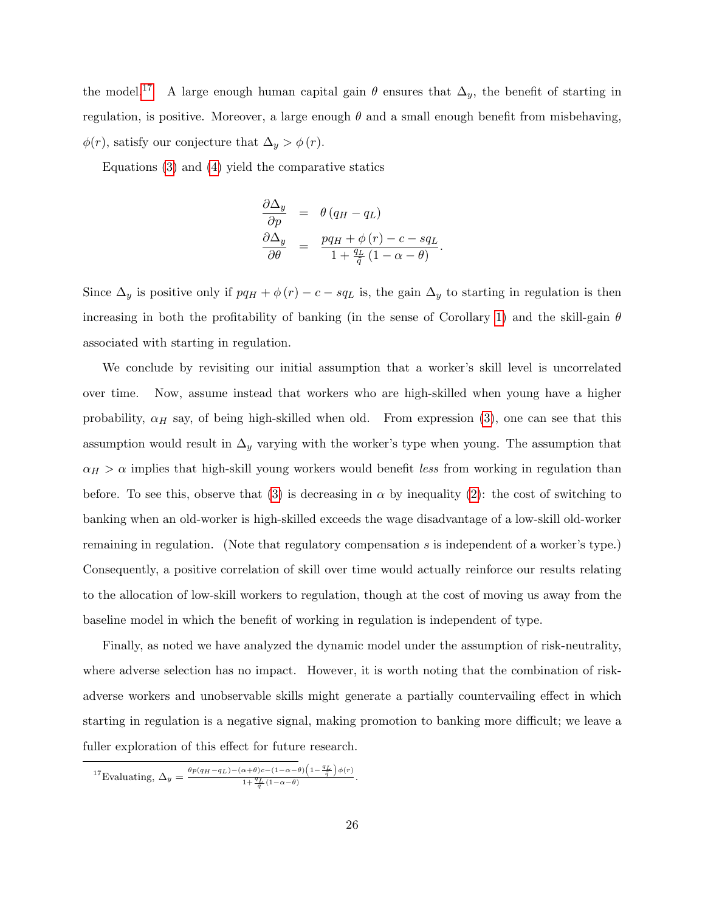the model.[17] A large enough human capital gain $\theta$ ensures that $\Delta_y$, the benefit of starting in regulation, is positive. Moreover, a large enough $\theta$ and a small enough benefit from misbehaving, $\phi(r)$, satisfy our conjecture that $\Delta_y > \phi(r)$.

Equations (3) and (4) yield the comparative statics

$$
\begin{aligned}
\frac{\partial \Delta_y}{\partial p} &= \theta \left(q_H - q_L\right) \\
\frac{\partial \Delta_y}{\partial \theta} &= \frac{pq_H + \phi(r) - c - sq_L}{1 + \frac{q_L}{\bar{q}}\left(1 - \alpha - \theta\right)}.
\end{aligned}
$$

Since $\Delta_y$ is positive only if $pq_H + \phi(r) - c - sq_L$ is, the gain $\Delta_y$ to starting in regulation is then increasing in both the profitability of banking (in the sense of Corollary 1) and the skill-gain $\theta$ associated with starting in regulation.

We conclude by revisiting our initial assumption that a worker's skill level is uncorrelated over time. Now, assume instead that workers who are high-skilled when young have a higher probability, $\alpha_H$ say, of being high-skilled when old. From expression (3), one can see that this assumption would result in $\Delta_y$ varying with the worker's type when young. The assumption that $\alpha_H > \alpha$ implies that high-skill young workers would benefit *less* from working in regulation than before. To see this, observe that (3) is decreasing in $\alpha$ by inequality (2): the cost of switching to banking when an old-worker is high-skilled exceeds the wage disadvantage of a low-skill old-worker remaining in regulation. (Note that regulatory compensation $s$ is independent of a worker's type.) Consequently, a positive correlation of skill over time would actually reinforce our results relating to the allocation of low-skill workers to regulation, though at the cost of moving us away from the baseline model in which the benefit of working in regulation is independent of type.

Finally, as noted we have analyzed the dynamic model under the assumption of risk-neutrality, where adverse selection has no impact. However, it is worth noting that the combination of risk-adverse workers and unobservable skills might generate a partially countervailing effect in which starting in regulation is a negative signal, making promotion to banking more difficult; we leave a fuller exploration of this effect for future research.

[17] Evaluating, $\Delta_y = \frac{\theta p(q_H - q_L) - (\alpha+\theta)c - (1-\alpha-\theta)\left(1 - \frac{q_L}{\bar{q}}\right)\phi(r)}{1 + \frac{q_L}{\bar{q}}(1-\alpha-\theta)}$.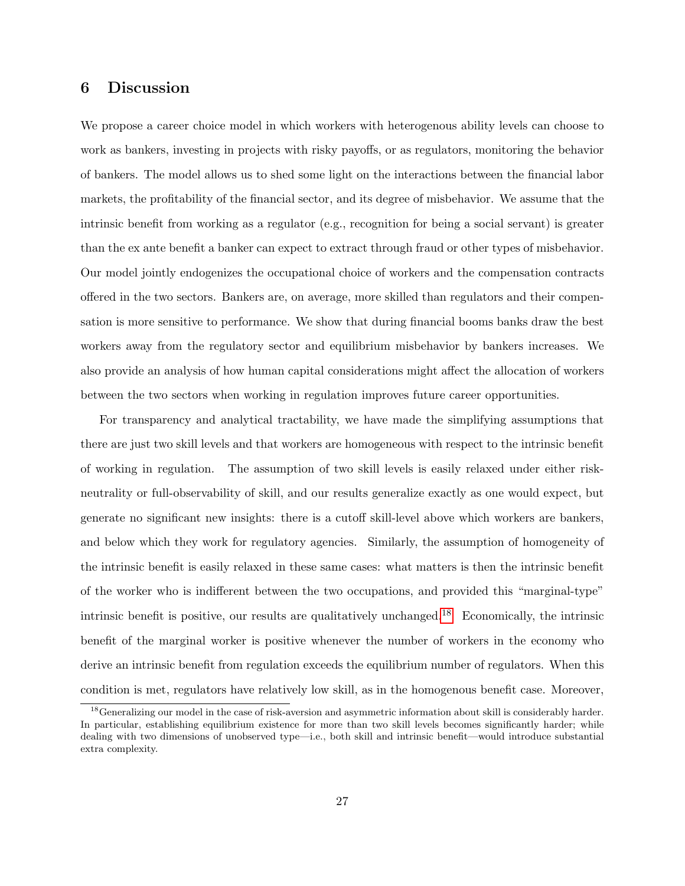## 6 Discussion

We propose a career choice model in which workers with heterogenous ability levels can choose to work as bankers, investing in projects with risky payoffs, or as regulators, monitoring the behavior of bankers. The model allows us to shed some light on the interactions between the financial labor markets, the profitability of the financial sector, and its degree of misbehavior. We assume that the intrinsic benefit from working as a regulator (e.g., recognition for being a social servant) is greater than the ex ante benefit a banker can expect to extract through fraud or other types of misbehavior. Our model jointly endogenizes the occupational choice of workers and the compensation contracts offered in the two sectors. Bankers are, on average, more skilled than regulators and their compensation is more sensitive to performance. We show that during financial booms banks draw the best workers away from the regulatory sector and equilibrium misbehavior by bankers increases. We also provide an analysis of how human capital considerations might affect the allocation of workers between the two sectors when working in regulation improves future career opportunities.

For transparency and analytical tractability, we have made the simplifying assumptions that there are just two skill levels and that workers are homogeneous with respect to the intrinsic benefit of working in regulation. The assumption of two skill levels is easily relaxed under either risk-neutrality or full-observability of skill, and our results generalize exactly as one would expect, but generate no significant new insights: there is a cutoff skill-level above which workers are bankers, and below which they work for regulatory agencies. Similarly, the assumption of homogeneity of the intrinsic benefit is easily relaxed in these same cases: what matters is then the intrinsic benefit of the worker who is indifferent between the two occupations, and provided this "marginal-type" intrinsic benefit is positive, our results are qualitatively unchanged.[18] Economically, the intrinsic benefit of the marginal worker is positive whenever the number of workers in the economy who derive an intrinsic benefit from regulation exceeds the equilibrium number of regulators. When this condition is met, regulators have relatively low skill, as in the homogenous benefit case. Moreover,

[18]Generalizing our model in the case of risk-aversion and asymmetric information about skill is considerably harder. In particular, establishing equilibrium existence for more than two skill levels becomes significantly harder; while dealing with two dimensions of unobserved type—i.e., both skill and intrinsic benefit—would introduce substantial extra complexity.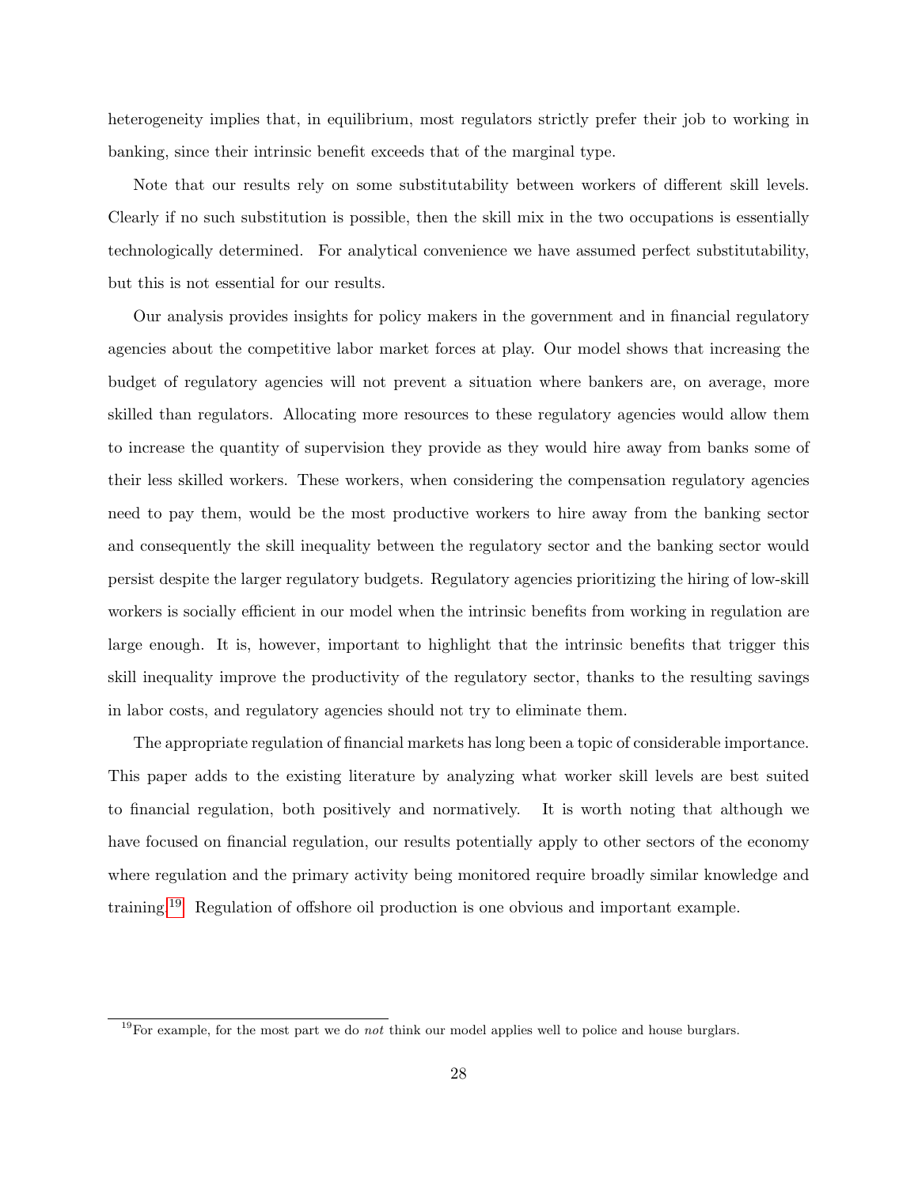heterogeneity implies that, in equilibrium, most regulators strictly prefer their job to working in banking, since their intrinsic benefit exceeds that of the marginal type.

Note that our results rely on some substitutability between workers of different skill levels. Clearly if no such substitution is possible, then the skill mix in the two occupations is essentially technologically determined. For analytical convenience we have assumed perfect substitutability, but this is not essential for our results.

Our analysis provides insights for policy makers in the government and in financial regulatory agencies about the competitive labor market forces at play. Our model shows that increasing the budget of regulatory agencies will not prevent a situation where bankers are, on average, more skilled than regulators. Allocating more resources to these regulatory agencies would allow them to increase the quantity of supervision they provide as they would hire away from banks some of their less skilled workers. These workers, when considering the compensation regulatory agencies need to pay them, would be the most productive workers to hire away from the banking sector and consequently the skill inequality between the regulatory sector and the banking sector would persist despite the larger regulatory budgets. Regulatory agencies prioritizing the hiring of low-skill workers is socially efficient in our model when the intrinsic benefits from working in regulation are large enough. It is, however, important to highlight that the intrinsic benefits that trigger this skill inequality improve the productivity of the regulatory sector, thanks to the resulting savings in labor costs, and regulatory agencies should not try to eliminate them.

The appropriate regulation of financial markets has long been a topic of considerable importance. This paper adds to the existing literature by analyzing what worker skill levels are best suited to financial regulation, both positively and normatively. It is worth noting that although we have focused on financial regulation, our results potentially apply to other sectors of the economy where regulation and the primary activity being monitored require broadly similar knowledge and training.[19] Regulation of offshore oil production is one obvious and important example.

[19] For example, for the most part we do *not* think our model applies well to police and house burglars.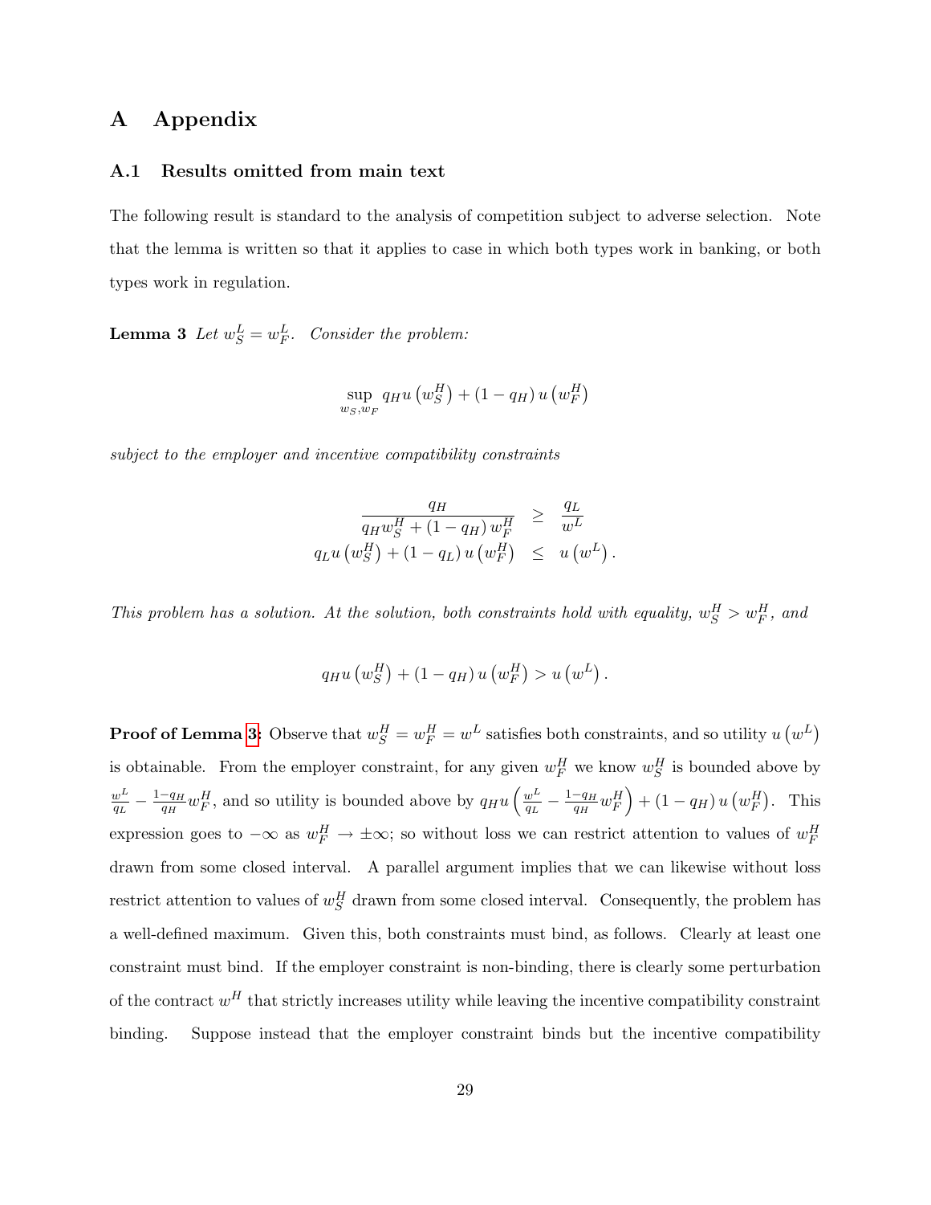# A Appendix

## A.1 Results omitted from main text

The following result is standard to the analysis of competition subject to adverse selection. Note that the lemma is written so that it applies to case in which both types work in banking, or both types work in regulation.

**Lemma 3** *Let $w_S^L = w_F^L$. Consider the problem:*

$$\sup_{w_S, w_F} q_H u\left(w_S^H\right) + (1 - q_H) u\left(w_F^H\right)$$

*subject to the employer and incentive compatibility constraints*

$$\begin{aligned} \frac{q_H}{q_H w_S^H + (1 - q_H) w_F^H} &\geq \frac{q_L}{w^L} \\ q_L u\left(w_S^H\right) + (1 - q_L) u\left(w_F^H\right) &\leq u\left(w^L\right). \end{aligned}$$

*This problem has a solution. At the solution, both constraints hold with equality, $w_S^H > w_F^H$, and*

$$q_H u\left(w_S^H\right) + (1 - q_H) u\left(w_F^H\right) > u\left(w^L\right).$$

**Proof of Lemma 3:** Observe that $w_S^H = w_F^H = w^L$ satisfies both constraints, and so utility $u\left(w^L\right)$ is obtainable. From the employer constraint, for any given $w_F^H$ we know $w_S^H$ is bounded above by $\frac{w^L}{q_L} - \frac{1-q_H}{q_H} w_F^H$, and so utility is bounded above by $q_H u\left(\frac{w^L}{q_L} - \frac{1-q_H}{q_H} w_F^H\right) + (1 - q_H) u\left(w_F^H\right)$. This expression goes to $-\infty$ as $w_F^H \to \pm\infty$; so without loss we can restrict attention to values of $w_F^H$ drawn from some closed interval. A parallel argument implies that we can likewise without loss restrict attention to values of $w_S^H$ drawn from some closed interval. Consequently, the problem has a well-defined maximum. Given this, both constraints must bind, as follows. Clearly at least one constraint must bind. If the employer constraint is non-binding, there is clearly some perturbation of the contract $w^H$ that strictly increases utility while leaving the incentive compatibility constraint binding. Suppose instead that the employer constraint binds but the incentive compatibility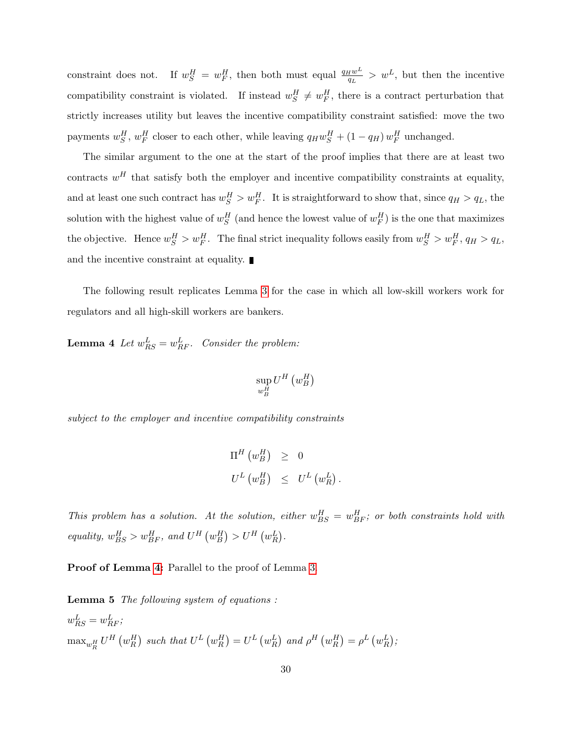constraint does not. If $w_S^H = w_F^H$, then both must equal $\frac{q_H w^L}{q_L} > w^L$, but then the incentive compatibility constraint is violated. If instead $w_S^H \neq w_F^H$, there is a contract perturbation that strictly increases utility but leaves the incentive compatibility constraint satisfied: move the two payments $w_S^H$, $w_F^H$ closer to each other, while leaving $q_H w_S^H + (1 - q_H) w_F^H$ unchanged.

The similar argument to the one at the start of the proof implies that there are at least two contracts $w^H$ that satisfy both the employer and incentive compatibility constraints at equality, and at least one such contract has $w_S^H > w_F^H$. It is straightforward to show that, since $q_H > q_L$, the solution with the highest value of $w_S^H$ (and hence the lowest value of $w_F^H$) is the one that maximizes the objective. Hence $w_S^H > w_F^H$. The final strict inequality follows easily from $w_S^H > w_F^H$, $q_H > q_L$, and the incentive constraint at equality. ∎

The following result replicates Lemma 3 for the case in which all low-skill workers work for regulators and all high-skill workers are bankers.

**Lemma 4** *Let $w_{RS}^L = w_{RF}^L$. Consider the problem:*

$$\sup_{w_B^H} U^H\left(w_B^H\right)$$

*subject to the employer and incentive compatibility constraints*

$$\begin{aligned}
\Pi^H\left(w_B^H\right) &\geq 0 \\
U^L\left(w_B^H\right) &\leq U^L\left(w_R^L\right).
\end{aligned}$$

*This problem has a solution. At the solution, either $w_{BS}^H = w_{BF}^H$; or both constraints hold with equality, $w_{BS}^H > w_{BF}^H$, and $U^H\left(w_B^H\right) > U^H\left(w_R^L\right)$.*

**Proof of Lemma 4:** Parallel to the proof of Lemma 3.

**Lemma 5** *The following system of equations :*

$w_{RS}^L = w_{RF}^L$;

$\max_{w_R^H} U^H\left(w_R^H\right)$ *such that* $U^L\left(w_R^H\right) = U^L\left(w_R^L\right)$ *and* $\rho^H\left(w_R^H\right) = \rho^L\left(w_R^L\right)$;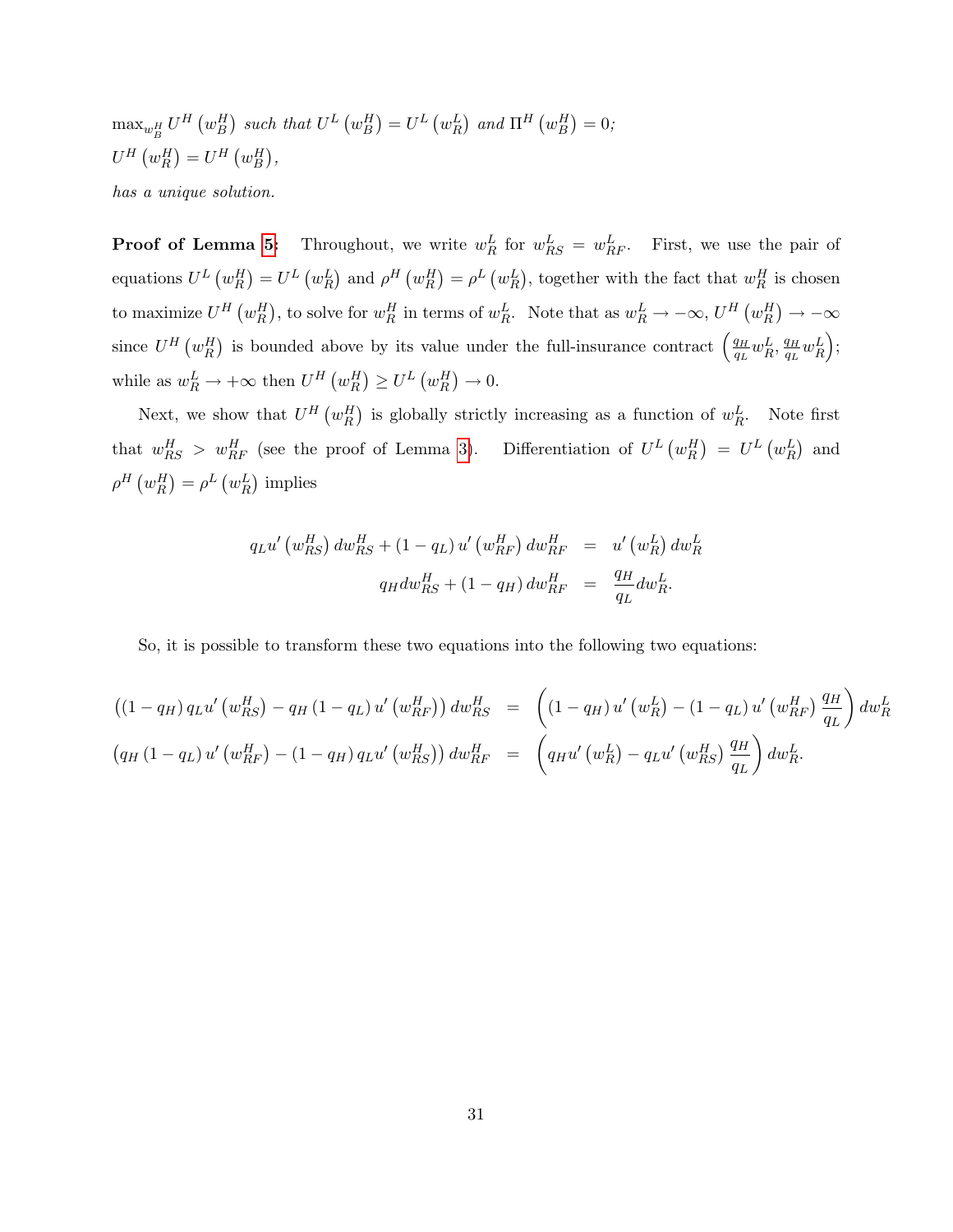$\max_{w_B^H} U^H\left(w_B^H\right)$ *such that* $U^L\left(w_B^H\right) = U^L\left(w_R^L\right)$ *and* $\Pi^H\left(w_B^H\right) = 0$*;*

$U^H\left(w_R^H\right) = U^H\left(w_B^H\right)$*,*

*has a unique solution.*

**Proof of Lemma 5:** Throughout, we write $w_R^L$ for $w_{RS}^L = w_{RF}^L$. First, we use the pair of equations $U^L\left(w_R^H\right) = U^L\left(w_R^L\right)$ and $\rho^H\left(w_R^H\right) = \rho^L\left(w_R^L\right)$, together with the fact that $w_R^H$ is chosen to maximize $U^H\left(w_R^H\right)$, to solve for $w_R^H$ in terms of $w_R^L$. Note that as $w_R^L \to -\infty$, $U^H\left(w_R^H\right) \to -\infty$ since $U^H\left(w_R^H\right)$ is bounded above by its value under the full-insurance contract $\left(\frac{q_H}{q_L}w_R^L, \frac{q_H}{q_L}w_R^L\right)$; while as $w_R^L \to +\infty$ then $U^H\left(w_R^H\right) \geq U^L\left(w_R^H\right) \to 0$.

Next, we show that $U^H\left(w_R^H\right)$ is globally strictly increasing as a function of $w_R^L$. Note first that $w_{RS}^H > w_{RF}^H$ (see the proof of Lemma 3). Differentiation of $U^L\left(w_R^H\right) = U^L\left(w_R^L\right)$ and $\rho^H\left(w_R^H\right) = \rho^L\left(w_R^L\right)$ implies

$$
\begin{aligned}
q_L u'\left(w_{RS}^H\right) dw_{RS}^H + \left(1-q_L\right) u'\left(w_{RF}^H\right) dw_{RF}^H &= u'\left(w_R^L\right) dw_R^L \\
q_H dw_{RS}^H + \left(1-q_H\right) dw_{RF}^H &= \frac{q_H}{q_L} dw_R^L.
\end{aligned}
$$

So, it is possible to transform these two equations into the following two equations:

$$
\begin{aligned}
\left(\left(1-q_H\right) q_L u'\left(w_{RS}^H\right) - q_H\left(1-q_L\right) u'\left(w_{RF}^H\right)\right) dw_{RS}^H &= \left(\left(1-q_H\right) u'\left(w_R^L\right) - \left(1-q_L\right) u'\left(w_{RF}^H\right) \frac{q_H}{q_L}\right) dw_R^L \\
\left(q_H\left(1-q_L\right) u'\left(w_{RF}^H\right) - \left(1-q_H\right) q_L u'\left(w_{RS}^H\right)\right) dw_{RF}^H &= \left(q_H u'\left(w_R^L\right) - q_L u'\left(w_{RS}^H\right) \frac{q_H}{q_L}\right) dw_R^L.
\end{aligned}
$$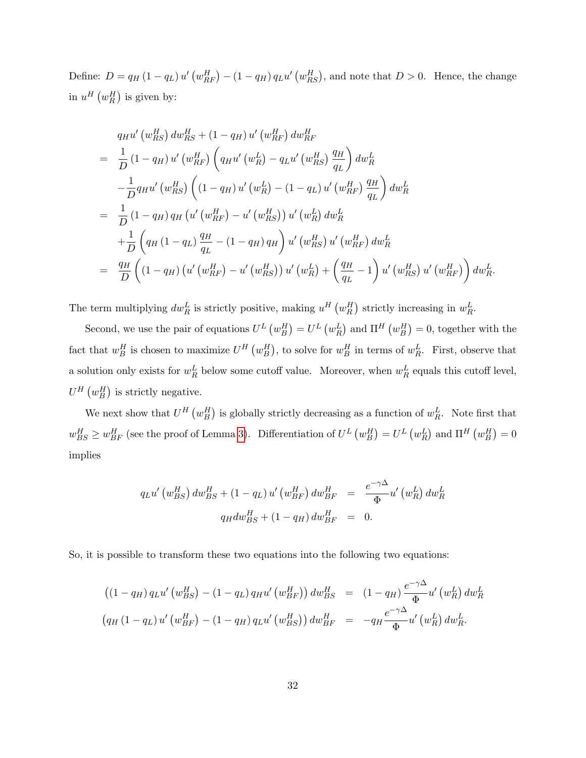Define: $D = q_H (1 - q_L) u' (w^H_{RF}) - (1 - q_H) q_L u' (w^H_{RS})$, and note that $D > 0$. Hence, the change in $u^H (w^H_R)$ is given by:

$$
\begin{aligned}
& q_H u' (w^H_{RS}) \, dw^H_{RS} + (1 - q_H) u' (w^H_{RF}) \, dw^H_{RF} \\
= \; & \frac{1}{D} (1 - q_H) u' (w^H_{RF}) \left( q_H u' (w^L_R) - q_L u' (w^H_{RS}) \frac{q_H}{q_L} \right) dw^L_R \\
& - \frac{1}{D} q_H u' (w^H_{RS}) \left( (1 - q_H) u' (w^L_R) - (1 - q_L) u' (w^H_{RF}) \frac{q_H}{q_L} \right) dw^L_R \\
= \; & \frac{1}{D} (1 - q_H) q_H \left( u' (w^H_{RF}) - u' (w^H_{RS}) \right) u' (w^L_R) \, dw^L_R \\
& + \frac{1}{D} \left( q_H (1 - q_L) \frac{q_H}{q_L} - (1 - q_H) q_H \right) u' (w^H_{RS}) \, u' (w^H_{RF}) \, dw^L_R \\
= \; & \frac{q_H}{D} \left( (1 - q_H) \left( u' (w^H_{RF}) - u' (w^H_{RS}) \right) u' (w^L_R) + \left( \frac{q_H}{q_L} - 1 \right) u' (w^H_{RS}) \, u' (w^H_{RF}) \right) dw^L_R.
\end{aligned}
$$

The term multiplying $dw^L_R$ is strictly positive, making $u^H (w^H_R)$ strictly increasing in $w^L_R$.

Second, we use the pair of equations $U^L (w^H_B) = U^L (w^L_R)$ and $\Pi^H (w^H_B) = 0$, together with the fact that $w^H_B$ is chosen to maximize $U^H (w^H_B)$, to solve for $w^H_B$ in terms of $w^L_R$. First, observe that a solution only exists for $w^L_R$ below some cutoff value. Moreover, when $w^L_R$ equals this cutoff level, $U^H (w^H_B)$ is strictly negative.

We next show that $U^H (w^H_B)$ is globally strictly decreasing as a function of $w^L_R$. Note first that $w^H_{BS} \geq w^H_{BF}$ (see the proof of Lemma 3). Differentiation of $U^L (w^H_B) = U^L (w^L_R)$ and $\Pi^H (w^H_B) = 0$ implies

$$
\begin{aligned}
q_L u' (w^H_{BS}) \, dw^H_{BS} + (1 - q_L) u' (w^H_{BF}) \, dw^H_{BF} &= \frac{e^{-\gamma \Delta}}{\Phi} u' (w^L_R) \, dw^L_R \\
q_H dw^H_{BS} + (1 - q_H) \, dw^H_{BF} &= 0.
\end{aligned}
$$

So, it is possible to transform these two equations into the following two equations:

$$
\begin{aligned}
\left( (1 - q_H) q_L u' (w^H_{BS}) - (1 - q_L) q_H u' (w^H_{BF}) \right) dw^H_{BS} &= (1 - q_H) \frac{e^{-\gamma \Delta}}{\Phi} u' (w^L_R) \, dw^L_R \\
\left( q_H (1 - q_L) u' (w^H_{BF}) - (1 - q_H) q_L u' (w^H_{BS}) \right) dw^H_{BF} &= -q_H \frac{e^{-\gamma \Delta}}{\Phi} u' (w^L_R) \, dw^L_R.
\end{aligned}
$$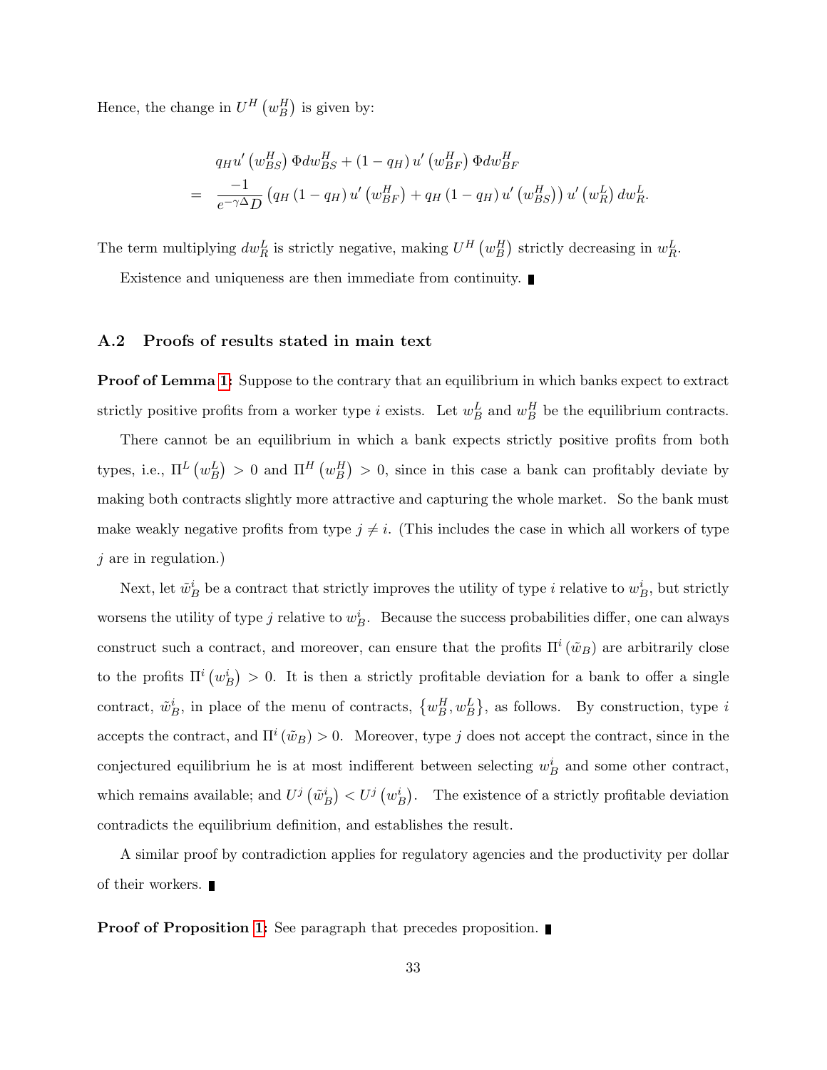Hence, the change in $U^H\left(w_B^H\right)$ is given by:

$$
\begin{aligned}
& q_H u'\left(w_{BS}^H\right)\Phi dw_{BS}^H + \left(1-q_H\right) u'\left(w_{BF}^H\right)\Phi dw_{BF}^H \\
= \;& \frac{-1}{e^{-\gamma\Delta}D}\left(q_H\left(1-q_H\right)u'\left(w_{BF}^H\right) + q_H\left(1-q_H\right)u'\left(w_{BS}^H\right)\right)u'\left(w_R^L\right)dw_R^L.
\end{aligned}
$$

The term multiplying $dw_R^L$ is strictly negative, making $U^H\left(w_B^H\right)$ strictly decreasing in $w_R^L$.

Existence and uniqueness are then immediate from continuity. ∎

## A.2 Proofs of results stated in main text

**Proof of Lemma 1:** Suppose to the contrary that an equilibrium in which banks expect to extract strictly positive profits from a worker type $i$ exists. Let $w_B^L$ and $w_B^H$ be the equilibrium contracts.

There cannot be an equilibrium in which a bank expects strictly positive profits from both types, i.e., $\Pi^L\left(w_B^L\right) > 0$ and $\Pi^H\left(w_B^H\right) > 0$, since in this case a bank can profitably deviate by making both contracts slightly more attractive and capturing the whole market. So the bank must make weakly negative profits from type $j \neq i$. (This includes the case in which all workers of type $j$ are in regulation.)

Next, let $\tilde{w}_B^i$ be a contract that strictly improves the utility of type $i$ relative to $w_B^i$, but strictly worsens the utility of type $j$ relative to $w_B^i$. Because the success probabilities differ, one can always construct such a contract, and moreover, can ensure that the profits $\Pi^i\left(\tilde{w}_B\right)$ are arbitrarily close to the profits $\Pi^i\left(w_B^i\right) > 0$. It is then a strictly profitable deviation for a bank to offer a single contract, $\tilde{w}_B^i$, in place of the menu of contracts, $\left\{w_B^H, w_B^L\right\}$, as follows. By construction, type $i$ accepts the contract, and $\Pi^i\left(\tilde{w}_B\right) > 0$. Moreover, type $j$ does not accept the contract, since in the conjectured equilibrium he is at most indifferent between selecting $w_B^i$ and some other contract, which remains available; and $U^j\left(\tilde{w}_B^i\right) < U^j\left(w_B^i\right)$. The existence of a strictly profitable deviation contradicts the equilibrium definition, and establishes the result.

A similar proof by contradiction applies for regulatory agencies and the productivity per dollar of their workers. ∎

**Proof of Proposition 1:** See paragraph that precedes proposition. ∎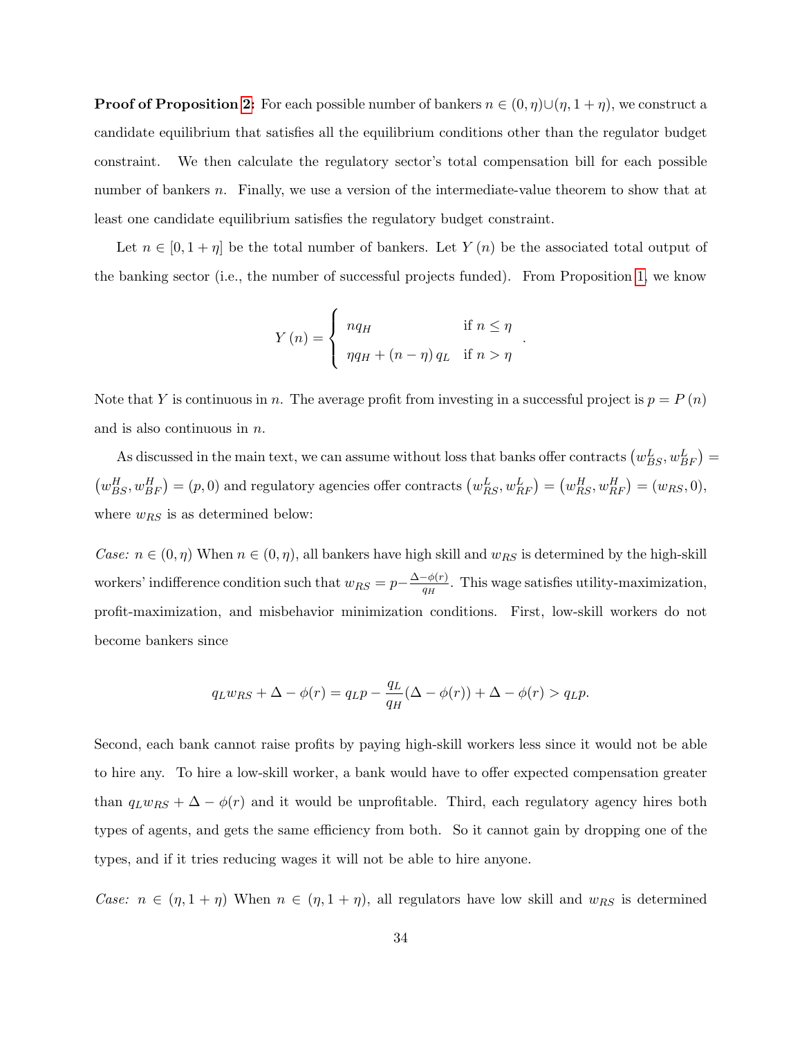**Proof of Proposition 2:** For each possible number of bankers $n \in (0, \eta) \cup (\eta, 1 + \eta)$, we construct a candidate equilibrium that satisfies all the equilibrium conditions other than the regulator budget constraint. We then calculate the regulatory sector's total compensation bill for each possible number of bankers $n$. Finally, we use a version of the intermediate-value theorem to show that at least one candidate equilibrium satisfies the regulatory budget constraint.

Let $n \in [0, 1 + \eta]$ be the total number of bankers. Let $Y(n)$ be the associated total output of the banking sector (i.e., the number of successful projects funded). From Proposition 1, we know

$$Y(n) = \begin{cases} nq_H & \text{if } n \leq \eta \\ \eta q_H + (n - \eta) q_L & \text{if } n > \eta \end{cases}.$$

Note that $Y$ is continuous in $n$. The average profit from investing in a successful project is $p = P(n)$ and is also continuous in $n$.

As discussed in the main text, we can assume without loss that banks offer contracts $\left(w_{BS}^L, w_{BF}^L\right) = \left(w_{BS}^H, w_{BF}^H\right) = (p, 0)$ and regulatory agencies offer contracts $\left(w_{RS}^L, w_{RF}^L\right) = \left(w_{RS}^H, w_{RF}^H\right) = (w_{RS}, 0)$, where $w_{RS}$ is as determined below:

*Case:* $n \in (0, \eta)$ When $n \in (0, \eta)$, all bankers have high skill and $w_{RS}$ is determined by the high-skill workers' indifference condition such that $w_{RS} = p - \frac{\Delta - \phi(r)}{q_H}$. This wage satisfies utility-maximization, profit-maximization, and misbehavior minimization conditions. First, low-skill workers do not become bankers since

$$q_L w_{RS} + \Delta - \phi(r) = q_L p - \frac{q_L}{q_H}(\Delta - \phi(r)) + \Delta - \phi(r) > q_L p.$$

Second, each bank cannot raise profits by paying high-skill workers less since it would not be able to hire any. To hire a low-skill worker, a bank would have to offer expected compensation greater than $q_L w_{RS} + \Delta - \phi(r)$ and it would be unprofitable. Third, each regulatory agency hires both types of agents, and gets the same efficiency from both. So it cannot gain by dropping one of the types, and if it tries reducing wages it will not be able to hire anyone.

*Case:* $n \in (\eta, 1 + \eta)$ When $n \in (\eta, 1 + \eta)$, all regulators have low skill and $w_{RS}$ is determined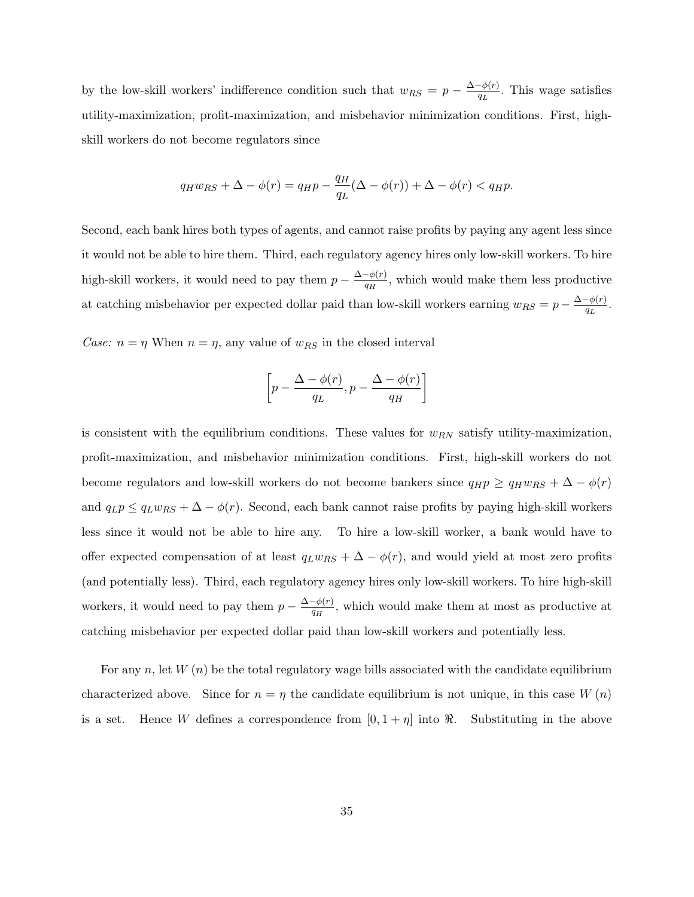by the low-skill workers' indifference condition such that $w_{RS} = p - \frac{\Delta - \phi(r)}{q_L}$. This wage satisfies utility-maximization, profit-maximization, and misbehavior minimization conditions. First, high-skill workers do not become regulators since

$$q_H w_{RS} + \Delta - \phi(r) = q_H p - \frac{q_H}{q_L}(\Delta - \phi(r)) + \Delta - \phi(r) < q_H p.$$

Second, each bank hires both types of agents, and cannot raise profits by paying any agent less since it would not be able to hire them. Third, each regulatory agency hires only low-skill workers. To hire high-skill workers, it would need to pay them $p - \frac{\Delta - \phi(r)}{q_H}$, which would make them less productive at catching misbehavior per expected dollar paid than low-skill workers earning $w_{RS} = p - \frac{\Delta - \phi(r)}{q_L}$.

*Case:* $n = \eta$ When $n = \eta$, any value of $w_{RS}$ in the closed interval

$$\left[p - \frac{\Delta - \phi(r)}{q_L}, p - \frac{\Delta - \phi(r)}{q_H}\right]$$

is consistent with the equilibrium conditions. These values for $w_{RN}$ satisfy utility-maximization, profit-maximization, and misbehavior minimization conditions. First, high-skill workers do not become regulators and low-skill workers do not become bankers since $q_H p \geq q_H w_{RS} + \Delta - \phi(r)$ and $q_L p \leq q_L w_{RS} + \Delta - \phi(r)$. Second, each bank cannot raise profits by paying high-skill workers less since it would not be able to hire any. To hire a low-skill worker, a bank would have to offer expected compensation of at least $q_L w_{RS} + \Delta - \phi(r)$, and would yield at most zero profits (and potentially less). Third, each regulatory agency hires only low-skill workers. To hire high-skill workers, it would need to pay them $p - \frac{\Delta - \phi(r)}{q_H}$, which would make them at most as productive at catching misbehavior per expected dollar paid than low-skill workers and potentially less.

For any $n$, let $W(n)$ be the total regulatory wage bills associated with the candidate equilibrium characterized above. Since for $n = \eta$ the candidate equilibrium is not unique, in this case $W(n)$ is a set. Hence $W$ defines a correspondence from $[0, 1 + \eta]$ into $\Re$. Substituting in the above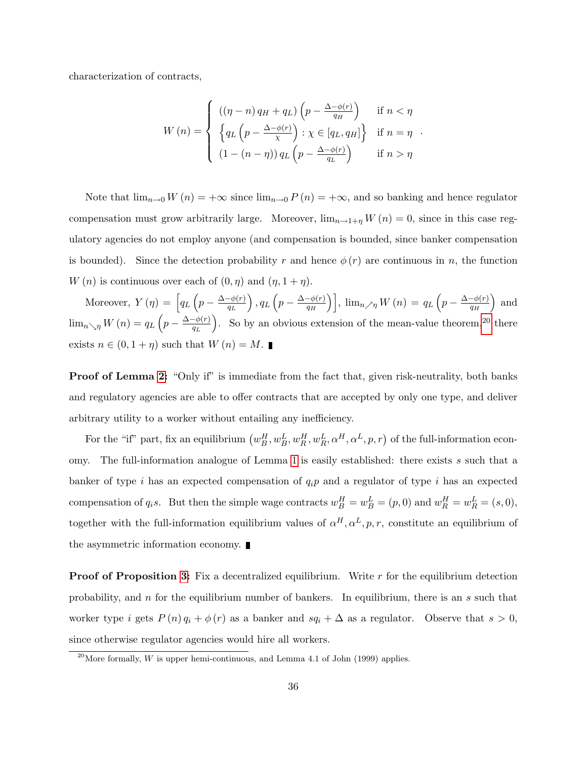characterization of contracts,

$$W(n) = \begin{cases} ((\eta - n) q_H + q_L) \left(p - \frac{\Delta - \phi(r)}{q_H}\right) & \text{if } n < \eta \\ \left\{ q_L \left(p - \frac{\Delta - \phi(r)}{\chi}\right) : \chi \in [q_L, q_H] \right\} & \text{if } n = \eta \\ (1 - (n - \eta)) q_L \left(p - \frac{\Delta - \phi(r)}{q_L}\right) & \text{if } n > \eta \end{cases}.$$

Note that $\lim_{n \to 0} W(n) = +\infty$ since $\lim_{n \to 0} P(n) = +\infty$, and so banking and hence regulator compensation must grow arbitrarily large. Moreover, $\lim_{n \to 1+\eta} W(n) = 0$, since in this case regulatory agencies do not employ anyone (and compensation is bounded, since banker compensation is bounded). Since the detection probability $r$ and hence $\phi(r)$ are continuous in $n$, the function $W(n)$ is continuous over each of $(0, \eta)$ and $(\eta, 1 + \eta)$.

Moreover, $Y(\eta) = \left[q_L \left(p - \frac{\Delta - \phi(r)}{q_L}\right), q_L \left(p - \frac{\Delta - \phi(r)}{q_H}\right)\right]$, $\lim_{n \nearrow \eta} W(n) = q_L \left(p - \frac{\Delta - \phi(r)}{q_H}\right)$ and $\lim_{n \searrow \eta} W(n) = q_L \left(p - \frac{\Delta - \phi(r)}{q_L}\right)$. So by an obvious extension of the mean-value theorem,[20] there exists $n \in (0, 1 + \eta)$ such that $W(n) = M$. ∎

**Proof of Lemma 2:** "Only if" is immediate from the fact that, given risk-neutrality, both banks and regulatory agencies are able to offer contracts that are accepted by only one type, and deliver arbitrary utility to a worker without entailing any inefficiency.

For the "if" part, fix an equilibrium $\left(w_B^H, w_B^L, w_R^H, w_R^L, \alpha^H, \alpha^L, p, r\right)$ of the full-information economy. The full-information analogue of Lemma 1 is easily established: there exists $s$ such that a banker of type $i$ has an expected compensation of $q_i p$ and a regulator of type $i$ has an expected compensation of $q_i s$. But then the simple wage contracts $w_B^H = w_B^L = (p, 0)$ and $w_R^H = w_R^L = (s, 0)$, together with the full-information equilibrium values of $\alpha^H, \alpha^L, p, r$, constitute an equilibrium of the asymmetric information economy. ∎

**Proof of Proposition 3:** Fix a decentralized equilibrium. Write $r$ for the equilibrium detection probability, and $n$ for the equilibrium number of bankers. In equilibrium, there is an $s$ such that worker type $i$ gets $P(n) q_i + \phi(r)$ as a banker and $s q_i + \Delta$ as a regulator. Observe that $s > 0$, since otherwise regulator agencies would hire all workers.

[20] More formally, $W$ is upper hemi-continuous, and Lemma 4.1 of John (1999) applies.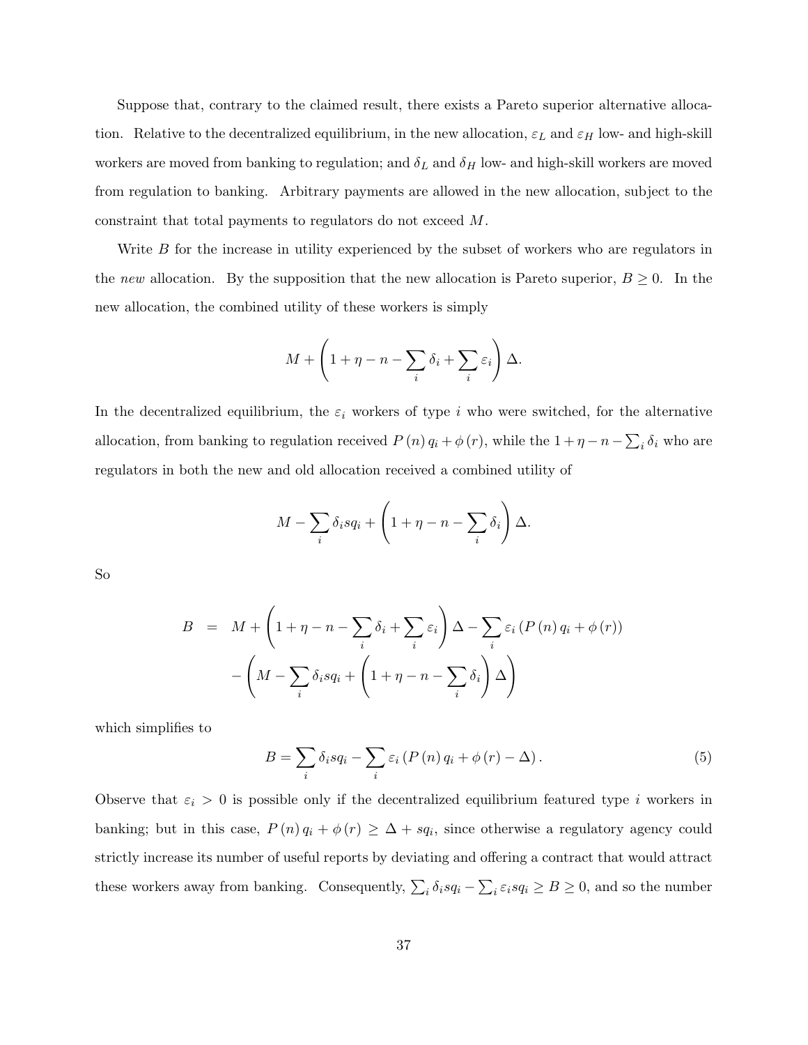Suppose that, contrary to the claimed result, there exists a Pareto superior alternative allocation. Relative to the decentralized equilibrium, in the new allocation, $\varepsilon_L$ and $\varepsilon_H$ low- and high-skill workers are moved from banking to regulation; and $\delta_L$ and $\delta_H$ low- and high-skill workers are moved from regulation to banking. Arbitrary payments are allowed in the new allocation, subject to the constraint that total payments to regulators do not exceed $M$.

Write $B$ for the increase in utility experienced by the subset of workers who are regulators in the *new* allocation. By the supposition that the new allocation is Pareto superior, $B \geq 0$. In the new allocation, the combined utility of these workers is simply

$$M + \left(1 + \eta - n - \sum_i \delta_i + \sum_i \varepsilon_i\right) \Delta.$$

In the decentralized equilibrium, the $\varepsilon_i$ workers of type $i$ who were switched, for the alternative allocation, from banking to regulation received $P(n) q_i + \phi(r)$, while the $1 + \eta - n - \sum_i \delta_i$ who are regulators in both the new and old allocation received a combined utility of

$$M - \sum_i \delta_i s q_i + \left(1 + \eta - n - \sum_i \delta_i\right) \Delta.$$

So

$$\begin{aligned} B &= M + \left(1 + \eta - n - \sum_i \delta_i + \sum_i \varepsilon_i\right) \Delta - \sum_i \varepsilon_i \left(P(n) q_i + \phi(r)\right) \\ &\quad - \left(M - \sum_i \delta_i s q_i + \left(1 + \eta - n - \sum_i \delta_i\right) \Delta\right) \end{aligned}$$

which simplifies to

$$B = \sum_i \delta_i s q_i - \sum_i \varepsilon_i \left(P(n) q_i + \phi(r) - \Delta\right). \tag{5}$$

Observe that $\varepsilon_i > 0$ is possible only if the decentralized equilibrium featured type $i$ workers in banking; but in this case, $P(n) q_i + \phi(r) \geq \Delta + s q_i$, since otherwise a regulatory agency could strictly increase its number of useful reports by deviating and offering a contract that would attract these workers away from banking. Consequently, $\sum_i \delta_i s q_i - \sum_i \varepsilon_i s q_i \geq B \geq 0$, and so the number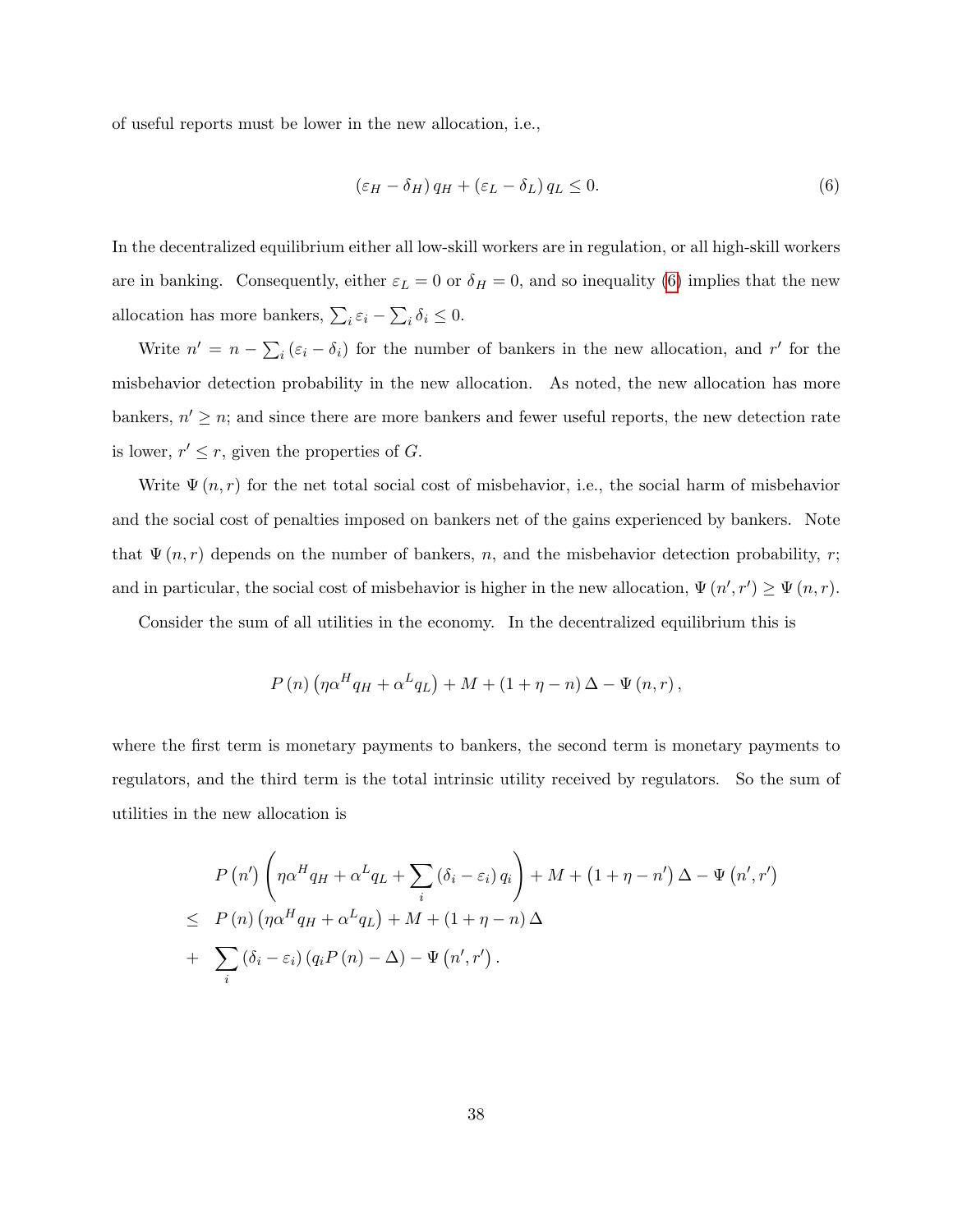of useful reports must be lower in the new allocation, i.e.,

$$(\varepsilon_H - \delta_H) q_H + (\varepsilon_L - \delta_L) q_L \leq 0. \tag{6}$$

In the decentralized equilibrium either all low-skill workers are in regulation, or all high-skill workers are in banking. Consequently, either $\varepsilon_L = 0$ or $\delta_H = 0$, and so inequality (6) implies that the new allocation has more bankers, $\sum_i \varepsilon_i - \sum_i \delta_i \leq 0$.

Write $n' = n - \sum_i (\varepsilon_i - \delta_i)$ for the number of bankers in the new allocation, and $r'$ for the misbehavior detection probability in the new allocation. As noted, the new allocation has more bankers, $n' \geq n$; and since there are more bankers and fewer useful reports, the new detection rate is lower, $r' \leq r$, given the properties of $G$.

Write $\Psi(n, r)$ for the net total social cost of misbehavior, i.e., the social harm of misbehavior and the social cost of penalties imposed on bankers net of the gains experienced by bankers. Note that $\Psi(n, r)$ depends on the number of bankers, $n$, and the misbehavior detection probability, $r$; and in particular, the social cost of misbehavior is higher in the new allocation, $\Psi(n', r') \geq \Psi(n, r)$.

Consider the sum of all utilities in the economy. In the decentralized equilibrium this is

$$P(n) \left(\eta \alpha^H q_H + \alpha^L q_L\right) + M + (1 + \eta - n) \Delta - \Psi(n, r),$$

where the first term is monetary payments to bankers, the second term is monetary payments to regulators, and the third term is the total intrinsic utility received by regulators. So the sum of utilities in the new allocation is

$$\begin{aligned}
& P(n') \left(\eta \alpha^H q_H + \alpha^L q_L + \sum_i (\delta_i - \varepsilon_i) q_i\right) + M + (1 + \eta - n') \Delta - \Psi(n', r') \\
\leq \; & P(n) \left(\eta \alpha^H q_H + \alpha^L q_L\right) + M + (1 + \eta - n) \Delta \\
+ \; & \sum_i (\delta_i - \varepsilon_i) (q_i P(n) - \Delta) - \Psi(n', r').
\end{aligned}$$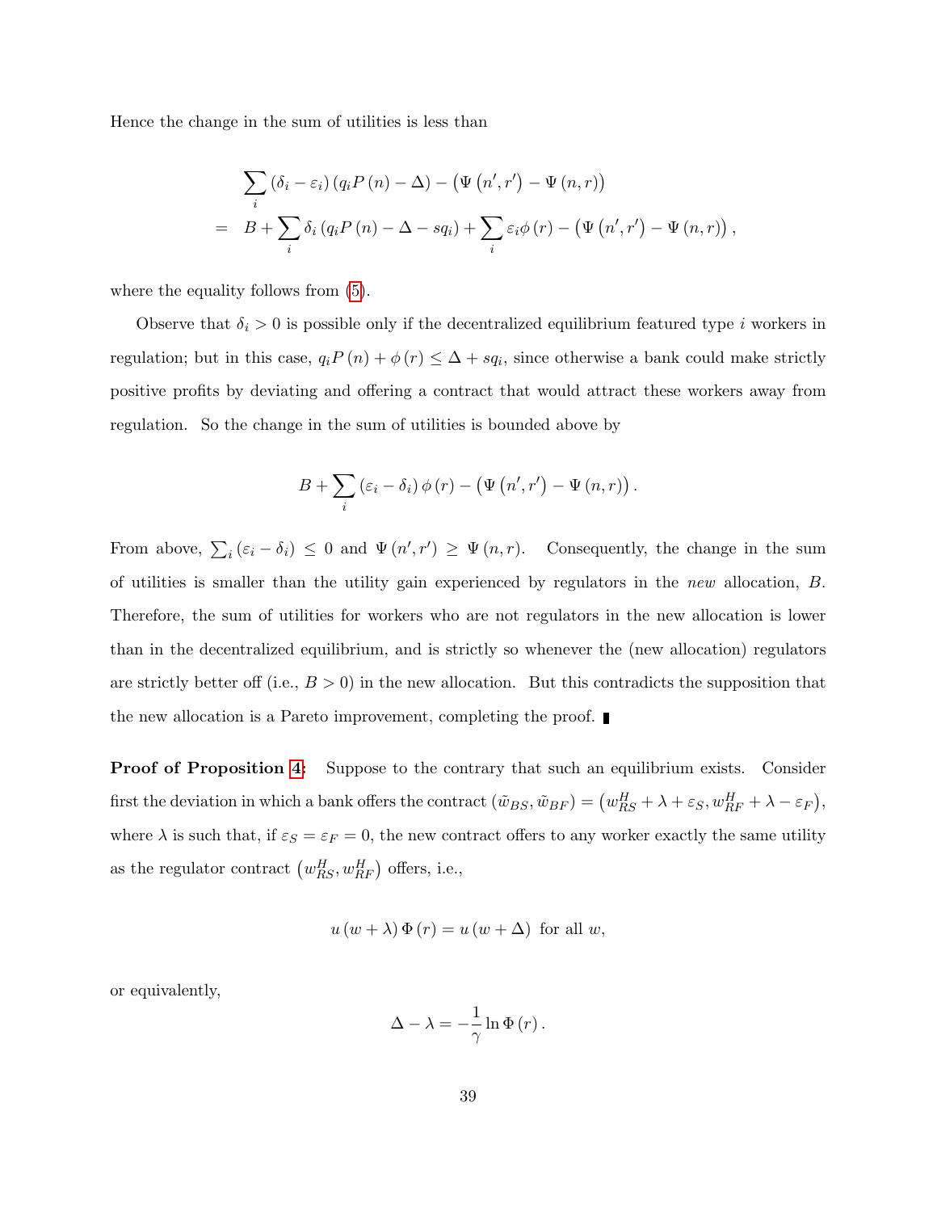Hence the change in the sum of utilities is less than

$$
\begin{aligned}
& \sum_i (\delta_i - \varepsilon_i) (q_i P(n) - \Delta) - \left(\Psi(n', r') - \Psi(n, r)\right) \\
= \quad & B + \sum_i \delta_i (q_i P(n) - \Delta - s q_i) + \sum_i \varepsilon_i \phi(r) - \left(\Psi(n', r') - \Psi(n, r)\right),
\end{aligned}
$$

where the equality follows from (5).

Observe that $\delta_i > 0$ is possible only if the decentralized equilibrium featured type $i$ workers in regulation; but in this case, $q_i P(n) + \phi(r) \leq \Delta + s q_i$, since otherwise a bank could make strictly positive profits by deviating and offering a contract that would attract these workers away from regulation. So the change in the sum of utilities is bounded above by

$$
B + \sum_i (\varepsilon_i - \delta_i) \phi(r) - \left(\Psi(n', r') - \Psi(n, r)\right).
$$

From above, $\sum_i (\varepsilon_i - \delta_i) \leq 0$ and $\Psi(n', r') \geq \Psi(n, r)$. Consequently, the change in the sum of utilities is smaller than the utility gain experienced by regulators in the *new* allocation, $B$. Therefore, the sum of utilities for workers who are not regulators in the new allocation is lower than in the decentralized equilibrium, and is strictly so whenever the (new allocation) regulators are strictly better off (i.e., $B > 0$) in the new allocation. But this contradicts the supposition that the new allocation is a Pareto improvement, completing the proof. ∎

**Proof of Proposition 4:** Suppose to the contrary that such an equilibrium exists. Consider first the deviation in which a bank offers the contract $(\tilde{w}_{BS}, \tilde{w}_{BF}) = \left(w_{RS}^H + \lambda + \varepsilon_S, w_{RF}^H + \lambda - \varepsilon_F\right)$, where $\lambda$ is such that, if $\varepsilon_S = \varepsilon_F = 0$, the new contract offers to any worker exactly the same utility as the regulator contract $\left(w_{RS}^H, w_{RF}^H\right)$ offers, i.e.,

$$
u(w + \lambda) \Phi(r) = u(w + \Delta) \text{ for all } w,
$$

or equivalently,

$$
\Delta - \lambda = -\frac{1}{\gamma} \ln \Phi(r).
$$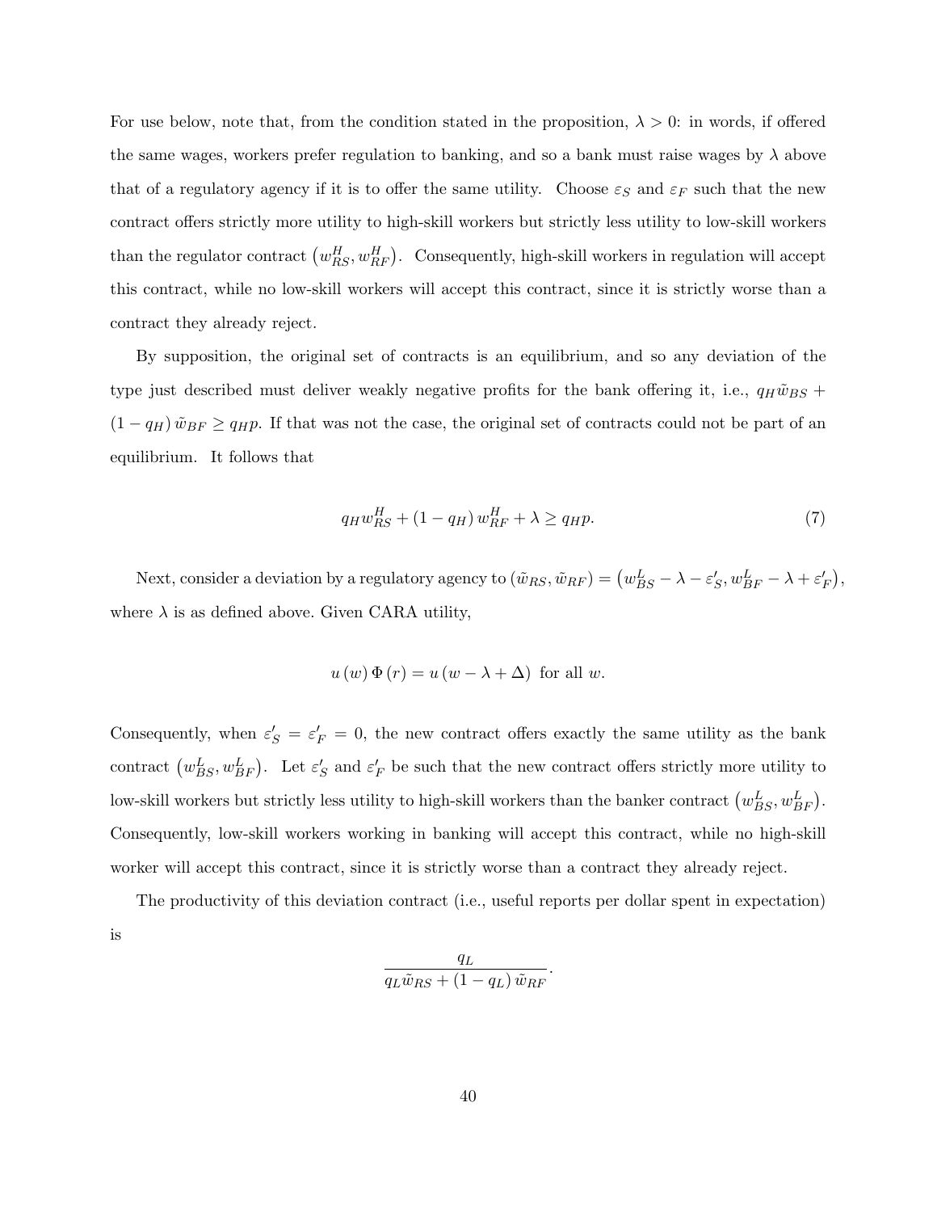For use below, note that, from the condition stated in the proposition, $\lambda > 0$: in words, if offered the same wages, workers prefer regulation to banking, and so a bank must raise wages by $\lambda$ above that of a regulatory agency if it is to offer the same utility. Choose $\varepsilon_S$ and $\varepsilon_F$ such that the new contract offers strictly more utility to high-skill workers but strictly less utility to low-skill workers than the regulator contract $\left(w_{RS}^H, w_{RF}^H\right)$. Consequently, high-skill workers in regulation will accept this contract, while no low-skill workers will accept this contract, since it is strictly worse than a contract they already reject.

By supposition, the original set of contracts is an equilibrium, and so any deviation of the type just described must deliver weakly negative profits for the bank offering it, i.e., $q_H \tilde{w}_{BS} + (1 - q_H)\, \tilde{w}_{BF} \geq q_H p$. If that was not the case, the original set of contracts could not be part of an equilibrium. It follows that

$$q_H w_{RS}^H + (1 - q_H)\, w_{RF}^H + \lambda \geq q_H p. \tag{7}$$

Next, consider a deviation by a regulatory agency to $(\tilde{w}_{RS}, \tilde{w}_{RF}) = \left(w_{BS}^L - \lambda - \varepsilon_S', w_{BF}^L - \lambda + \varepsilon_F'\right)$, where $\lambda$ is as defined above. Given CARA utility,

$$u(w)\, \Phi(r) = u(w - \lambda + \Delta) \text{ for all } w.$$

Consequently, when $\varepsilon_S' = \varepsilon_F' = 0$, the new contract offers exactly the same utility as the bank contract $\left(w_{BS}^L, w_{BF}^L\right)$. Let $\varepsilon_S'$ and $\varepsilon_F'$ be such that the new contract offers strictly more utility to low-skill workers but strictly less utility to high-skill workers than the banker contract $\left(w_{BS}^L, w_{BF}^L\right)$. Consequently, low-skill workers working in banking will accept this contract, while no high-skill worker will accept this contract, since it is strictly worse than a contract they already reject.

The productivity of this deviation contract (i.e., useful reports per dollar spent in expectation) is

$$\frac{q_L}{q_L \tilde{w}_{RS} + (1 - q_L)\, \tilde{w}_{RF}}.$$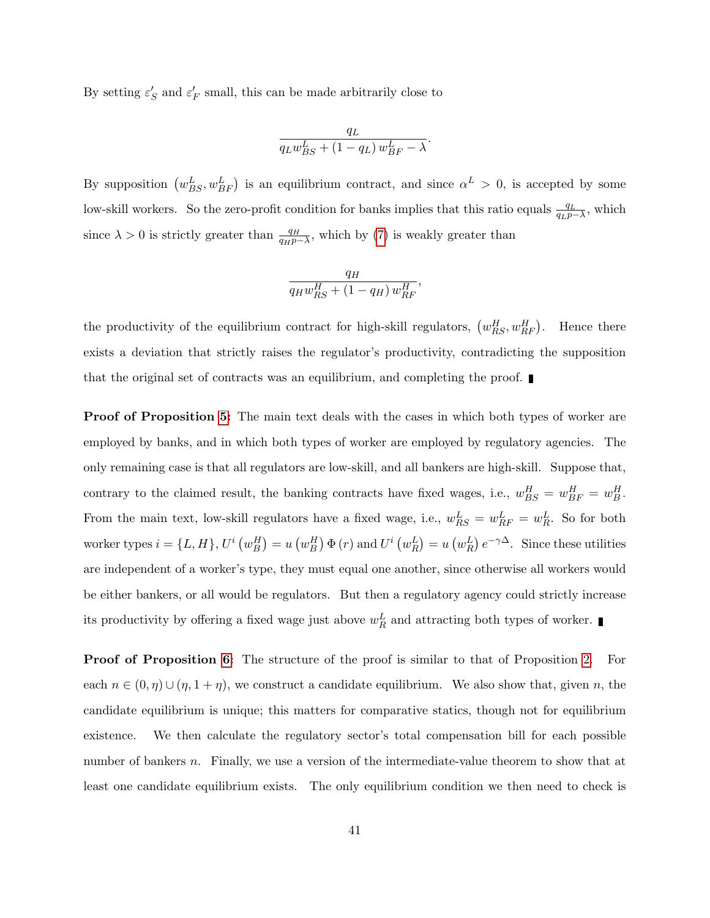By setting $\varepsilon_S'$ and $\varepsilon_F'$ small, this can be made arbitrarily close to

$$\frac{q_L}{q_L w_{BS}^L + (1-q_L) w_{BF}^L - \lambda}.$$

By supposition $\left(w_{BS}^L, w_{BF}^L\right)$ is an equilibrium contract, and since $\alpha^L > 0$, is accepted by some low-skill workers. So the zero-profit condition for banks implies that this ratio equals $\frac{q_L}{q_L p - \lambda}$, which since $\lambda > 0$ is strictly greater than $\frac{q_H}{q_H p - \lambda}$, which by (7) is weakly greater than

$$\frac{q_H}{q_H w_{RS}^H + (1-q_H) w_{RF}^H},$$

the productivity of the equilibrium contract for high-skill regulators, $\left(w_{RS}^H, w_{RF}^H\right)$. Hence there exists a deviation that strictly raises the regulator's productivity, contradicting the supposition that the original set of contracts was an equilibrium, and completing the proof. ∎

**Proof of Proposition 5:** The main text deals with the cases in which both types of worker are employed by banks, and in which both types of worker are employed by regulatory agencies. The only remaining case is that all regulators are low-skill, and all bankers are high-skill. Suppose that, contrary to the claimed result, the banking contracts have fixed wages, i.e., $w_{BS}^H = w_{BF}^H = w_B^H$. From the main text, low-skill regulators have a fixed wage, i.e., $w_{RS}^L = w_{RF}^L = w_R^L$. So for both worker types $i = \{L, H\}$, $U^i\left(w_B^H\right) = u\left(w_B^H\right)\Phi(r)$ and $U^i\left(w_R^L\right) = u\left(w_R^L\right)e^{-\gamma\Delta}$. Since these utilities are independent of a worker's type, they must equal one another, since otherwise all workers would be either bankers, or all would be regulators. But then a regulatory agency could strictly increase its productivity by offering a fixed wage just above $w_R^L$ and attracting both types of worker. ∎

**Proof of Proposition 6:** The structure of the proof is similar to that of Proposition 2. For each $n \in (0, \eta) \cup (\eta, 1+\eta)$, we construct a candidate equilibrium. We also show that, given $n$, the candidate equilibrium is unique; this matters for comparative statics, though not for equilibrium existence. We then calculate the regulatory sector's total compensation bill for each possible number of bankers $n$. Finally, we use a version of the intermediate-value theorem to show that at least one candidate equilibrium exists. The only equilibrium condition we then need to check is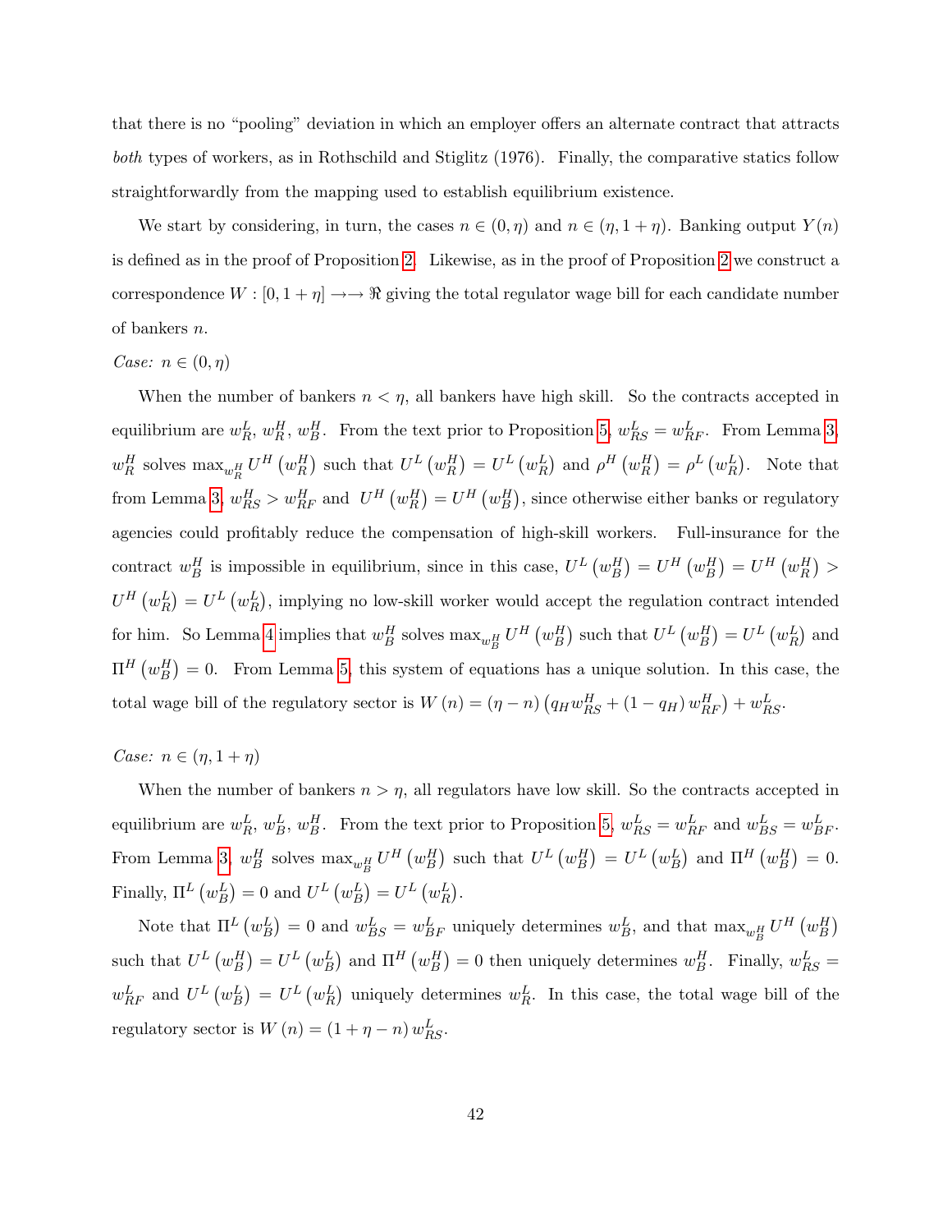that there is no "pooling" deviation in which an employer offers an alternate contract that attracts *both* types of workers, as in Rothschild and Stiglitz (1976). Finally, the comparative statics follow straightforwardly from the mapping used to establish equilibrium existence.

We start by considering, in turn, the cases $n \in (0, \eta)$ and $n \in (\eta, 1+\eta)$. Banking output $Y(n)$ is defined as in the proof of Proposition 2. Likewise, as in the proof of Proposition 2 we construct a correspondence $W : [0, 1+\eta] \rightarrow\rightarrow \Re$ giving the total regulator wage bill for each candidate number of bankers $n$.

*Case:* $n \in (0, \eta)$

When the number of bankers $n < \eta$, all bankers have high skill. So the contracts accepted in equilibrium are $w_R^L$, $w_R^H$, $w_B^H$. From the text prior to Proposition 5, $w_{RS}^L = w_{RF}^L$. From Lemma 3, $w_R^H$ solves $\max_{w_R^H} U^H\left(w_R^H\right)$ such that $U^L\left(w_R^H\right) = U^L\left(w_R^L\right)$ and $\rho^H\left(w_R^H\right) = \rho^L\left(w_R^L\right)$. Note that from Lemma 3, $w_{RS}^H > w_{RF}^H$ and $U^H\left(w_R^H\right) = U^H\left(w_B^H\right)$, since otherwise either banks or regulatory agencies could profitably reduce the compensation of high-skill workers. Full-insurance for the contract $w_B^H$ is impossible in equilibrium, since in this case, $U^L\left(w_B^H\right) = U^H\left(w_B^H\right) = U^H\left(w_R^H\right) > U^H\left(w_R^L\right) = U^L\left(w_R^L\right)$, implying no low-skill worker would accept the regulation contract intended for him. So Lemma 4 implies that $w_B^H$ solves $\max_{w_B^H} U^H\left(w_B^H\right)$ such that $U^L\left(w_B^H\right) = U^L\left(w_R^L\right)$ and $\Pi^H\left(w_B^H\right) = 0$. From Lemma 5, this system of equations has a unique solution. In this case, the total wage bill of the regulatory sector is $W(n) = (\eta - n)\left(q_H w_{RS}^H + (1-q_H) w_{RF}^H\right) + w_{RS}^L$.

*Case:* $n \in (\eta, 1+\eta)$

When the number of bankers $n > \eta$, all regulators have low skill. So the contracts accepted in equilibrium are $w_R^L$, $w_B^L$, $w_B^H$. From the text prior to Proposition 5, $w_{RS}^L = w_{RF}^L$ and $w_{BS}^L = w_{BF}^L$. From Lemma 3, $w_B^H$ solves $\max_{w_B^H} U^H\left(w_B^H\right)$ such that $U^L\left(w_B^H\right) = U^L\left(w_B^L\right)$ and $\Pi^H\left(w_B^H\right) = 0$. Finally, $\Pi^L\left(w_B^L\right) = 0$ and $U^L\left(w_B^L\right) = U^L\left(w_R^L\right)$.

Note that $\Pi^L\left(w_B^L\right) = 0$ and $w_{BS}^L = w_{BF}^L$ uniquely determines $w_B^L$, and that $\max_{w_B^H} U^H\left(w_B^H\right)$ such that $U^L\left(w_B^H\right) = U^L\left(w_B^L\right)$ and $\Pi^H\left(w_B^H\right) = 0$ then uniquely determines $w_B^H$. Finally, $w_{RS}^L = w_{RF}^L$ and $U^L\left(w_B^L\right) = U^L\left(w_R^L\right)$ uniquely determines $w_R^L$. In this case, the total wage bill of the regulatory sector is $W(n) = (1 + \eta - n)\, w_{RS}^L$.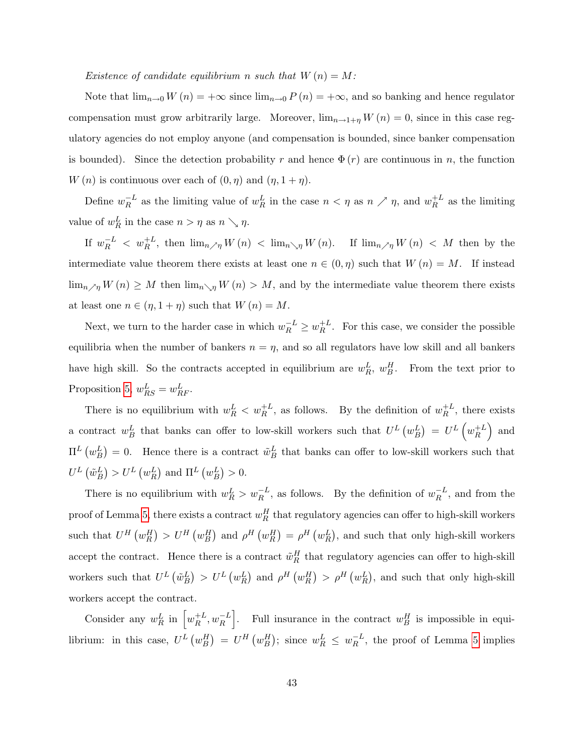*Existence of candidate equilibrium $n$ such that $W(n) = M$:*

Note that $\lim_{n \to 0} W(n) = +\infty$ since $\lim_{n \to 0} P(n) = +\infty$, and so banking and hence regulator compensation must grow arbitrarily large. Moreover, $\lim_{n \to 1+\eta} W(n) = 0$, since in this case regulatory agencies do not employ anyone (and compensation is bounded, since banker compensation is bounded). Since the detection probability $r$ and hence $\Phi(r)$ are continuous in $n$, the function $W(n)$ is continuous over each of $(0, \eta)$ and $(\eta, 1+\eta)$.

Define $w_R^{-L}$ as the limiting value of $w_R^L$ in the case $n < \eta$ as $n \nearrow \eta$, and $w_R^{+L}$ as the limiting value of $w_R^L$ in the case $n > \eta$ as $n \searrow \eta$.

If $w_R^{-L} < w_R^{+L}$, then $\lim_{n \nearrow \eta} W(n) < \lim_{n \searrow \eta} W(n)$. If $\lim_{n \nearrow \eta} W(n) < M$ then by the intermediate value theorem there exists at least one $n \in (0, \eta)$ such that $W(n) = M$. If instead $\lim_{n \nearrow \eta} W(n) \geq M$ then $\lim_{n \searrow \eta} W(n) > M$, and by the intermediate value theorem there exists at least one $n \in (\eta, 1+\eta)$ such that $W(n) = M$.

Next, we turn to the harder case in which $w_R^{-L} \geq w_R^{+L}$. For this case, we consider the possible equilibria when the number of bankers $n = \eta$, and so all regulators have low skill and all bankers have high skill. So the contracts accepted in equilibrium are $w_R^L$, $w_B^H$. From the text prior to Proposition 5, $w_{RS}^L = w_{RF}^L$.

There is no equilibrium with $w_R^L < w_R^{+L}$, as follows. By the definition of $w_R^{+L}$, there exists a contract $w_B^L$ that banks can offer to low-skill workers such that $U^L\left(w_B^L\right) = U^L\left(w_R^{+L}\right)$ and $\Pi^L\left(w_B^L\right) = 0$. Hence there is a contract $\tilde{w}_B^L$ that banks can offer to low-skill workers such that $U^L\left(\tilde{w}_B^L\right) > U^L\left(w_R^L\right)$ and $\Pi^L\left(w_B^L\right) > 0$.

There is no equilibrium with $w_R^L > w_R^{-L}$, as follows. By the definition of $w_R^{-L}$, and from the proof of Lemma 5, there exists a contract $w_R^H$ that regulatory agencies can offer to high-skill workers such that $U^H\left(w_R^H\right) > U^H\left(w_B^H\right)$ and $\rho^H\left(w_R^H\right) = \rho^H\left(w_R^L\right)$, and such that only high-skill workers accept the contract. Hence there is a contract $\tilde{w}_R^H$ that regulatory agencies can offer to high-skill workers such that $U^L\left(\tilde{w}_B^L\right) > U^L\left(w_R^L\right)$ and $\rho^H\left(w_R^H\right) > \rho^H\left(w_R^L\right)$, and such that only high-skill workers accept the contract.

Consider any $w_R^L$ in $\left[w_R^{+L}, w_R^{-L}\right]$. Full insurance in the contract $w_B^H$ is impossible in equilibrium: in this case, $U^L\left(w_B^H\right) = U^H\left(w_B^H\right)$; since $w_R^L \leq w_R^{-L}$, the proof of Lemma 5 implies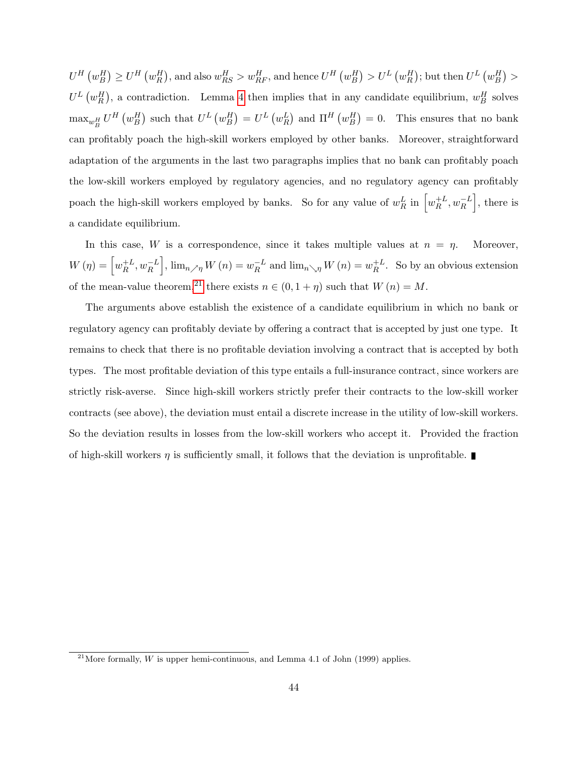$U^H\left(w_B^H\right) \geq U^H\left(w_R^H\right)$, and also $w_{RS}^H > w_{RF}^H$, and hence $U^H\left(w_B^H\right) > U^L\left(w_R^H\right)$; but then $U^L\left(w_B^H\right) > U^L\left(w_R^H\right)$, a contradiction. Lemma 4 then implies that in any candidate equilibrium, $w_B^H$ solves $\max_{w_B^H} U^H\left(w_B^H\right)$ such that $U^L\left(w_B^H\right) = U^L\left(w_R^L\right)$ and $\Pi^H\left(w_B^H\right) = 0$. This ensures that no bank can profitably poach the high-skill workers employed by other banks. Moreover, straightforward adaptation of the arguments in the last two paragraphs implies that no bank can profitably poach the low-skill workers employed by regulatory agencies, and no regulatory agency can profitably poach the high-skill workers employed by banks. So for any value of $w_R^L$ in $\left[w_R^{+L}, w_R^{-L}\right]$, there is a candidate equilibrium.

In this case, $W$ is a correspondence, since it takes multiple values at $n = \eta$. Moreover, $W(\eta) = \left[w_R^{+L}, w_R^{-L}\right]$, $\lim_{n \nearrow \eta} W(n) = w_R^{-L}$ and $\lim_{n \searrow \eta} W(n) = w_R^{+L}$. So by an obvious extension of the mean-value theorem,[21] there exists $n \in (0, 1+\eta)$ such that $W(n) = M$.

The arguments above establish the existence of a candidate equilibrium in which no bank or regulatory agency can profitably deviate by offering a contract that is accepted by just one type. It remains to check that there is no profitable deviation involving a contract that is accepted by both types. The most profitable deviation of this type entails a full-insurance contract, since workers are strictly risk-averse. Since high-skill workers strictly prefer their contracts to the low-skill worker contracts (see above), the deviation must entail a discrete increase in the utility of low-skill workers. So the deviation results in losses from the low-skill workers who accept it. Provided the fraction of high-skill workers $\eta$ is sufficiently small, it follows that the deviation is unprofitable. ∎

[21] More formally, $W$ is upper hemi-continuous, and Lemma 4.1 of John (1999) applies.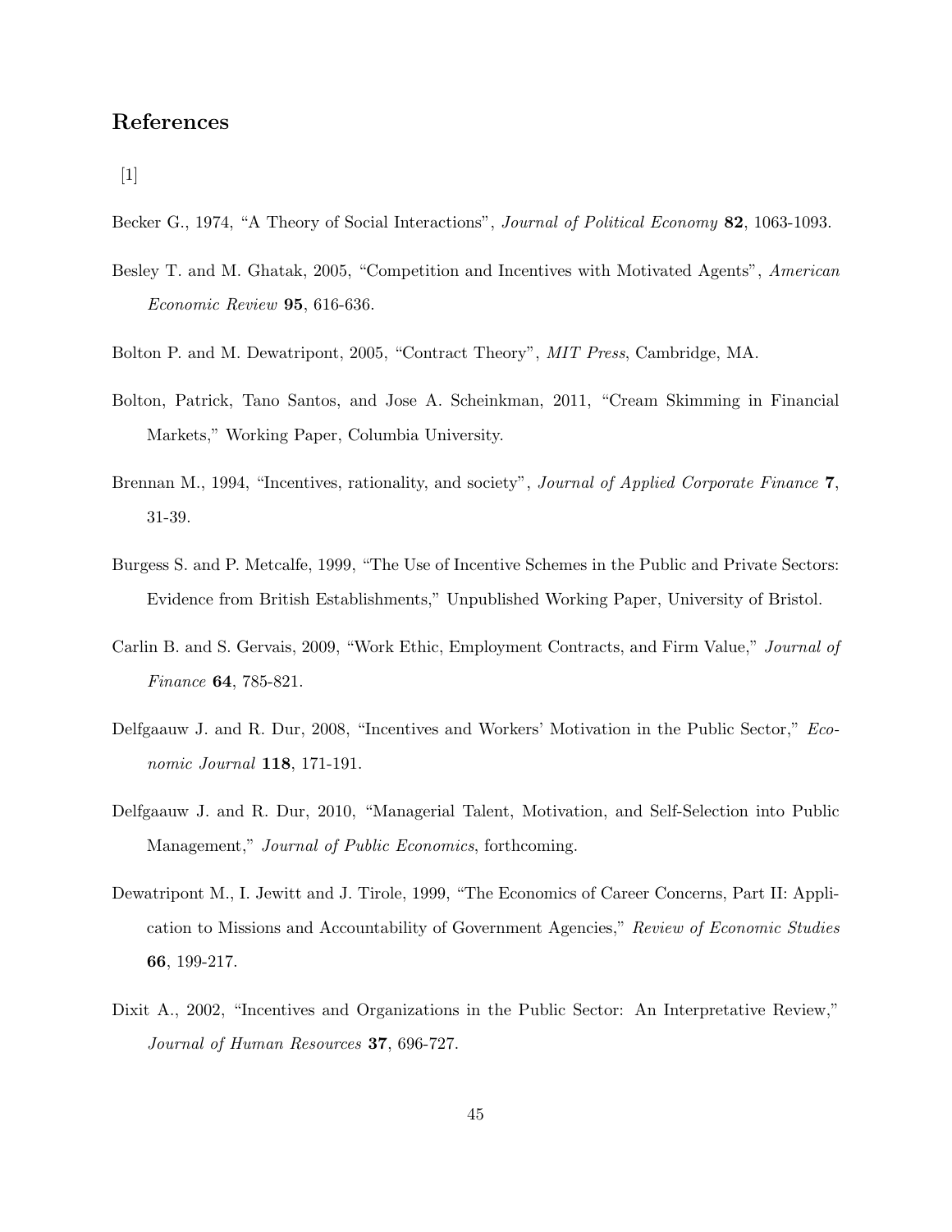## References

[1]

Becker G., 1974, "A Theory of Social Interactions", *Journal of Political Economy* **82**, 1063-1093.

Besley T. and M. Ghatak, 2005, "Competition and Incentives with Motivated Agents", *American Economic Review* **95**, 616-636.

Bolton P. and M. Dewatripont, 2005, "Contract Theory", *MIT Press*, Cambridge, MA.

Bolton, Patrick, Tano Santos, and Jose A. Scheinkman, 2011, "Cream Skimming in Financial Markets," Working Paper, Columbia University.

Brennan M., 1994, "Incentives, rationality, and society", *Journal of Applied Corporate Finance* **7**, 31-39.

Burgess S. and P. Metcalfe, 1999, "The Use of Incentive Schemes in the Public and Private Sectors: Evidence from British Establishments," Unpublished Working Paper, University of Bristol.

Carlin B. and S. Gervais, 2009, "Work Ethic, Employment Contracts, and Firm Value," *Journal of Finance* **64**, 785-821.

Delfgaauw J. and R. Dur, 2008, "Incentives and Workers' Motivation in the Public Sector," *Economic Journal* **118**, 171-191.

Delfgaauw J. and R. Dur, 2010, "Managerial Talent, Motivation, and Self-Selection into Public Management," *Journal of Public Economics*, forthcoming.

Dewatripont M., I. Jewitt and J. Tirole, 1999, "The Economics of Career Concerns, Part II: Application to Missions and Accountability of Government Agencies," *Review of Economic Studies* **66**, 199-217.

Dixit A., 2002, "Incentives and Organizations in the Public Sector: An Interpretative Review," *Journal of Human Resources* **37**, 696-727.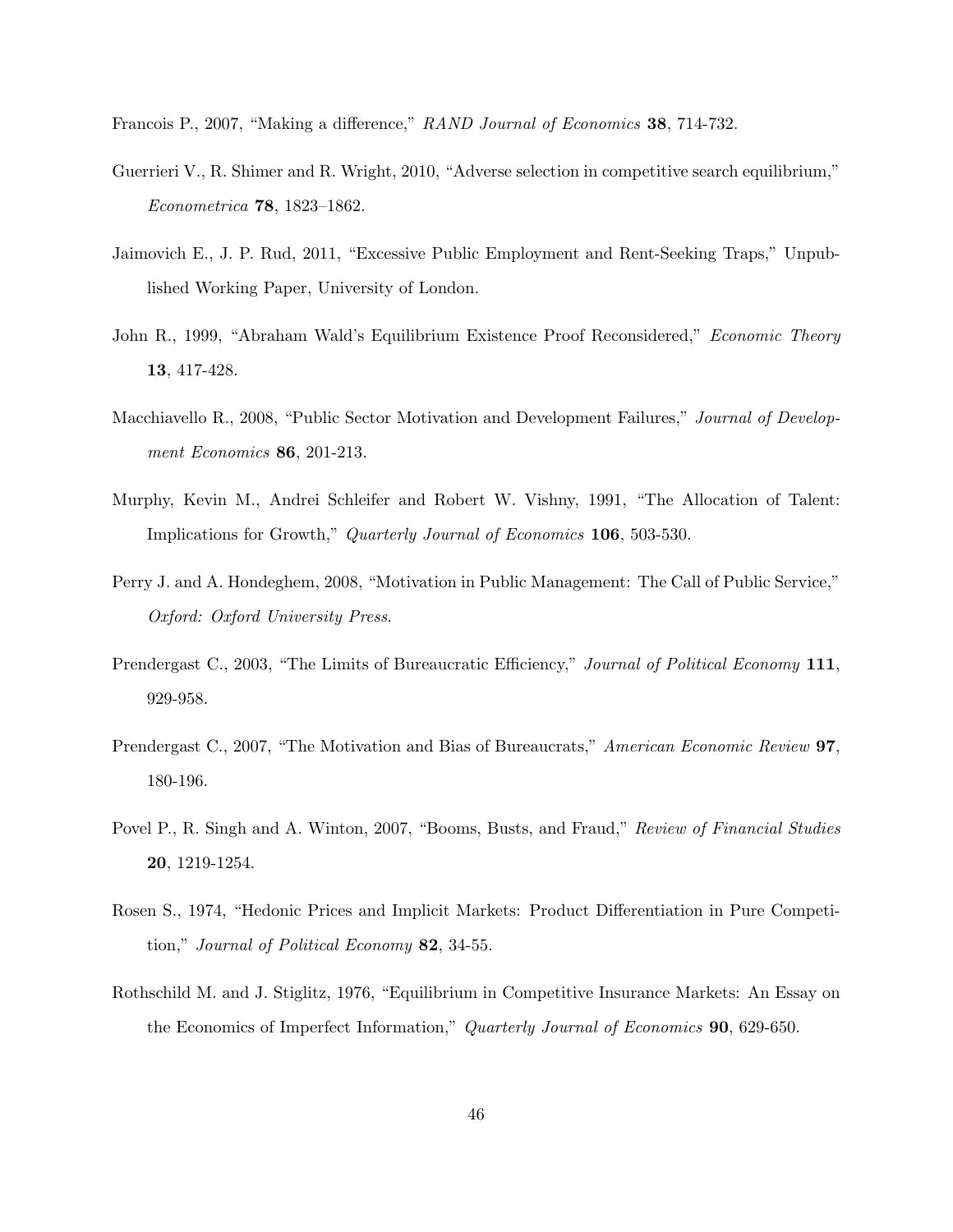Francois P., 2007, "Making a difference," *RAND Journal of Economics* **38**, 714-732.

Guerrieri V., R. Shimer and R. Wright, 2010, "Adverse selection in competitive search equilibrium," *Econometrica* **78**, 1823–1862.

Jaimovich E., J. P. Rud, 2011, "Excessive Public Employment and Rent-Seeking Traps," Unpublished Working Paper, University of London.

John R., 1999, "Abraham Wald's Equilibrium Existence Proof Reconsidered," *Economic Theory* **13**, 417-428.

Macchiavello R., 2008, "Public Sector Motivation and Development Failures," *Journal of Development Economics* **86**, 201-213.

Murphy, Kevin M., Andrei Schleifer and Robert W. Vishny, 1991, "The Allocation of Talent: Implications for Growth," *Quarterly Journal of Economics* **106**, 503-530.

Perry J. and A. Hondeghem, 2008, "Motivation in Public Management: The Call of Public Service," *Oxford: Oxford University Press.*

Prendergast C., 2003, "The Limits of Bureaucratic Efficiency," *Journal of Political Economy* **111**, 929-958.

Prendergast C., 2007, "The Motivation and Bias of Bureaucrats," *American Economic Review* **97**, 180-196.

Povel P., R. Singh and A. Winton, 2007, "Booms, Busts, and Fraud," *Review of Financial Studies* **20**, 1219-1254.

Rosen S., 1974, "Hedonic Prices and Implicit Markets: Product Differentiation in Pure Competition," *Journal of Political Economy* **82**, 34-55.

Rothschild M. and J. Stiglitz, 1976, "Equilibrium in Competitive Insurance Markets: An Essay on the Economics of Imperfect Information," *Quarterly Journal of Economics* **90**, 629-650.